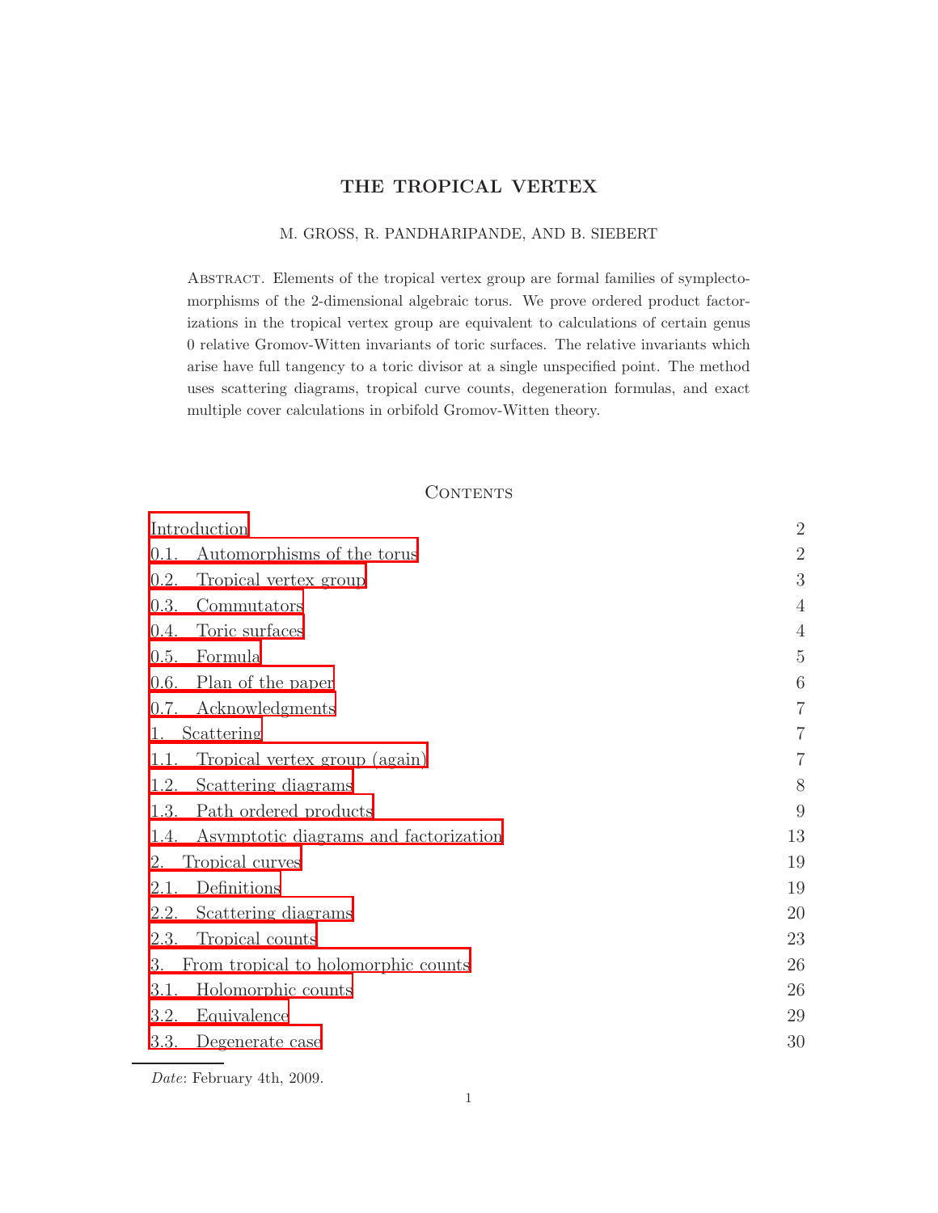# THE TROPICAL VERTEX

M. GROSS, R. PANDHARIPANDE, AND B. SIEBERT

Abstract. Elements of the tropical vertex group are formal families of symplectomorphisms of the 2-dimensional algebraic torus. We prove ordered product factorizations in the tropical vertex group are equivalent to calculations of certain genus 0 relative Gromov-Witten invariants of toric surfaces. The relative invariants which arise have full tangency to a toric divisor at a single unspecified point. The method uses scattering diagrams, tropical curve counts, degeneration formulas, and exact multiple cover calculations in orbifold Gromov-Witten theory.

## Contents

| | |
|---|---|
| Introduction | 2 |
| 0.1. Automorphisms of the torus | 2 |
| 0.2. Tropical vertex group | 3 |
| 0.3. Commutators | 4 |
| 0.4. Toric surfaces | 4 |
| 0.5. Formula | 5 |
| 0.6. Plan of the paper | 6 |
| 0.7. Acknowledgments | 7 |
| 1. Scattering | 7 |
| 1.1. Tropical vertex group (again) | 7 |
| 1.2. Scattering diagrams | 8 |
| 1.3. Path ordered products | 9 |
| 1.4. Asymptotic diagrams and factorization | 13 |
| 2. Tropical curves | 19 |
| 2.1. Definitions | 19 |
| 2.2. Scattering diagrams | 20 |
| 2.3. Tropical counts | 23 |
| 3. From tropical to holomorphic counts | 26 |
| 3.1. Holomorphic counts | 26 |
| 3.2. Equivalence | 29 |
| 3.3. Degenerate case | 30 |

*Date*: February 4th, 2009.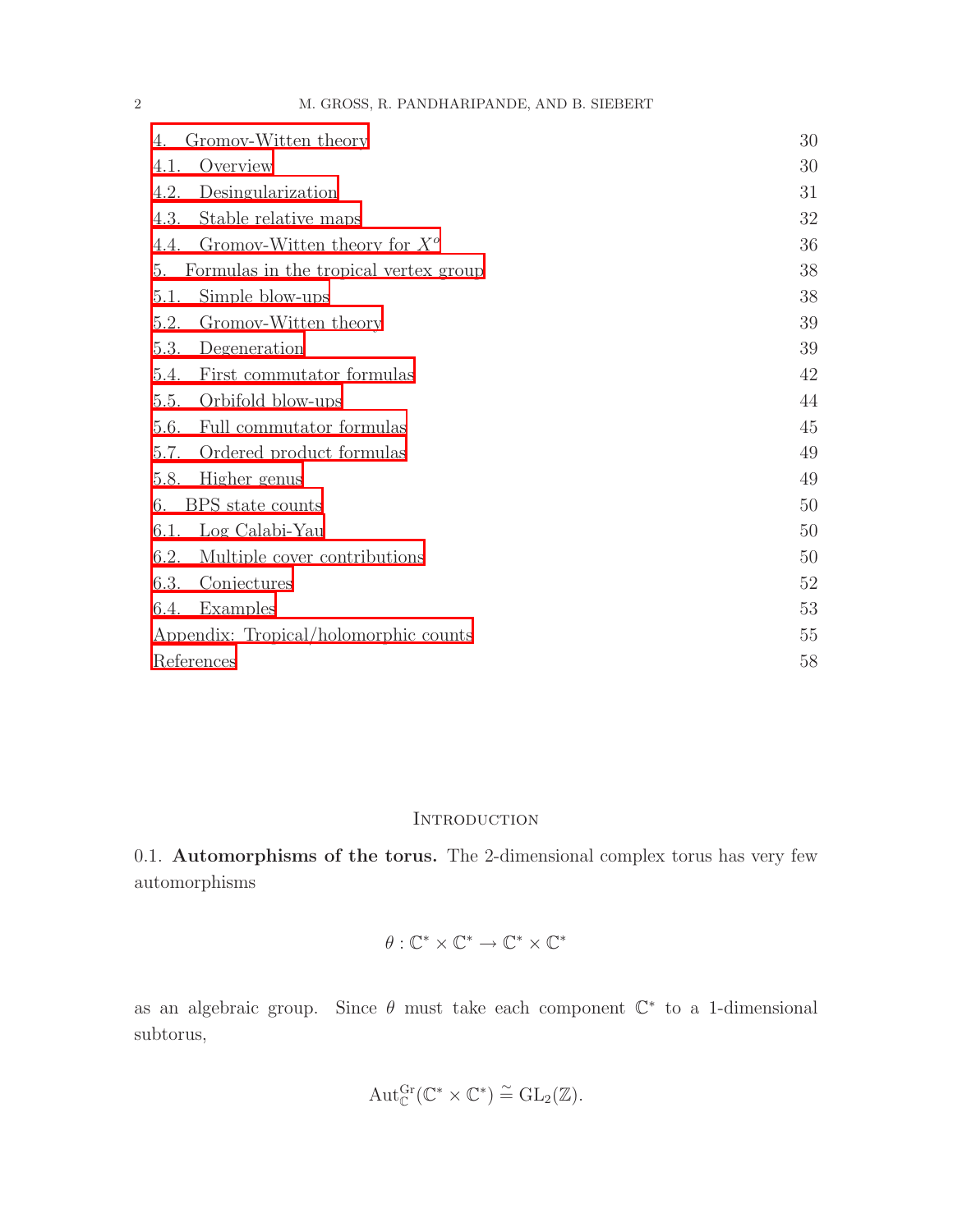4. Gromov-Witten theory 30
4.1. Overview 30
4.2. Desingularization 31
4.3. Stable relative maps 32
4.4. Gromov-Witten theory for $X^o$ 36
5. Formulas in the tropical vertex group 38
5.1. Simple blow-ups 38
5.2. Gromov-Witten theory 39
5.3. Degeneration 39
5.4. First commutator formulas 42
5.5. Orbifold blow-ups 44
5.6. Full commutator formulas 45
5.7. Ordered product formulas 49
5.8. Higher genus 49
6. BPS state counts 50
6.1. Log Calabi-Yau 50
6.2. Multiple cover contributions 50
6.3. Conjectures 52
6.4. Examples 53
Appendix: Tropical/holomorphic counts 55
References 58

## Introduction

0.1. **Automorphisms of the torus.** The 2-dimensional complex torus has very few automorphisms

$$\theta : \mathbb{C}^* \times \mathbb{C}^* \to \mathbb{C}^* \times \mathbb{C}^*$$

as an algebraic group. Since $\theta$ must take each component $\mathbb{C}^*$ to a 1-dimensional subtorus,

$$\mathrm{Aut}^{\mathrm{Gr}}_{\mathbb{C}}(\mathbb{C}^* \times \mathbb{C}^*) \stackrel{\sim}{=} \mathrm{GL}_2(\mathbb{Z}).$$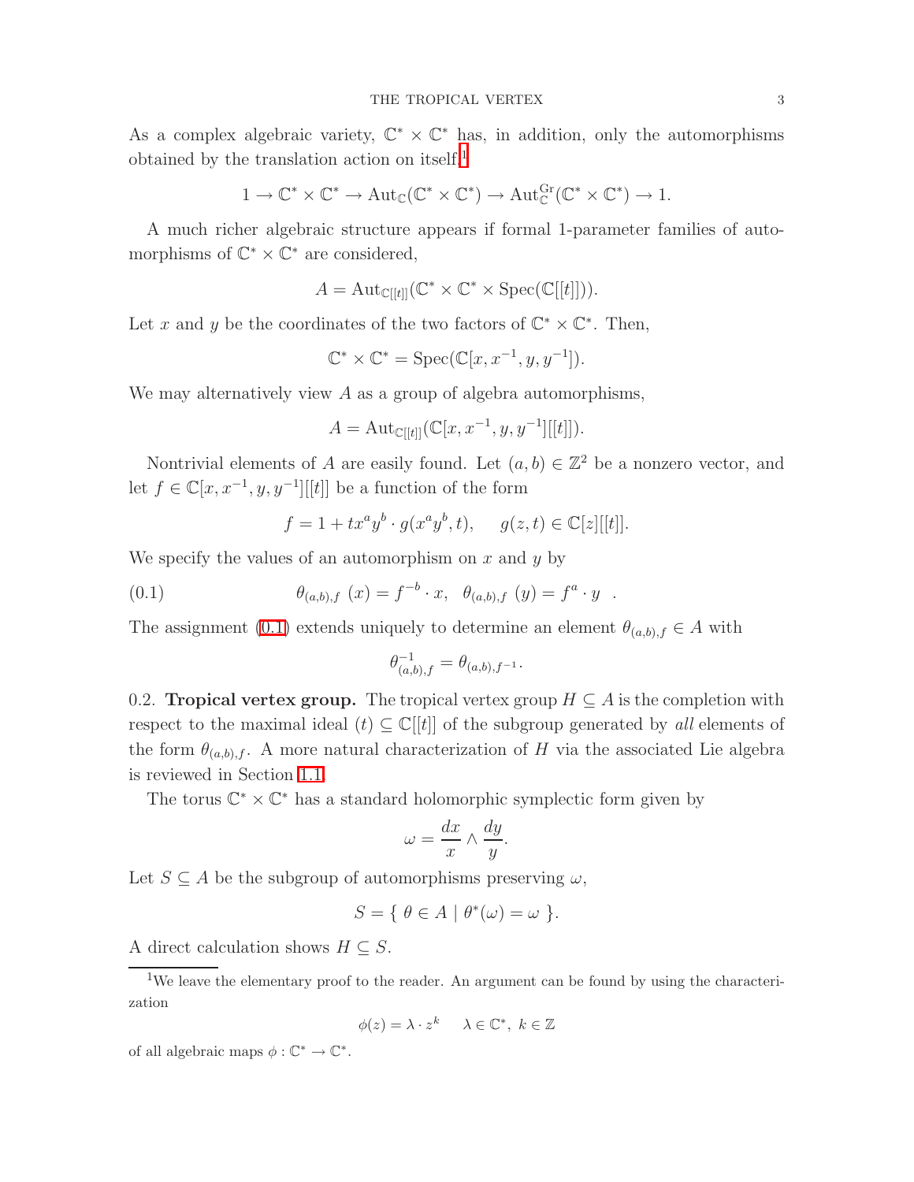As a complex algebraic variety, $\mathbb{C}^* \times \mathbb{C}^*$ has, in addition, only the automorphisms obtained by the translation action on itself[1]

$$1 \to \mathbb{C}^* \times \mathbb{C}^* \to \mathrm{Aut}_{\mathbb{C}}(\mathbb{C}^* \times \mathbb{C}^*) \to \mathrm{Aut}^{\mathrm{Gr}}_{\mathbb{C}}(\mathbb{C}^* \times \mathbb{C}^*) \to 1.$$

A much richer algebraic structure appears if formal 1-parameter families of automorphisms of $\mathbb{C}^* \times \mathbb{C}^*$ are considered,

$$A = \mathrm{Aut}_{\mathbb{C}[[t]]}(\mathbb{C}^* \times \mathbb{C}^* \times \mathrm{Spec}(\mathbb{C}[[t]])).$$

Let $x$ and $y$ be the coordinates of the two factors of $\mathbb{C}^* \times \mathbb{C}^*$. Then,

$$\mathbb{C}^* \times \mathbb{C}^* = \mathrm{Spec}(\mathbb{C}[x, x^{-1}, y, y^{-1}]).$$

We may alternatively view $A$ as a group of algebra automorphisms,

$$A = \mathrm{Aut}_{\mathbb{C}[[t]]}(\mathbb{C}[x, x^{-1}, y, y^{-1}][[t]]).$$

Nontrivial elements of $A$ are easily found. Let $(a, b) \in \mathbb{Z}^2$ be a nonzero vector, and let $f \in \mathbb{C}[x, x^{-1}, y, y^{-1}][[t]]$ be a function of the form

$$f = 1 + tx^a y^b \cdot g(x^a y^b, t), \quad g(z, t) \in \mathbb{C}[z][[t]].$$

We specify the values of an automorphism on $x$ and $y$ by

$$\theta_{(a,b),f}\ (x) = f^{-b} \cdot x, \quad \theta_{(a,b),f}\ (y) = f^{a} \cdot y \quad . \tag{0.1}$$

The assignment (0.1) extends uniquely to determine an element $\theta_{(a,b),f} \in A$ with

$$\theta^{-1}_{(a,b),f} = \theta_{(a,b),f^{-1}}.$$

0.2. **Tropical vertex group.** The tropical vertex group $H \subseteq A$ is the completion with respect to the maximal ideal $(t) \subseteq \mathbb{C}[[t]]$ of the subgroup generated by *all* elements of the form $\theta_{(a,b),f}$. A more natural characterization of $H$ via the associated Lie algebra is reviewed in Section 1.1.

The torus $\mathbb{C}^* \times \mathbb{C}^*$ has a standard holomorphic symplectic form given by

$$\omega = \frac{dx}{x} \wedge \frac{dy}{y}.$$

Let $S \subseteq A$ be the subgroup of automorphisms preserving $\omega$,

$$S = \{\ \theta \in A \mid \theta^*(\omega) = \omega\ \}.$$

A direct calculation shows $H \subseteq S$.

[1] We leave the elementary proof to the reader. An argument can be found by using the characterization

$$\phi(z) = \lambda \cdot z^k \quad \lambda \in \mathbb{C}^*,\ k \in \mathbb{Z}$$

of all algebraic maps $\phi : \mathbb{C}^* \to \mathbb{C}^*$.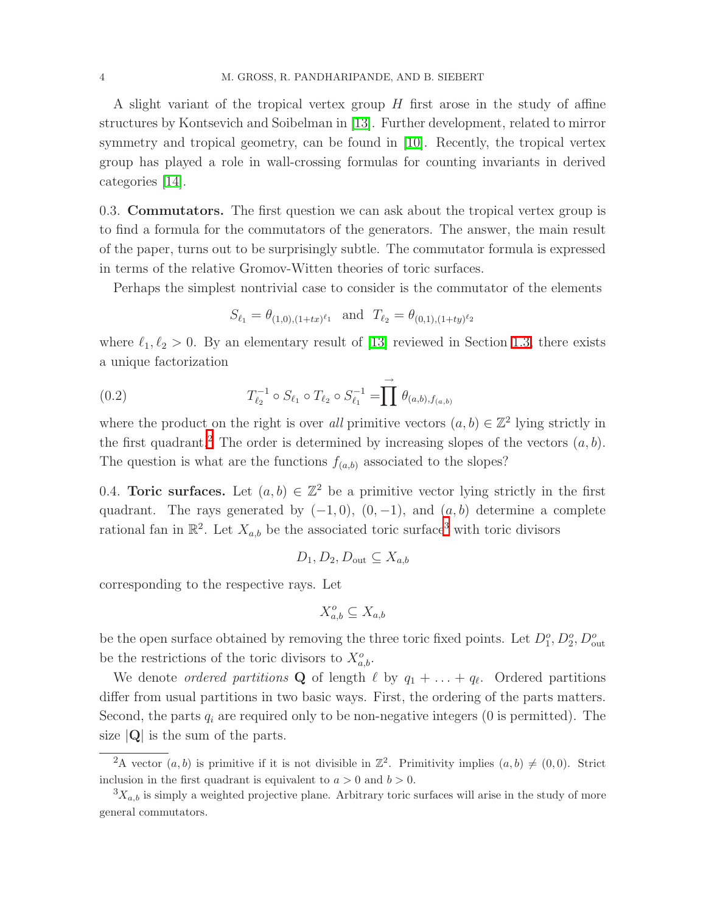A slight variant of the tropical vertex group $H$ first arose in the study of affine structures by Kontsevich and Soibelman in [13]. Further development, related to mirror symmetry and tropical geometry, can be found in [10]. Recently, the tropical vertex group has played a role in wall-crossing formulas for counting invariants in derived categories [14].

0.3. **Commutators.** The first question we can ask about the tropical vertex group is to find a formula for the commutators of the generators. The answer, the main result of the paper, turns out to be surprisingly subtle. The commutator formula is expressed in terms of the relative Gromov-Witten theories of toric surfaces.

Perhaps the simplest nontrivial case to consider is the commutator of the elements

$$S_{\ell_1} = \theta_{(1,0),(1+tx)^{\ell_1}} \quad \text{and} \quad T_{\ell_2} = \theta_{(0,1),(1+ty)^{\ell_2}}$$

where $\ell_1, \ell_2 > 0$. By an elementary result of [13] reviewed in Section 1.3, there exists a unique factorization

$$T_{\ell_2}^{-1} \circ S_{\ell_1} \circ T_{\ell_2} \circ S_{\ell_1}^{-1} = \prod^{\rightarrow} \theta_{(a,b),f_{(a,b)}} \tag{0.2}$$

where the product on the right is over *all* primitive vectors $(a,b) \in \mathbb{Z}^2$ lying strictly in the first quadrant.[2] The order is determined by increasing slopes of the vectors $(a,b)$. The question is what are the functions $f_{(a,b)}$ associated to the slopes?

0.4. **Toric surfaces.** Let $(a,b) \in \mathbb{Z}^2$ be a primitive vector lying strictly in the first quadrant. The rays generated by $(-1,0)$, $(0,-1)$, and $(a,b)$ determine a complete rational fan in $\mathbb{R}^2$. Let $X_{a,b}$ be the associated toric surface[3] with toric divisors

$$D_1, D_2, D_{\text{out}} \subseteq X_{a,b}$$

corresponding to the respective rays. Let

$$X^o_{a,b} \subseteq X_{a,b}$$

be the open surface obtained by removing the three toric fixed points. Let $D^o_1, D^o_2, D^o_{\text{out}}$ be the restrictions of the toric divisors to $X^o_{a,b}$.

We denote *ordered partitions* $\mathbf{Q}$ of length $\ell$ by $q_1 + \ldots + q_\ell$. Ordered partitions differ from usual partitions in two basic ways. First, the ordering of the parts matters. Second, the parts $q_i$ are required only to be non-negative integers (0 is permitted). The size $|\mathbf{Q}|$ is the sum of the parts.

---

[2] A vector $(a,b)$ is primitive if it is not divisible in $\mathbb{Z}^2$. Primitivity implies $(a,b) \neq (0,0)$. Strict inclusion in the first quadrant is equivalent to $a > 0$ and $b > 0$.

[3] $X_{a,b}$ is simply a weighted projective plane. Arbitrary toric surfaces will arise in the study of more general commutators.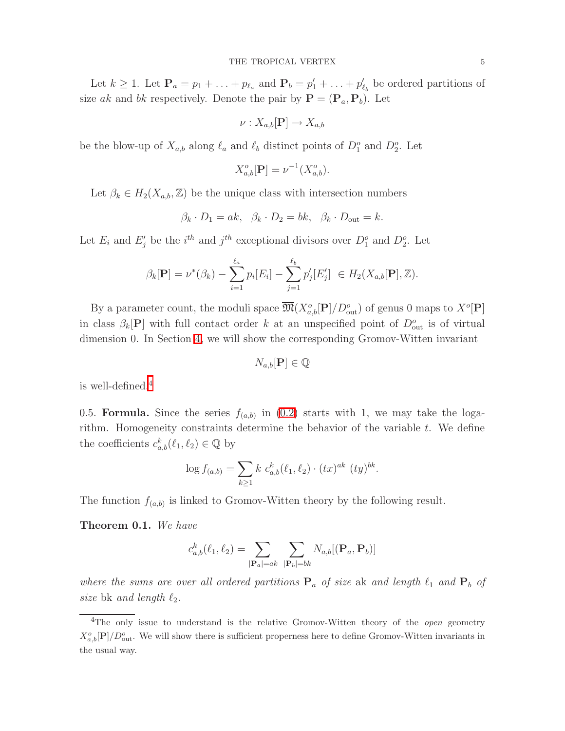Let $k \geq 1$. Let $\mathbf{P}_a = p_1 + \ldots + p_{\ell_a}$ and $\mathbf{P}_b = p'_1 + \ldots + p'_{\ell_b}$ be ordered partitions of size $ak$ and $bk$ respectively. Denote the pair by $\mathbf{P} = (\mathbf{P}_a, \mathbf{P}_b)$. Let

$$\nu : X_{a,b}[\mathbf{P}] \to X_{a,b}$$

be the blow-up of $X_{a,b}$ along $\ell_a$ and $\ell_b$ distinct points of $D_1^o$ and $D_2^o$. Let

$$X^o_{a,b}[\mathbf{P}] = \nu^{-1}(X^o_{a,b}).$$

Let $\beta_k \in H_2(X_{a,b}, \mathbb{Z})$ be the unique class with intersection numbers

$$\beta_k \cdot D_1 = ak, \quad \beta_k \cdot D_2 = bk, \quad \beta_k \cdot D_{\text{out}} = k.$$

Let $E_i$ and $E'_j$ be the $i^{th}$ and $j^{th}$ exceptional divisors over $D_1^o$ and $D_2^o$. Let

$$\beta_k[\mathbf{P}] = \nu^*(\beta_k) - \sum_{i=1}^{\ell_a} p_i [E_i] - \sum_{j=1}^{\ell_b} p'_j [E'_j] \ \in H_2(X_{a,b}[\mathbf{P}], \mathbb{Z}).$$

By a parameter count, the moduli space $\overline{\mathfrak{M}}(X^o_{a,b}[\mathbf{P}]/D^o_{\text{out}})$ of genus 0 maps to $X^o[\mathbf{P}]$ in class $\beta_k[\mathbf{P}]$ with full contact order $k$ at an unspecified point of $D^o_{\text{out}}$ is of virtual dimension 0. In Section 4, we will show the corresponding Gromov-Witten invariant

$$N_{a,b}[\mathbf{P}] \in \mathbb{Q}$$

is well-defined.[4]

0.5. **Formula.** Since the series $f_{(a,b)}$ in (0.2) starts with 1, we may take the logarithm. Homogeneity constraints determine the behavior of the variable $t$. We define the coefficients $c^k_{a,b}(\ell_1, \ell_2) \in \mathbb{Q}$ by

$$\log f_{(a,b)} = \sum_{k \geq 1} k \ c^k_{a,b}(\ell_1, \ell_2) \cdot (tx)^{ak} \ (ty)^{bk}.$$

The function $f_{(a,b)}$ is linked to Gromov-Witten theory by the following result.

**Theorem 0.1.** *We have*

$$c^k_{a,b}(\ell_1, \ell_2) = \sum_{|\mathbf{P}_a| = ak} \ \sum_{|\mathbf{P}_b| = bk} N_{a,b}[(\mathbf{P}_a, \mathbf{P}_b)]$$

*where the sums are over all ordered partitions $\mathbf{P}_a$ of size* ak *and length $\ell_1$ and $\mathbf{P}_b$ of size* bk *and length $\ell_2$.*

[4] The only issue to understand is the relative Gromov-Witten theory of the *open* geometry $X^o_{a,b}[\mathbf{P}]/D^o_{\text{out}}$. We will show there is sufficient properness here to define Gromov-Witten invariants in the usual way.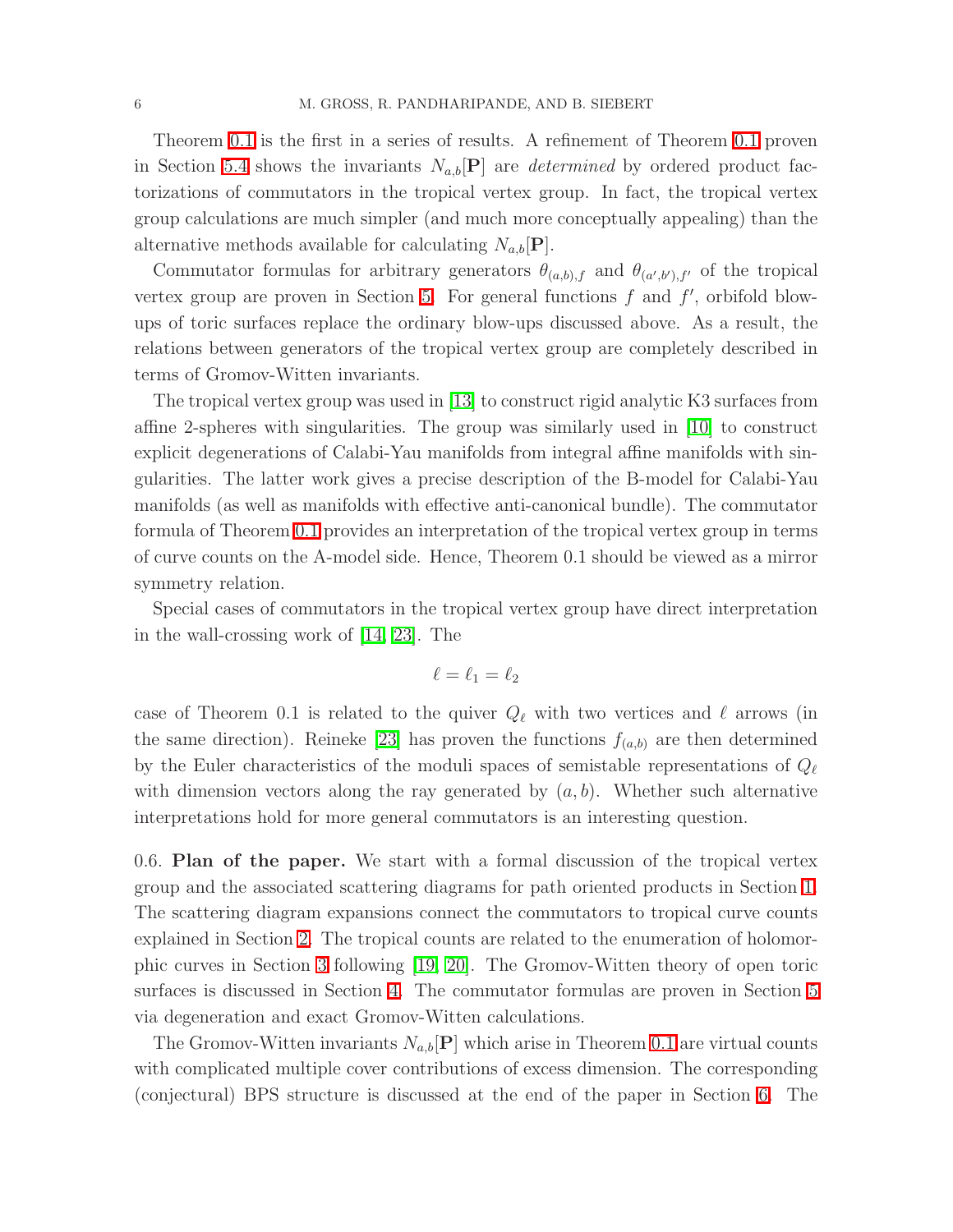Theorem 0.1 is the first in a series of results. A refinement of Theorem 0.1 proven in Section 5.4 shows the invariants $N_{a,b}[\mathbf{P}]$ are *determined* by ordered product factorizations of commutators in the tropical vertex group. In fact, the tropical vertex group calculations are much simpler (and much more conceptually appealing) than the alternative methods available for calculating $N_{a,b}[\mathbf{P}]$.

Commutator formulas for arbitrary generators $\theta_{(a,b),f}$ and $\theta_{(a',b'),f'}$ of the tropical vertex group are proven in Section 5. For general functions $f$ and $f'$, orbifold blow-ups of toric surfaces replace the ordinary blow-ups discussed above. As a result, the relations between generators of the tropical vertex group are completely described in terms of Gromov-Witten invariants.

The tropical vertex group was used in [13] to construct rigid analytic K3 surfaces from affine 2-spheres with singularities. The group was similarly used in [10] to construct explicit degenerations of Calabi-Yau manifolds from integral affine manifolds with singularities. The latter work gives a precise description of the B-model for Calabi-Yau manifolds (as well as manifolds with effective anti-canonical bundle). The commutator formula of Theorem 0.1 provides an interpretation of the tropical vertex group in terms of curve counts on the A-model side. Hence, Theorem 0.1 should be viewed as a mirror symmetry relation.

Special cases of commutators in the tropical vertex group have direct interpretation in the wall-crossing work of [14, 23]. The

$$\ell = \ell_1 = \ell_2$$

case of Theorem 0.1 is related to the quiver $Q_\ell$ with two vertices and $\ell$ arrows (in the same direction). Reineke [23] has proven the functions $f_{(a,b)}$ are then determined by the Euler characteristics of the moduli spaces of semistable representations of $Q_\ell$ with dimension vectors along the ray generated by $(a,b)$. Whether such alternative interpretations hold for more general commutators is an interesting question.

0.6. **Plan of the paper.** We start with a formal discussion of the tropical vertex group and the associated scattering diagrams for path oriented products in Section 1. The scattering diagram expansions connect the commutators to tropical curve counts explained in Section 2. The tropical counts are related to the enumeration of holomorphic curves in Section 3 following [19, 20]. The Gromov-Witten theory of open toric surfaces is discussed in Section 4. The commutator formulas are proven in Section 5 via degeneration and exact Gromov-Witten calculations.

The Gromov-Witten invariants $N_{a,b}[\mathbf{P}]$ which arise in Theorem 0.1 are virtual counts with complicated multiple cover contributions of excess dimension. The corresponding (conjectural) BPS structure is discussed at the end of the paper in Section 6. The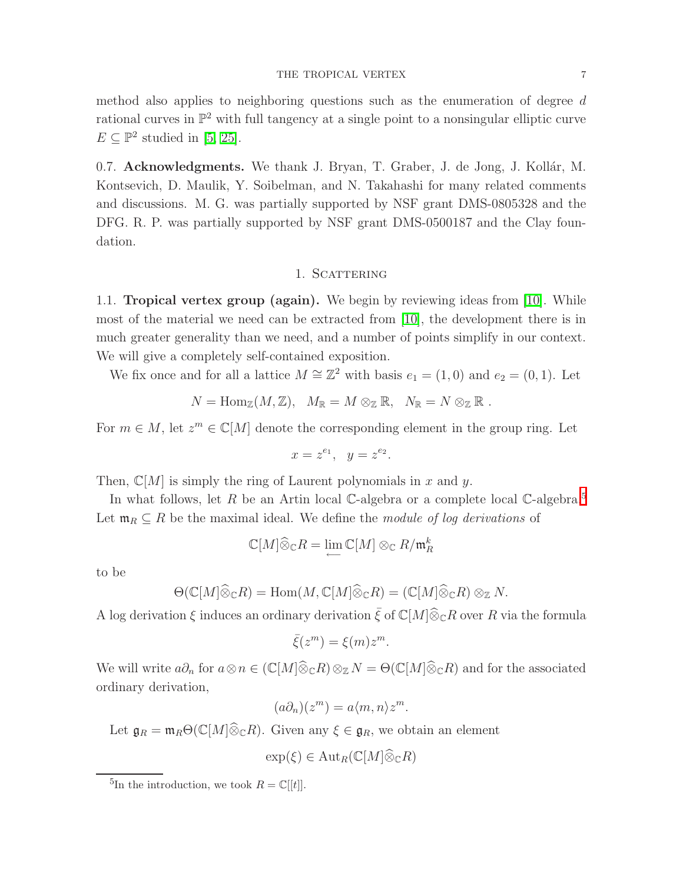method also applies to neighboring questions such as the enumeration of degree $d$ rational curves in $\mathbb{P}^2$ with full tangency at a single point to a nonsingular elliptic curve $E \subseteq \mathbb{P}^2$ studied in [5, 25].

0.7. **Acknowledgments.** We thank J. Bryan, T. Graber, J. de Jong, J. Kollár, M. Kontsevich, D. Maulik, Y. Soibelman, and N. Takahashi for many related comments and discussions. M. G. was partially supported by NSF grant DMS-0805328 and the DFG. R. P. was partially supported by NSF grant DMS-0500187 and the Clay foundation.

## 1. Scattering

1.1. **Tropical vertex group (again).** We begin by reviewing ideas from [10]. While most of the material we need can be extracted from [10], the development there is in much greater generality than we need, and a number of points simplify in our context. We will give a completely self-contained exposition.

We fix once and for all a lattice $M \cong \mathbb{Z}^2$ with basis $e_1 = (1,0)$ and $e_2 = (0,1)$. Let

$$N = \mathrm{Hom}_{\mathbb{Z}}(M, \mathbb{Z}), \quad M_{\mathbb{R}} = M \otimes_{\mathbb{Z}} \mathbb{R}, \quad N_{\mathbb{R}} = N \otimes_{\mathbb{Z}} \mathbb{R}\ .$$

For $m \in M$, let $z^m \in \mathbb{C}[M]$ denote the corresponding element in the group ring. Let

$$x = z^{e_1}, \quad y = z^{e_2}.$$

Then, $\mathbb{C}[M]$ is simply the ring of Laurent polynomials in $x$ and $y$.

In what follows, let $R$ be an Artin local $\mathbb{C}$-algebra or a complete local $\mathbb{C}$-algebra.[5] Let $\mathfrak{m}_R \subseteq R$ be the maximal ideal. We define the *module of log derivations* of

$$\mathbb{C}[M]\widehat{\otimes}_{\mathbb{C}} R = \varprojlim \mathbb{C}[M] \otimes_{\mathbb{C}} R/\mathfrak{m}_R^k$$

to be

$$\Theta(\mathbb{C}[M]\widehat{\otimes}_{\mathbb{C}} R) = \mathrm{Hom}(M, \mathbb{C}[M]\widehat{\otimes}_{\mathbb{C}} R) = (\mathbb{C}[M]\widehat{\otimes}_{\mathbb{C}} R) \otimes_{\mathbb{Z}} N.$$

A log derivation $\xi$ induces an ordinary derivation $\bar{\xi}$ of $\mathbb{C}[M]\widehat{\otimes}_{\mathbb{C}} R$ over $R$ via the formula

$$\bar{\xi}(z^m) = \xi(m) z^m.$$

We will write $a\partial_n$ for $a \otimes n \in (\mathbb{C}[M]\widehat{\otimes}_{\mathbb{C}} R) \otimes_{\mathbb{Z}} N = \Theta(\mathbb{C}[M]\widehat{\otimes}_{\mathbb{C}} R)$ and for the associated ordinary derivation,

$$(a\partial_n)(z^m) = a\langle m, n\rangle z^m.$$

Let $\mathfrak{g}_R = \mathfrak{m}_R \Theta(\mathbb{C}[M]\widehat{\otimes}_{\mathbb{C}} R)$. Given any $\xi \in \mathfrak{g}_R$, we obtain an element

$$\exp(\xi) \in \mathrm{Aut}_R(\mathbb{C}[M]\widehat{\otimes}_{\mathbb{C}} R)$$

[5] In the introduction, we took $R = \mathbb{C}[[t]]$.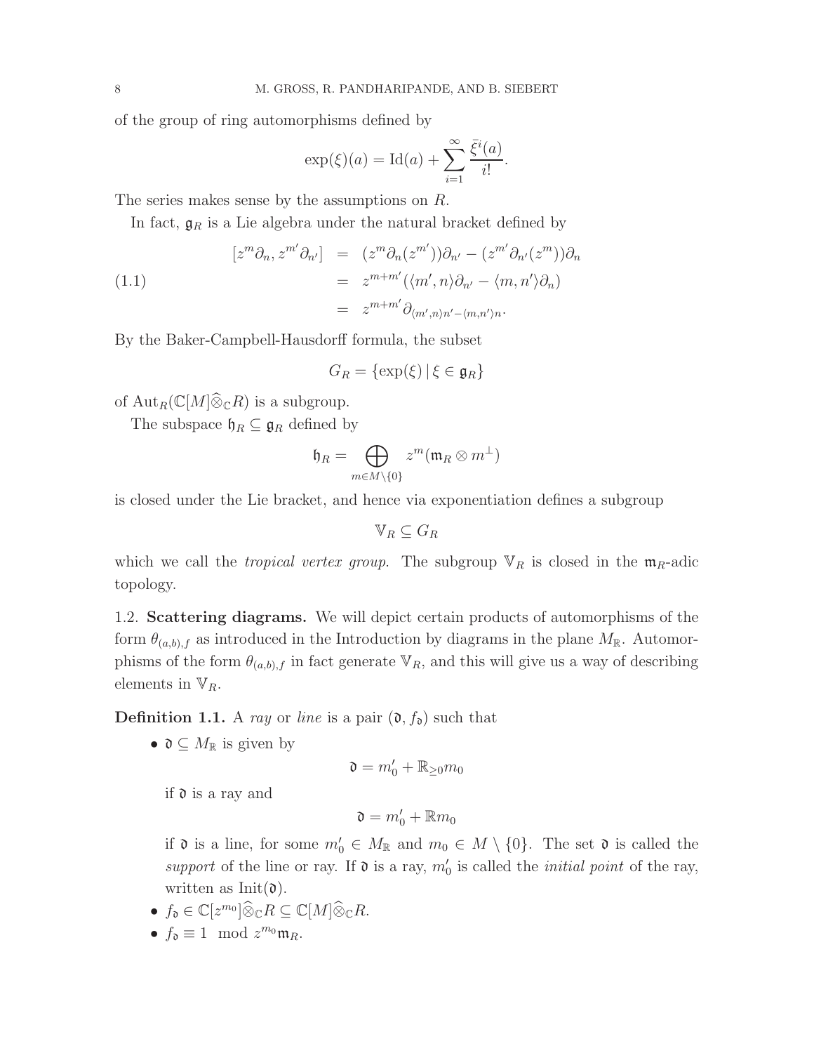of the group of ring automorphisms defined by

$$\exp(\xi)(a) = \mathrm{Id}(a) + \sum_{i=1}^{\infty} \frac{\bar{\xi}^i(a)}{i!}.$$

The series makes sense by the assumptions on $R$.

In fact, $\mathfrak{g}_R$ is a Lie algebra under the natural bracket defined by

$$\begin{aligned}
[z^m \partial_n, z^{m'} \partial_{n'}] &= (z^m \partial_n(z^{m'}))\partial_{n'} - (z^{m'} \partial_{n'}(z^m))\partial_n \\
&= z^{m+m'}(\langle m', n\rangle \partial_{n'} - \langle m, n'\rangle \partial_n) \\
&= z^{m+m'} \partial_{\langle m', n\rangle n' - \langle m, n'\rangle n}.
\end{aligned} \tag{1.1}$$

By the Baker-Campbell-Hausdorff formula, the subset

$$G_R = \{\exp(\xi) \,|\, \xi \in \mathfrak{g}_R\}$$

of $\mathrm{Aut}_R(\mathbb{C}[M]\widehat{\otimes}_{\mathbb{C}} R)$ is a subgroup.

The subspace $\mathfrak{h}_R \subseteq \mathfrak{g}_R$ defined by

$$\mathfrak{h}_R = \bigoplus_{m \in M \setminus \{0\}} z^m(\mathfrak{m}_R \otimes m^\perp)$$

is closed under the Lie bracket, and hence via exponentiation defines a subgroup

$$\mathbb{V}_R \subseteq G_R$$

which we call the *tropical vertex group*. The subgroup $\mathbb{V}_R$ is closed in the $\mathfrak{m}_R$-adic topology.

1.2. **Scattering diagrams.** We will depict certain products of automorphisms of the form $\theta_{(a,b),f}$ as introduced in the Introduction by diagrams in the plane $M_{\mathbb{R}}$. Automorphisms of the form $\theta_{(a,b),f}$ in fact generate $\mathbb{V}_R$, and this will give us a way of describing elements in $\mathbb{V}_R$.

**Definition 1.1.** A *ray* or *line* is a pair $(\mathfrak{d}, f_{\mathfrak{d}})$ such that

- $\mathfrak{d} \subseteq M_{\mathbb{R}}$ is given by

  $$\mathfrak{d} = m_0' + \mathbb{R}_{\geq 0} m_0$$

  if $\mathfrak{d}$ is a ray and

  $$\mathfrak{d} = m_0' + \mathbb{R} m_0$$

  if $\mathfrak{d}$ is a line, for some $m_0' \in M_{\mathbb{R}}$ and $m_0 \in M \setminus \{0\}$. The set $\mathfrak{d}$ is called the *support* of the line or ray. If $\mathfrak{d}$ is a ray, $m_0'$ is called the *initial point* of the ray, written as $\mathrm{Init}(\mathfrak{d})$.
- $f_{\mathfrak{d}} \in \mathbb{C}[z^{m_0}]\widehat{\otimes}_{\mathbb{C}} R \subseteq \mathbb{C}[M]\widehat{\otimes}_{\mathbb{C}} R$.
- $f_{\mathfrak{d}} \equiv 1 \mod z^{m_0}\mathfrak{m}_R$.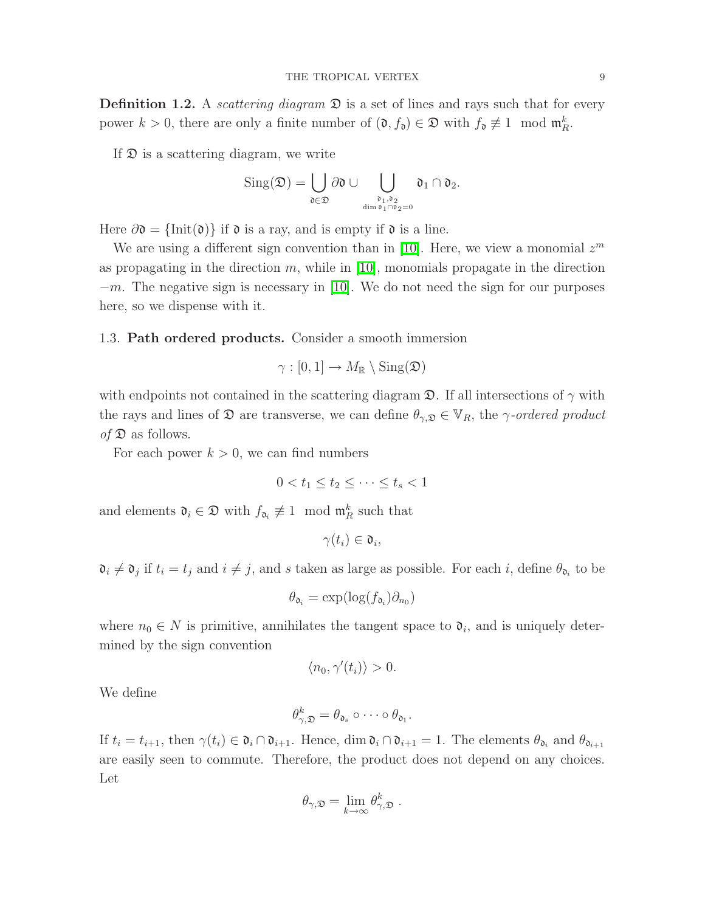**Definition 1.2.** A *scattering diagram* $\mathfrak{D}$ is a set of lines and rays such that for every power $k > 0$, there are only a finite number of $(\mathfrak{d}, f_{\mathfrak{d}}) \in \mathfrak{D}$ with $f_{\mathfrak{d}} \not\equiv 1 \mod \mathfrak{m}_R^k$.

If $\mathfrak{D}$ is a scattering diagram, we write

$$\mathrm{Sing}(\mathfrak{D}) = \bigcup_{\mathfrak{d} \in \mathfrak{D}} \partial \mathfrak{d} \cup \bigcup_{\substack{\mathfrak{d}_1, \mathfrak{d}_2 \\ \dim \mathfrak{d}_1 \cap \mathfrak{d}_2 = 0}} \mathfrak{d}_1 \cap \mathfrak{d}_2.$$

Here $\partial \mathfrak{d} = \{\mathrm{Init}(\mathfrak{d})\}$ if $\mathfrak{d}$ is a ray, and is empty if $\mathfrak{d}$ is a line.

We are using a different sign convention than in [10]. Here, we view a monomial $z^m$ as propagating in the direction $m$, while in [10], monomials propagate in the direction $-m$. The negative sign is necessary in [10]. We do not need the sign for our purposes here, so we dispense with it.

1.3. **Path ordered products.** Consider a smooth immersion

$$\gamma : [0, 1] \to M_{\mathbb{R}} \setminus \mathrm{Sing}(\mathfrak{D})$$

with endpoints not contained in the scattering diagram $\mathfrak{D}$. If all intersections of $\gamma$ with the rays and lines of $\mathfrak{D}$ are transverse, we can define $\theta_{\gamma,\mathfrak{D}} \in \mathbb{V}_R$, the $\gamma$*-ordered product of* $\mathfrak{D}$ as follows.

For each power $k > 0$, we can find numbers

$$0 < t_1 \leq t_2 \leq \cdots \leq t_s < 1$$

and elements $\mathfrak{d}_i \in \mathfrak{D}$ with $f_{\mathfrak{d}_i} \not\equiv 1 \mod \mathfrak{m}_R^k$ such that

$$\gamma(t_i) \in \mathfrak{d}_i,$$

$\mathfrak{d}_i \neq \mathfrak{d}_j$ if $t_i = t_j$ and $i \neq j$, and $s$ taken as large as possible. For each $i$, define $\theta_{\mathfrak{d}_i}$ to be

$$\theta_{\mathfrak{d}_i} = \exp(\log(f_{\mathfrak{d}_i}) \partial_{n_0})$$

where $n_0 \in N$ is primitive, annihilates the tangent space to $\mathfrak{d}_i$, and is uniquely determined by the sign convention

$$\langle n_0, \gamma'(t_i) \rangle > 0.$$

We define

$$\theta^k_{\gamma,\mathfrak{D}} = \theta_{\mathfrak{d}_s} \circ \cdots \circ \theta_{\mathfrak{d}_1}.$$

If $t_i = t_{i+1}$, then $\gamma(t_i) \in \mathfrak{d}_i \cap \mathfrak{d}_{i+1}$. Hence, $\dim \mathfrak{d}_i \cap \mathfrak{d}_{i+1} = 1$. The elements $\theta_{\mathfrak{d}_i}$ and $\theta_{\mathfrak{d}_{i+1}}$ are easily seen to commute. Therefore, the product does not depend on any choices. Let

$$\theta_{\gamma,\mathfrak{D}} = \lim_{k \to \infty} \theta^k_{\gamma,\mathfrak{D}} \ .$$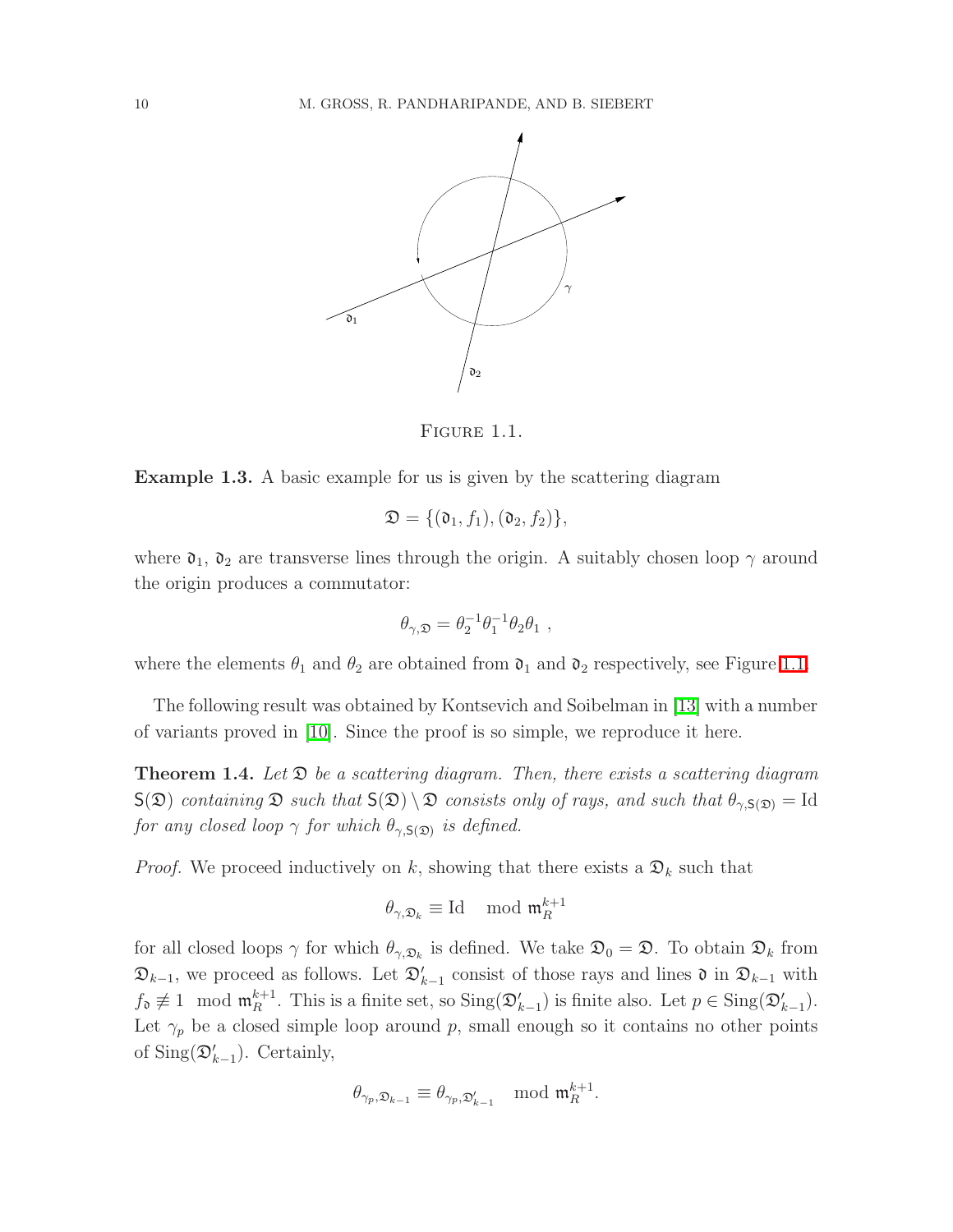$\mathfrak{d}_1$

$\mathfrak{d}_2$

$\gamma$

FIGURE 1.1.

**Example 1.3.** A basic example for us is given by the scattering diagram

$$\mathfrak{D} = \{(\mathfrak{d}_1, f_1), (\mathfrak{d}_2, f_2)\},$$

where $\mathfrak{d}_1$, $\mathfrak{d}_2$ are transverse lines through the origin. A suitably chosen loop $\gamma$ around the origin produces a commutator:

$$\theta_{\gamma,\mathfrak{D}} = \theta_2^{-1}\theta_1^{-1}\theta_2\theta_1 \ ,$$

where the elements $\theta_1$ and $\theta_2$ are obtained from $\mathfrak{d}_1$ and $\mathfrak{d}_2$ respectively, see Figure 1.1.

The following result was obtained by Kontsevich and Soibelman in [13] with a number of variants proved in [10]. Since the proof is so simple, we reproduce it here.

**Theorem 1.4.** *Let $\mathfrak{D}$ be a scattering diagram. Then, there exists a scattering diagram $\mathsf{S}(\mathfrak{D})$ containing $\mathfrak{D}$ such that $\mathsf{S}(\mathfrak{D}) \setminus \mathfrak{D}$ consists only of rays, and such that $\theta_{\gamma,\mathsf{S}(\mathfrak{D})} = \mathrm{Id}$ for any closed loop $\gamma$ for which $\theta_{\gamma,\mathsf{S}(\mathfrak{D})}$ is defined.*

*Proof.* We proceed inductively on $k$, showing that there exists a $\mathfrak{D}_k$ such that

$$\theta_{\gamma,\mathfrak{D}_k} \equiv \mathrm{Id} \mod \mathfrak{m}_R^{k+1}$$

for all closed loops $\gamma$ for which $\theta_{\gamma,\mathfrak{D}_k}$ is defined. We take $\mathfrak{D}_0 = \mathfrak{D}$. To obtain $\mathfrak{D}_k$ from $\mathfrak{D}_{k-1}$, we proceed as follows. Let $\mathfrak{D}'_{k-1}$ consist of those rays and lines $\mathfrak{d}$ in $\mathfrak{D}_{k-1}$ with $f_{\mathfrak{d}} \not\equiv 1 \mod \mathfrak{m}_R^{k+1}$. This is a finite set, so $\mathrm{Sing}(\mathfrak{D}'_{k-1})$ is finite also. Let $p \in \mathrm{Sing}(\mathfrak{D}'_{k-1})$. Let $\gamma_p$ be a closed simple loop around $p$, small enough so it contains no other points of $\mathrm{Sing}(\mathfrak{D}'_{k-1})$. Certainly,

$$\theta_{\gamma_p,\mathfrak{D}_{k-1}} \equiv \theta_{\gamma_p,\mathfrak{D}'_{k-1}} \mod \mathfrak{m}_R^{k+1}.$$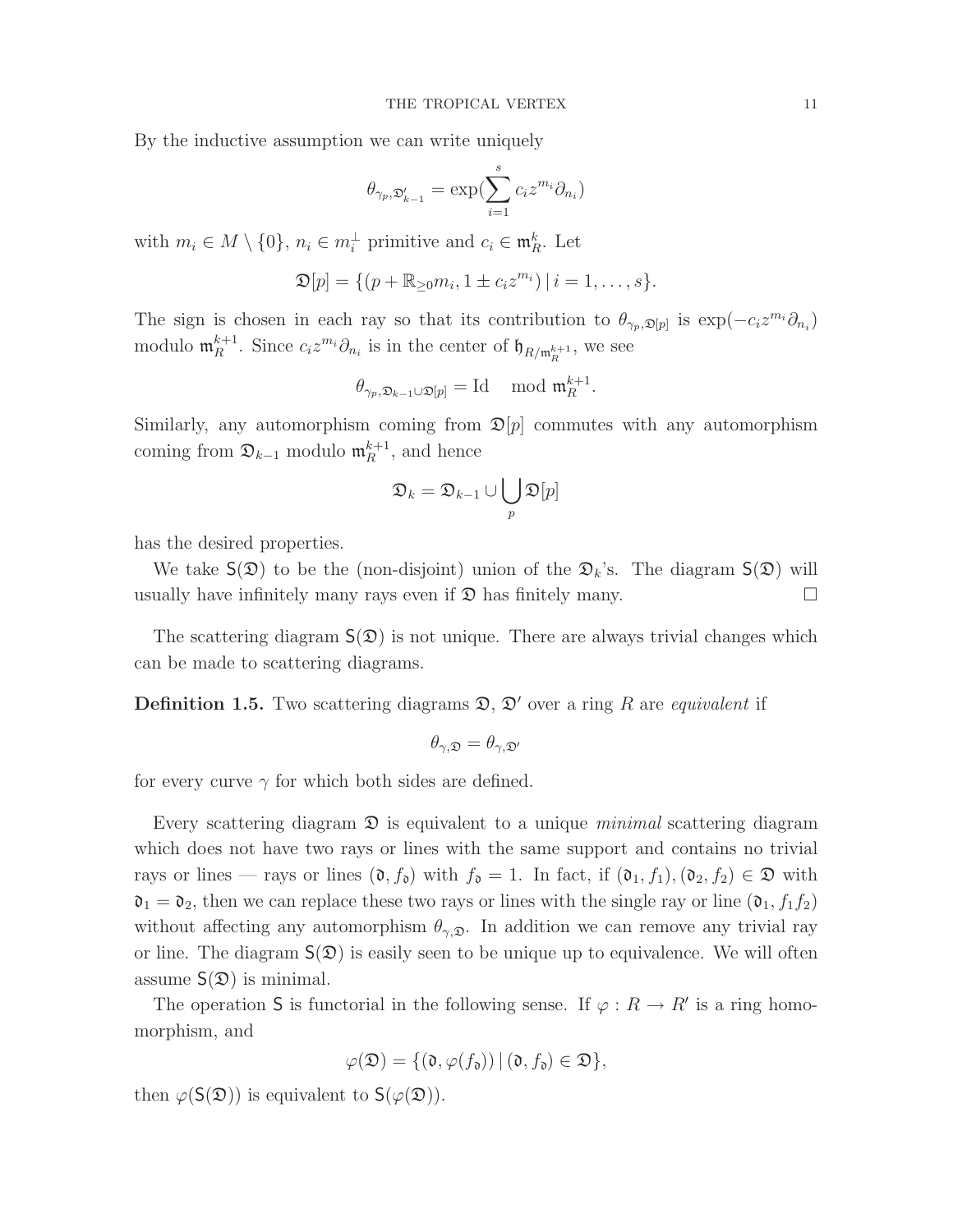By the inductive assumption we can write uniquely

$$\theta_{\gamma_p,\mathfrak{D}'_{k-1}} = \exp(\sum_{i=1}^{s} c_i z^{m_i}\partial_{n_i})$$

with $m_i \in M \setminus \{0\}$, $n_i \in m_i^{\perp}$ primitive and $c_i \in \mathfrak{m}_R^k$. Let

$$\mathfrak{D}[p] = \{(p + \mathbb{R}_{\geq 0}m_i, 1 \pm c_i z^{m_i}) \,|\, i = 1, \ldots, s\}.$$

The sign is chosen in each ray so that its contribution to $\theta_{\gamma_p,\mathfrak{D}[p]}$ is $\exp(-c_i z^{m_i}\partial_{n_i})$ modulo $\mathfrak{m}_R^{k+1}$. Since $c_i z^{m_i}\partial_{n_i}$ is in the center of $\mathfrak{h}_{R/\mathfrak{m}_R^{k+1}}$, we see

$$\theta_{\gamma_p,\mathfrak{D}_{k-1}\cup\mathfrak{D}[p]} = \mathrm{Id} \mod \mathfrak{m}_R^{k+1}.$$

Similarly, any automorphism coming from $\mathfrak{D}[p]$ commutes with any automorphism coming from $\mathfrak{D}_{k-1}$ modulo $\mathfrak{m}_R^{k+1}$, and hence

$$\mathfrak{D}_k = \mathfrak{D}_{k-1} \cup \bigcup_p \mathfrak{D}[p]$$

has the desired properties.

We take $\mathsf{S}(\mathfrak{D})$ to be the (non-disjoint) union of the $\mathfrak{D}_k$'s. The diagram $\mathsf{S}(\mathfrak{D})$ will usually have infinitely many rays even if $\mathfrak{D}$ has finitely many. $\square$

The scattering diagram $\mathsf{S}(\mathfrak{D})$ is not unique. There are always trivial changes which can be made to scattering diagrams.

**Definition 1.5.** Two scattering diagrams $\mathfrak{D}$, $\mathfrak{D}'$ over a ring $R$ are *equivalent* if

$$\theta_{\gamma,\mathfrak{D}} = \theta_{\gamma,\mathfrak{D}'}$$

for every curve $\gamma$ for which both sides are defined.

Every scattering diagram $\mathfrak{D}$ is equivalent to a unique *minimal* scattering diagram which does not have two rays or lines with the same support and contains no trivial rays or lines — rays or lines $(\mathfrak{d}, f_{\mathfrak{d}})$ with $f_{\mathfrak{d}} = 1$. In fact, if $(\mathfrak{d}_1, f_1), (\mathfrak{d}_2, f_2) \in \mathfrak{D}$ with $\mathfrak{d}_1 = \mathfrak{d}_2$, then we can replace these two rays or lines with the single ray or line $(\mathfrak{d}_1, f_1 f_2)$ without affecting any automorphism $\theta_{\gamma,\mathfrak{D}}$. In addition we can remove any trivial ray or line. The diagram $\mathsf{S}(\mathfrak{D})$ is easily seen to be unique up to equivalence. We will often assume $\mathsf{S}(\mathfrak{D})$ is minimal.

The operation $\mathsf{S}$ is functorial in the following sense. If $\varphi : R \to R'$ is a ring homomorphism, and

$$\varphi(\mathfrak{D}) = \{(\mathfrak{d}, \varphi(f_{\mathfrak{d}})) \,|\, (\mathfrak{d}, f_{\mathfrak{d}}) \in \mathfrak{D}\},$$

then $\varphi(\mathsf{S}(\mathfrak{D}))$ is equivalent to $\mathsf{S}(\varphi(\mathfrak{D}))$.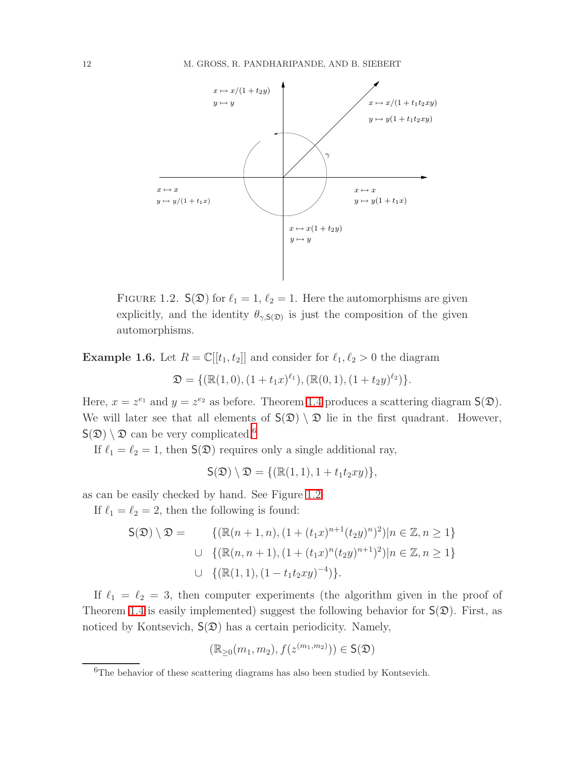$x \mapsto x/(1+t_2y)$
$y \mapsto y$

$x \mapsto x/(1+t_1t_2xy)$
$y \mapsto y(1+t_1t_2xy)$

$\gamma$

$x \mapsto x$
$y \mapsto y/(1+t_1x)$

$x \mapsto x$
$y \mapsto y(1+t_1x)$

$x \mapsto x(1+t_2y)$
$y \mapsto y$

FIGURE 1.2. $\mathsf{S}(\mathfrak{D})$ for $\ell_1 = 1$, $\ell_2 = 1$. Here the automorphisms are given explicitly, and the identity $\theta_{\gamma,\mathsf{S}(\mathfrak{D})}$ is just the composition of the given automorphisms.

**Example 1.6.** Let $R = \mathbb{C}[[t_1, t_2]]$ and consider for $\ell_1, \ell_2 > 0$ the diagram

$$\mathfrak{D} = \{(\mathbb{R}(1,0), (1+t_1x)^{\ell_1}), (\mathbb{R}(0,1), (1+t_2y)^{\ell_2})\}.$$

Here, $x = z^{e_1}$ and $y = z^{e_2}$ as before. Theorem 1.4 produces a scattering diagram $\mathsf{S}(\mathfrak{D})$. We will later see that all elements of $\mathsf{S}(\mathfrak{D}) \setminus \mathfrak{D}$ lie in the first quadrant. However, $\mathsf{S}(\mathfrak{D}) \setminus \mathfrak{D}$ can be very complicated.[6]

If $\ell_1 = \ell_2 = 1$, then $\mathsf{S}(\mathfrak{D})$ requires only a single additional ray,

$$\mathsf{S}(\mathfrak{D}) \setminus \mathfrak{D} = \{(\mathbb{R}(1,1), 1 + t_1t_2xy)\},$$

as can be easily checked by hand. See Figure 1.2.

If $\ell_1 = \ell_2 = 2$, then the following is found:

$$\begin{aligned} \mathsf{S}(\mathfrak{D}) \setminus \mathfrak{D} = \quad & \{(\mathbb{R}(n+1,n), (1+(t_1x)^{n+1}(t_2y)^n)^2) | n \in \mathbb{Z}, n \geq 1\} \\ \cup \quad & \{(\mathbb{R}(n,n+1), (1+(t_1x)^n(t_2y)^{n+1})^2) | n \in \mathbb{Z}, n \geq 1\} \\ \cup \quad & \{(\mathbb{R}(1,1), (1-t_1t_2xy)^{-4})\}. \end{aligned}$$

If $\ell_1 = \ell_2 = 3$, then computer experiments (the algorithm given in the proof of Theorem 1.4 is easily implemented) suggest the following behavior for $\mathsf{S}(\mathfrak{D})$. First, as noticed by Kontsevich, $\mathsf{S}(\mathfrak{D})$ has a certain periodicity. Namely,

$$(\mathbb{R}_{\geq 0}(m_1, m_2), f(z^{(m_1,m_2)})) \in \mathsf{S}(\mathfrak{D})$$

[6]The behavior of these scattering diagrams has also been studied by Kontsevich.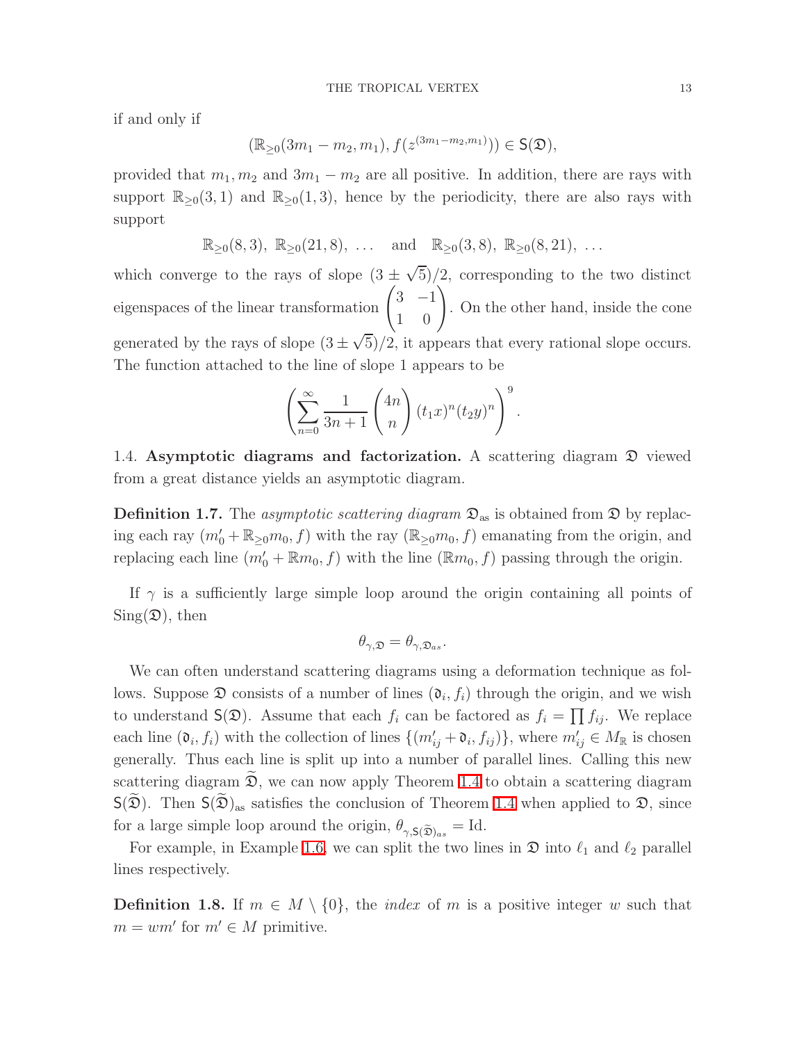if and only if

$$(\mathbb{R}_{\geq 0}(3m_1 - m_2, m_1), f(z^{(3m_1-m_2,m_1)})) \in \mathsf{S}(\mathfrak{D}),$$

provided that $m_1, m_2$ and $3m_1 - m_2$ are all positive. In addition, there are rays with support $\mathbb{R}_{\geq 0}(3,1)$ and $\mathbb{R}_{\geq 0}(1,3)$, hence by the periodicity, there are also rays with support

$$\mathbb{R}_{\geq 0}(8,3),\ \mathbb{R}_{\geq 0}(21,8),\ \ldots \quad \text{and} \quad \mathbb{R}_{\geq 0}(3,8),\ \mathbb{R}_{\geq 0}(8,21),\ \ldots$$

which converge to the rays of slope $(3 \pm \sqrt{5})/2$, corresponding to the two distinct eigenspaces of the linear transformation $\begin{pmatrix} 3 & -1 \\ 1 & 0 \end{pmatrix}$. On the other hand, inside the cone generated by the rays of slope $(3 \pm \sqrt{5})/2$, it appears that every rational slope occurs. The function attached to the line of slope 1 appears to be

$$\left( \sum_{n=0}^{\infty} \frac{1}{3n+1} \binom{4n}{n} (t_1 x)^n (t_2 y)^n \right)^9.$$

1.4. **Asymptotic diagrams and factorization.** A scattering diagram $\mathfrak{D}$ viewed from a great distance yields an asymptotic diagram.

**Definition 1.7.** The *asymptotic scattering diagram* $\mathfrak{D}_{\mathrm{as}}$ is obtained from $\mathfrak{D}$ by replacing each ray $(m_0' + \mathbb{R}_{\geq 0} m_0, f)$ with the ray $(\mathbb{R}_{\geq 0} m_0, f)$ emanating from the origin, and replacing each line $(m_0' + \mathbb{R} m_0, f)$ with the line $(\mathbb{R} m_0, f)$ passing through the origin.

If $\gamma$ is a sufficiently large simple loop around the origin containing all points of $\mathrm{Sing}(\mathfrak{D})$, then

$$\theta_{\gamma,\mathfrak{D}} = \theta_{\gamma,\mathfrak{D}_{as}}.$$

We can often understand scattering diagrams using a deformation technique as follows. Suppose $\mathfrak{D}$ consists of a number of lines $(\mathfrak{d}_i, f_i)$ through the origin, and we wish to understand $\mathsf{S}(\mathfrak{D})$. Assume that each $f_i$ can be factored as $f_i = \prod f_{ij}$. We replace each line $(\mathfrak{d}_i, f_i)$ with the collection of lines $\{(m_{ij}' + \mathfrak{d}_i, f_{ij})\}$, where $m_{ij}' \in M_{\mathbb{R}}$ is chosen generally. Thus each line is split up into a number of parallel lines. Calling this new scattering diagram $\widetilde{\mathfrak{D}}$, we can now apply Theorem 1.4 to obtain a scattering diagram $\mathsf{S}(\widetilde{\mathfrak{D}})$. Then $\mathsf{S}(\widetilde{\mathfrak{D}})_{\mathrm{as}}$ satisfies the conclusion of Theorem 1.4 when applied to $\mathfrak{D}$, since for a large simple loop around the origin, $\theta_{\gamma,\mathsf{S}(\widetilde{\mathfrak{D}})_{as}} = \mathrm{Id}$.

For example, in Example 1.6, we can split the two lines in $\mathfrak{D}$ into $\ell_1$ and $\ell_2$ parallel lines respectively.

**Definition 1.8.** If $m \in M \setminus \{0\}$, the *index* of $m$ is a positive integer $w$ such that $m = wm'$ for $m' \in M$ primitive.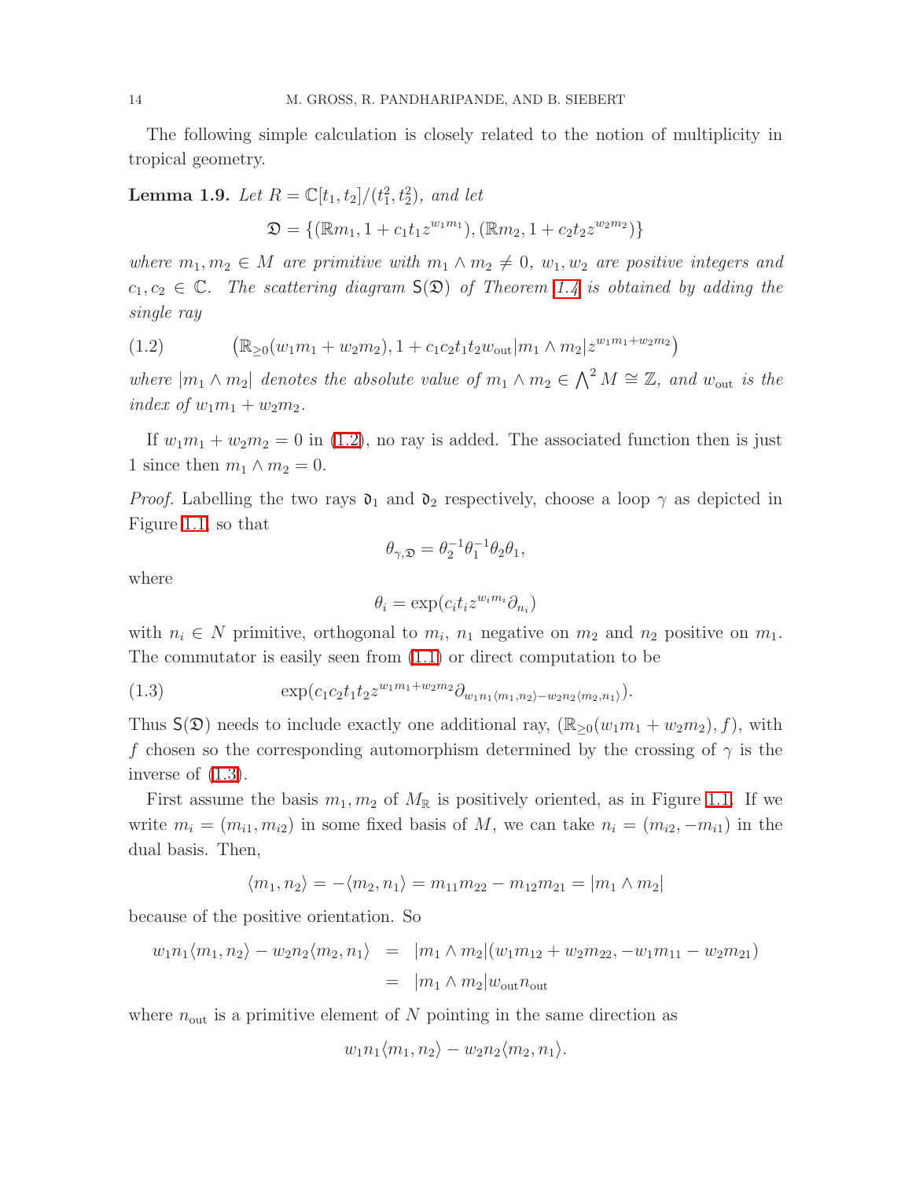The following simple calculation is closely related to the notion of multiplicity in tropical geometry.

**Lemma 1.9.** *Let $R = \mathbb{C}[t_1, t_2]/(t_1^2, t_2^2)$, and let*

$$\mathfrak{D} = \{(\mathbb{R}m_1, 1 + c_1 t_1 z^{w_1 m_1}), (\mathbb{R}m_2, 1 + c_2 t_2 z^{w_2 m_2})\}$$

*where $m_1, m_2 \in M$ are primitive with $m_1 \wedge m_2 \neq 0$, $w_1, w_2$ are positive integers and $c_1, c_2 \in \mathbb{C}$. The scattering diagram $\mathsf{S}(\mathfrak{D})$ of Theorem 1.4 is obtained by adding the single ray*

$$\big(\mathbb{R}_{\geq 0}(w_1 m_1 + w_2 m_2), 1 + c_1 c_2 t_1 t_2 w_{\mathrm{out}} |m_1 \wedge m_2| z^{w_1 m_1 + w_2 m_2}\big) \tag{1.2}$$

*where $|m_1 \wedge m_2|$ denotes the absolute value of $m_1 \wedge m_2 \in \bigwedge^2 M \cong \mathbb{Z}$, and $w_{\mathrm{out}}$ is the index of $w_1 m_1 + w_2 m_2$.*

If $w_1 m_1 + w_2 m_2 = 0$ in (1.2), no ray is added. The associated function then is just 1 since then $m_1 \wedge m_2 = 0$.

*Proof.* Labelling the two rays $\mathfrak{d}_1$ and $\mathfrak{d}_2$ respectively, choose a loop $\gamma$ as depicted in Figure 1.1, so that

$$\theta_{\gamma, \mathfrak{D}} = \theta_2^{-1} \theta_1^{-1} \theta_2 \theta_1,$$

where

$$\theta_i = \exp(c_i t_i z^{w_i m_i} \partial_{n_i})$$

with $n_i \in N$ primitive, orthogonal to $m_i$, $n_1$ negative on $m_2$ and $n_2$ positive on $m_1$. The commutator is easily seen from (1.1) or direct computation to be

$$\exp(c_1 c_2 t_1 t_2 z^{w_1 m_1 + w_2 m_2} \partial_{w_1 n_1 \langle m_1, n_2 \rangle - w_2 n_2 \langle m_2, n_1 \rangle}). \tag{1.3}$$

Thus $\mathsf{S}(\mathfrak{D})$ needs to include exactly one additional ray, $(\mathbb{R}_{\geq 0}(w_1 m_1 + w_2 m_2), f)$, with $f$ chosen so the corresponding automorphism determined by the crossing of $\gamma$ is the inverse of (1.3).

First assume the basis $m_1, m_2$ of $M_{\mathbb{R}}$ is positively oriented, as in Figure 1.1. If we write $m_i = (m_{i1}, m_{i2})$ in some fixed basis of $M$, we can take $n_i = (m_{i2}, -m_{i1})$ in the dual basis. Then,

$$\langle m_1, n_2 \rangle = -\langle m_2, n_1 \rangle = m_{11} m_{22} - m_{12} m_{21} = |m_1 \wedge m_2|$$

because of the positive orientation. So

$$\begin{aligned}
w_1 n_1 \langle m_1, n_2 \rangle - w_2 n_2 \langle m_2, n_1 \rangle &= |m_1 \wedge m_2| (w_1 m_{12} + w_2 m_{22}, -w_1 m_{11} - w_2 m_{21}) \\
&= |m_1 \wedge m_2| w_{\mathrm{out}} n_{\mathrm{out}}
\end{aligned}$$

where $n_{\mathrm{out}}$ is a primitive element of $N$ pointing in the same direction as

$$w_1 n_1 \langle m_1, n_2 \rangle - w_2 n_2 \langle m_2, n_1 \rangle.$$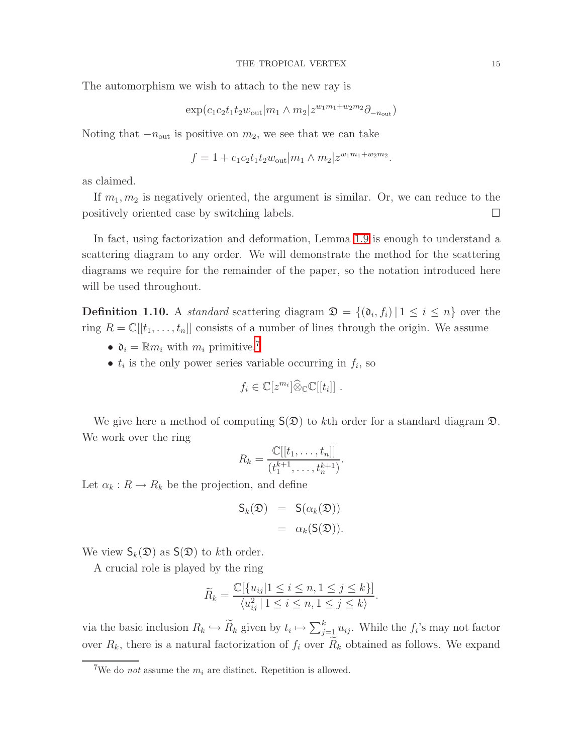The automorphism we wish to attach to the new ray is

$$\exp(c_1c_2t_1t_2w_{\text{out}}|m_1 \wedge m_2|z^{w_1m_1+w_2m_2}\partial_{-n_{\text{out}}})$$

Noting that $-n_{\text{out}}$ is positive on $m_2$, we see that we can take

$$f = 1 + c_1c_2t_1t_2w_{\text{out}}|m_1 \wedge m_2|z^{w_1m_1+w_2m_2}.$$

as claimed.

If $m_1, m_2$ is negatively oriented, the argument is similar. Or, we can reduce to the positively oriented case by switching labels. □

In fact, using factorization and deformation, Lemma 1.9 is enough to understand a scattering diagram to any order. We will demonstrate the method for the scattering diagrams we require for the remainder of the paper, so the notation introduced here will be used throughout.

**Definition 1.10.** A *standard* scattering diagram $\mathfrak{D} = \{(\mathfrak{d}_i, f_i) \,|\, 1 \leq i \leq n\}$ over the ring $R = \mathbb{C}[[t_1, \ldots, t_n]]$ consists of a number of lines through the origin. We assume

- $\mathfrak{d}_i = \mathbb{R}m_i$ with $m_i$ primitive.[7]
- $t_i$ is the only power series variable occurring in $f_i$, so

$$f_i \in \mathbb{C}[z^{m_i}]\widehat{\otimes}_{\mathbb{C}}\mathbb{C}[[t_i]] \ .$$

We give here a method of computing $\mathsf{S}(\mathfrak{D})$ to $k$th order for a standard diagram $\mathfrak{D}$. We work over the ring

$$R_k = \frac{\mathbb{C}[[t_1, \ldots, t_n]]}{(t_1^{k+1}, \ldots, t_n^{k+1})}.$$

Let $\alpha_k : R \to R_k$ be the projection, and define

$$\begin{aligned}
\mathsf{S}_k(\mathfrak{D}) &= \mathsf{S}(\alpha_k(\mathfrak{D})) \\
&= \alpha_k(\mathsf{S}(\mathfrak{D})).
\end{aligned}$$

We view $\mathsf{S}_k(\mathfrak{D})$ as $\mathsf{S}(\mathfrak{D})$ to $k$th order.

A crucial role is played by the ring

$$\widetilde{R}_k = \frac{\mathbb{C}[\{u_{ij}|1 \leq i \leq n, 1 \leq j \leq k\}]}{\langle u_{ij}^2 \,|\, 1 \leq i \leq n, 1 \leq j \leq k\rangle}.$$

via the basic inclusion $R_k \hookrightarrow \widetilde{R}_k$ given by $t_i \mapsto \sum_{j=1}^k u_{ij}$. While the $f_i$'s may not factor over $R_k$, there is a natural factorization of $f_i$ over $\widetilde{R}_k$ obtained as follows. We expand

[7] We do *not* assume the $m_i$ are distinct. Repetition is allowed.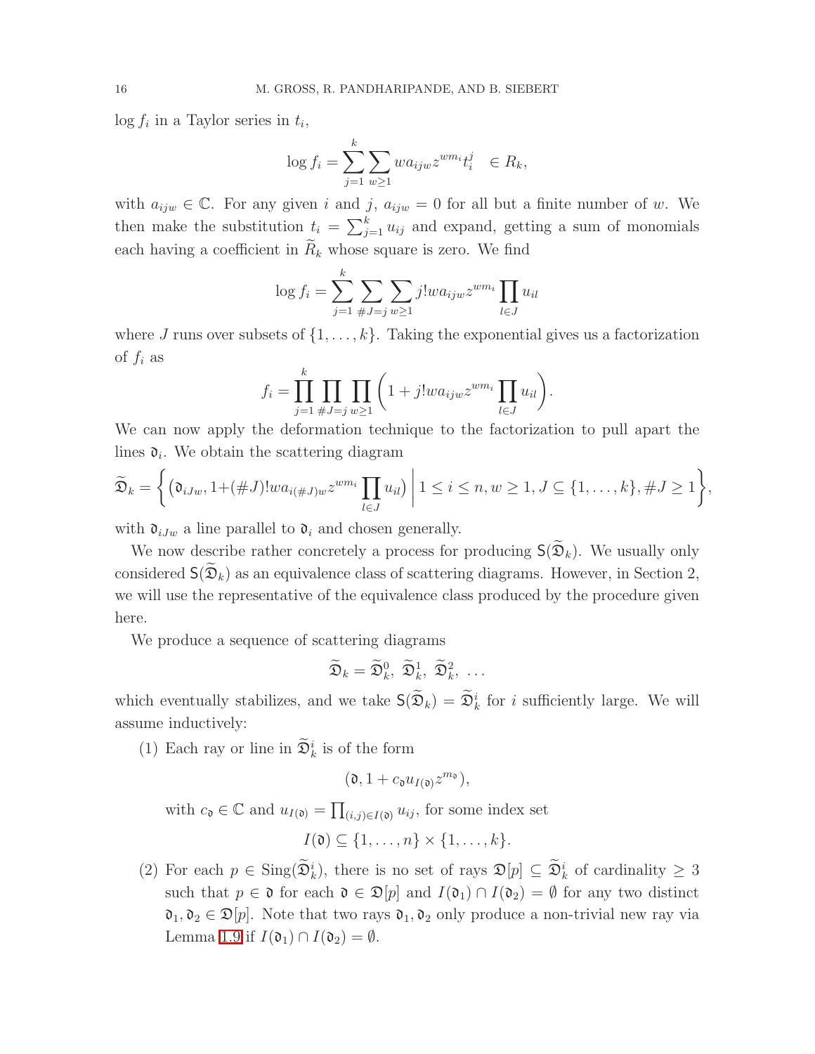$\log f_i$ in a Taylor series in $t_i$,

$$\log f_i = \sum_{j=1}^{k} \sum_{w\geq 1} w a_{ijw} z^{wm_i} t_i^j \quad \in R_k,$$

with $a_{ijw} \in \mathbb{C}$. For any given $i$ and $j$, $a_{ijw} = 0$ for all but a finite number of $w$. We then make the substitution $t_i = \sum_{j=1}^{k} u_{ij}$ and expand, getting a sum of monomials each having a coefficient in $\widetilde{R}_k$ whose square is zero. We find

$$\log f_i = \sum_{j=1}^{k} \sum_{\#J=j} \sum_{w\geq 1} j! w a_{ijw} z^{wm_i} \prod_{l\in J} u_{il}$$

where $J$ runs over subsets of $\{1,\ldots,k\}$. Taking the exponential gives us a factorization of $f_i$ as

$$f_i = \prod_{j=1}^{k} \prod_{\#J=j} \prod_{w\geq 1} \Big(1 + j! w a_{ijw} z^{wm_i} \prod_{l\in J} u_{il}\Big).$$

We can now apply the deformation technique to the factorization to pull apart the lines $\mathfrak{d}_i$. We obtain the scattering diagram

$$\widetilde{\mathfrak{D}}_k = \Big\{ \big(\mathfrak{d}_{iJw}, 1+(\#J)! w a_{i(\#J)w} z^{wm_i} \prod_{l\in J} u_{il}\big) \,\Big|\, 1\leq i\leq n, w\geq 1, J\subseteq\{1,\ldots,k\}, \#J\geq 1 \Big\},$$

with $\mathfrak{d}_{iJw}$ a line parallel to $\mathfrak{d}_i$ and chosen generally.

We now describe rather concretely a process for producing $\mathsf{S}(\widetilde{\mathfrak{D}}_k)$. We usually only considered $\mathsf{S}(\widetilde{\mathfrak{D}}_k)$ as an equivalence class of scattering diagrams. However, in Section 2, we will use the representative of the equivalence class produced by the procedure given here.

We produce a sequence of scattering diagrams

$$\widetilde{\mathfrak{D}}_k = \widetilde{\mathfrak{D}}_k^0,\ \widetilde{\mathfrak{D}}_k^1,\ \widetilde{\mathfrak{D}}_k^2,\ \ldots$$

which eventually stabilizes, and we take $\mathsf{S}(\widetilde{\mathfrak{D}}_k) = \widetilde{\mathfrak{D}}_k^i$ for $i$ sufficiently large. We will assume inductively:

(1) Each ray or line in $\widetilde{\mathfrak{D}}_k^i$ is of the form

$$(\mathfrak{d}, 1 + c_{\mathfrak{d}} u_{I(\mathfrak{d})} z^{m_{\mathfrak{d}}}),$$

with $c_{\mathfrak{d}} \in \mathbb{C}$ and $u_{I(\mathfrak{d})} = \prod_{(i,j)\in I(\mathfrak{d})} u_{ij}$, for some index set

$$I(\mathfrak{d}) \subseteq \{1,\ldots,n\}\times\{1,\ldots,k\}.$$

(2) For each $p \in \mathrm{Sing}(\widetilde{\mathfrak{D}}_k^i)$, there is no set of rays $\mathfrak{D}[p] \subseteq \widetilde{\mathfrak{D}}_k^i$ of cardinality $\geq 3$ such that $p \in \mathfrak{d}$ for each $\mathfrak{d} \in \mathfrak{D}[p]$ and $I(\mathfrak{d}_1) \cap I(\mathfrak{d}_2) = \emptyset$ for any two distinct $\mathfrak{d}_1, \mathfrak{d}_2 \in \mathfrak{D}[p]$. Note that two rays $\mathfrak{d}_1, \mathfrak{d}_2$ only produce a non-trivial new ray via Lemma 1.9 if $I(\mathfrak{d}_1) \cap I(\mathfrak{d}_2) = \emptyset$.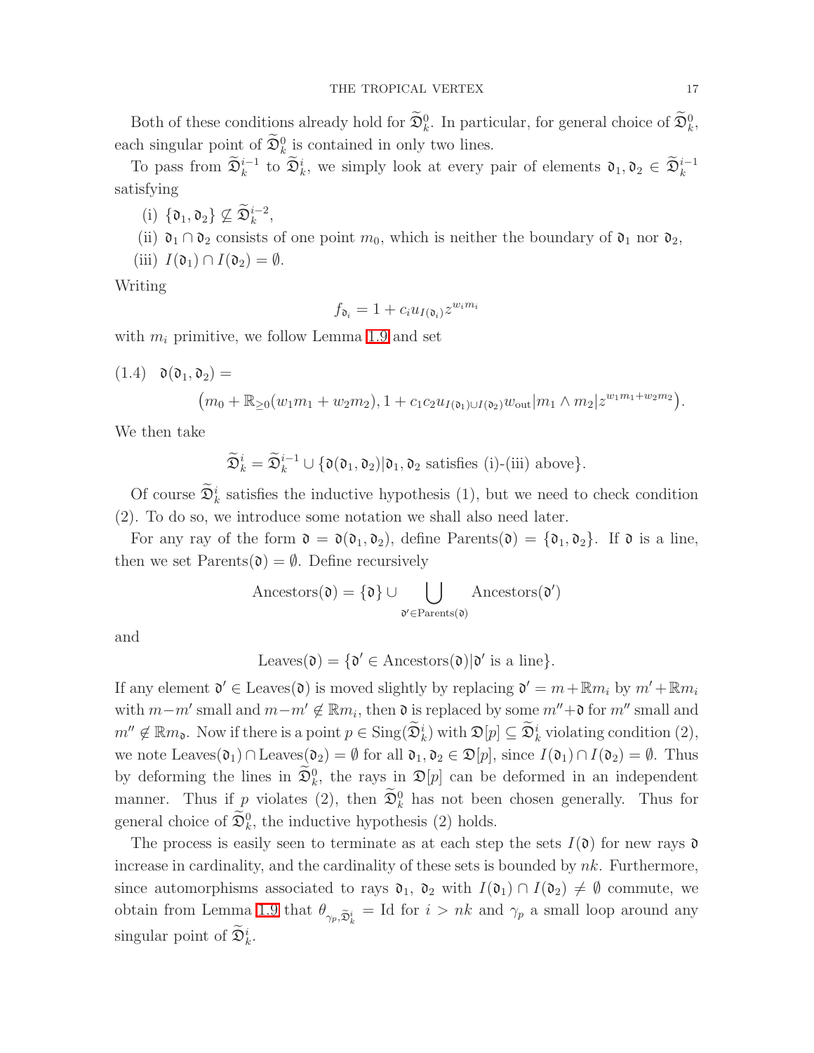Both of these conditions already hold for $\widetilde{\mathfrak{D}}^0_k$. In particular, for general choice of $\widetilde{\mathfrak{D}}^0_k$, each singular point of $\widetilde{\mathfrak{D}}^0_k$ is contained in only two lines.

To pass from $\widetilde{\mathfrak{D}}^{i-1}_k$ to $\widetilde{\mathfrak{D}}^i_k$, we simply look at every pair of elements $\mathfrak{d}_1, \mathfrak{d}_2 \in \widetilde{\mathfrak{D}}^{i-1}_k$ satisfying

(i) $\{\mathfrak{d}_1, \mathfrak{d}_2\} \not\subseteq \widetilde{\mathfrak{D}}^{i-2}_k$,

(ii) $\mathfrak{d}_1 \cap \mathfrak{d}_2$ consists of one point $m_0$, which is neither the boundary of $\mathfrak{d}_1$ nor $\mathfrak{d}_2$,

(iii) $I(\mathfrak{d}_1) \cap I(\mathfrak{d}_2) = \emptyset$.

Writing

$$f_{\mathfrak{d}_i} = 1 + c_i u_{I(\mathfrak{d}_i)} z^{w_i m_i}$$

with $m_i$ primitive, we follow Lemma 1.9 and set

$$(1.4) \quad \mathfrak{d}(\mathfrak{d}_1, \mathfrak{d}_2) = \big(m_0 + \mathbb{R}_{\geq 0}(w_1 m_1 + w_2 m_2), 1 + c_1 c_2 u_{I(\mathfrak{d}_1) \cup I(\mathfrak{d}_2)} w_{\mathrm{out}} |m_1 \wedge m_2| z^{w_1 m_1 + w_2 m_2}\big).$$

We then take

$$\widetilde{\mathfrak{D}}^i_k = \widetilde{\mathfrak{D}}^{i-1}_k \cup \{\mathfrak{d}(\mathfrak{d}_1, \mathfrak{d}_2) | \mathfrak{d}_1, \mathfrak{d}_2 \text{ satisfies (i)-(iii) above}\}.$$

Of course $\widetilde{\mathfrak{D}}^i_k$ satisfies the inductive hypothesis (1), but we need to check condition (2). To do so, we introduce some notation we shall also need later.

For any ray of the form $\mathfrak{d} = \mathfrak{d}(\mathfrak{d}_1, \mathfrak{d}_2)$, define $\mathrm{Parents}(\mathfrak{d}) = \{\mathfrak{d}_1, \mathfrak{d}_2\}$. If $\mathfrak{d}$ is a line, then we set $\mathrm{Parents}(\mathfrak{d}) = \emptyset$. Define recursively

$$\mathrm{Ancestors}(\mathfrak{d}) = \{\mathfrak{d}\} \cup \bigcup_{\mathfrak{d}' \in \mathrm{Parents}(\mathfrak{d})} \mathrm{Ancestors}(\mathfrak{d}')$$

and

$$\mathrm{Leaves}(\mathfrak{d}) = \{\mathfrak{d}' \in \mathrm{Ancestors}(\mathfrak{d}) | \mathfrak{d}' \text{ is a line}\}.$$

If any element $\mathfrak{d}' \in \mathrm{Leaves}(\mathfrak{d})$ is moved slightly by replacing $\mathfrak{d}' = m + \mathbb{R}m_i$ by $m' + \mathbb{R}m_i$ with $m - m'$ small and $m - m' \notin \mathbb{R}m_i$, then $\mathfrak{d}$ is replaced by some $m'' + \mathfrak{d}$ for $m''$ small and $m'' \notin \mathbb{R}m_{\mathfrak{d}}$. Now if there is a point $p \in \mathrm{Sing}(\widetilde{\mathfrak{D}}^i_k)$ with $\mathfrak{D}[p] \subseteq \widetilde{\mathfrak{D}}^i_k$ violating condition (2), we note $\mathrm{Leaves}(\mathfrak{d}_1) \cap \mathrm{Leaves}(\mathfrak{d}_2) = \emptyset$ for all $\mathfrak{d}_1, \mathfrak{d}_2 \in \mathfrak{D}[p]$, since $I(\mathfrak{d}_1) \cap I(\mathfrak{d}_2) = \emptyset$. Thus by deforming the lines in $\widetilde{\mathfrak{D}}^0_k$, the rays in $\mathfrak{D}[p]$ can be deformed in an independent manner. Thus if $p$ violates (2), then $\widetilde{\mathfrak{D}}^0_k$ has not been chosen generally. Thus for general choice of $\widetilde{\mathfrak{D}}^0_k$, the inductive hypothesis (2) holds.

The process is easily seen to terminate as at each step the sets $I(\mathfrak{d})$ for new rays $\mathfrak{d}$ increase in cardinality, and the cardinality of these sets is bounded by $nk$. Furthermore, since automorphisms associated to rays $\mathfrak{d}_1$, $\mathfrak{d}_2$ with $I(\mathfrak{d}_1) \cap I(\mathfrak{d}_2) \neq \emptyset$ commute, we obtain from Lemma 1.9 that $\theta_{\gamma_p, \widetilde{\mathfrak{D}}^i_k} = \mathrm{Id}$ for $i > nk$ and $\gamma_p$ a small loop around any singular point of $\widetilde{\mathfrak{D}}^i_k$.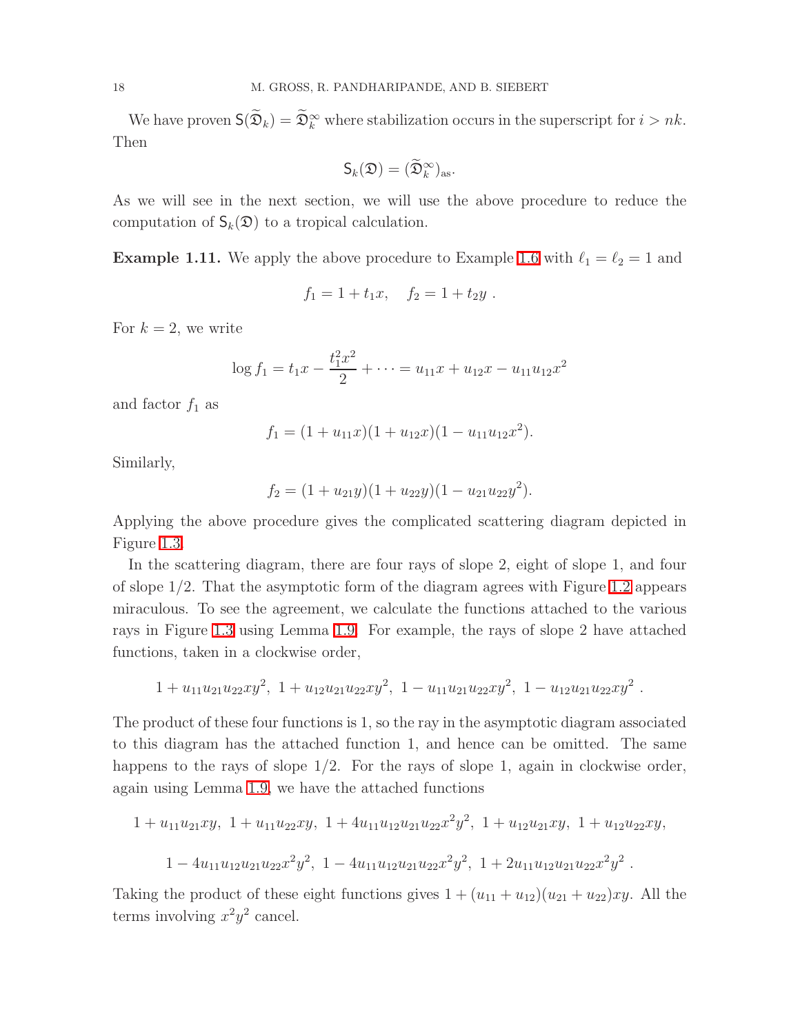We have proven $\mathsf{S}(\widetilde{\mathfrak{D}}_k) = \widetilde{\mathfrak{D}}_k^\infty$ where stabilization occurs in the superscript for $i > nk$. Then

$$\mathsf{S}_k(\mathfrak{D}) = (\widetilde{\mathfrak{D}}_k^\infty)_{\text{as}}.$$

As we will see in the next section, we will use the above procedure to reduce the computation of $\mathsf{S}_k(\mathfrak{D})$ to a tropical calculation.

**Example 1.11.** We apply the above procedure to Example 1.6 with $\ell_1 = \ell_2 = 1$ and

$$f_1 = 1 + t_1 x, \quad f_2 = 1 + t_2 y \ .$$

For $k = 2$, we write

$$\log f_1 = t_1 x - \frac{t_1^2 x^2}{2} + \cdots = u_{11}x + u_{12}x - u_{11}u_{12}x^2$$

and factor $f_1$ as

$$f_1 = (1 + u_{11}x)(1 + u_{12}x)(1 - u_{11}u_{12}x^2).$$

Similarly,

$$f_2 = (1 + u_{21}y)(1 + u_{22}y)(1 - u_{21}u_{22}y^2).$$

Applying the above procedure gives the complicated scattering diagram depicted in Figure 1.3.

In the scattering diagram, there are four rays of slope 2, eight of slope 1, and four of slope 1/2. That the asymptotic form of the diagram agrees with Figure 1.2 appears miraculous. To see the agreement, we calculate the functions attached to the various rays in Figure 1.3 using Lemma 1.9. For example, the rays of slope 2 have attached functions, taken in a clockwise order,

$$1 + u_{11}u_{21}u_{22}xy^2, \ 1 + u_{12}u_{21}u_{22}xy^2, \ 1 - u_{11}u_{21}u_{22}xy^2, \ 1 - u_{12}u_{21}u_{22}xy^2 \ .$$

The product of these four functions is 1, so the ray in the asymptotic diagram associated to this diagram has the attached function 1, and hence can be omitted. The same happens to the rays of slope 1/2. For the rays of slope 1, again in clockwise order, again using Lemma 1.9, we have the attached functions

$$1 + u_{11}u_{21}xy, \ 1 + u_{11}u_{22}xy, \ 1 + 4u_{11}u_{12}u_{21}u_{22}x^2y^2, \ 1 + u_{12}u_{21}xy, \ 1 + u_{12}u_{22}xy,$$

$$1 - 4u_{11}u_{12}u_{21}u_{22}x^2y^2, \ 1 - 4u_{11}u_{12}u_{21}u_{22}x^2y^2, \ 1 + 2u_{11}u_{12}u_{21}u_{22}x^2y^2 \ .$$

Taking the product of these eight functions gives $1 + (u_{11} + u_{12})(u_{21} + u_{22})xy$. All the terms involving $x^2y^2$ cancel.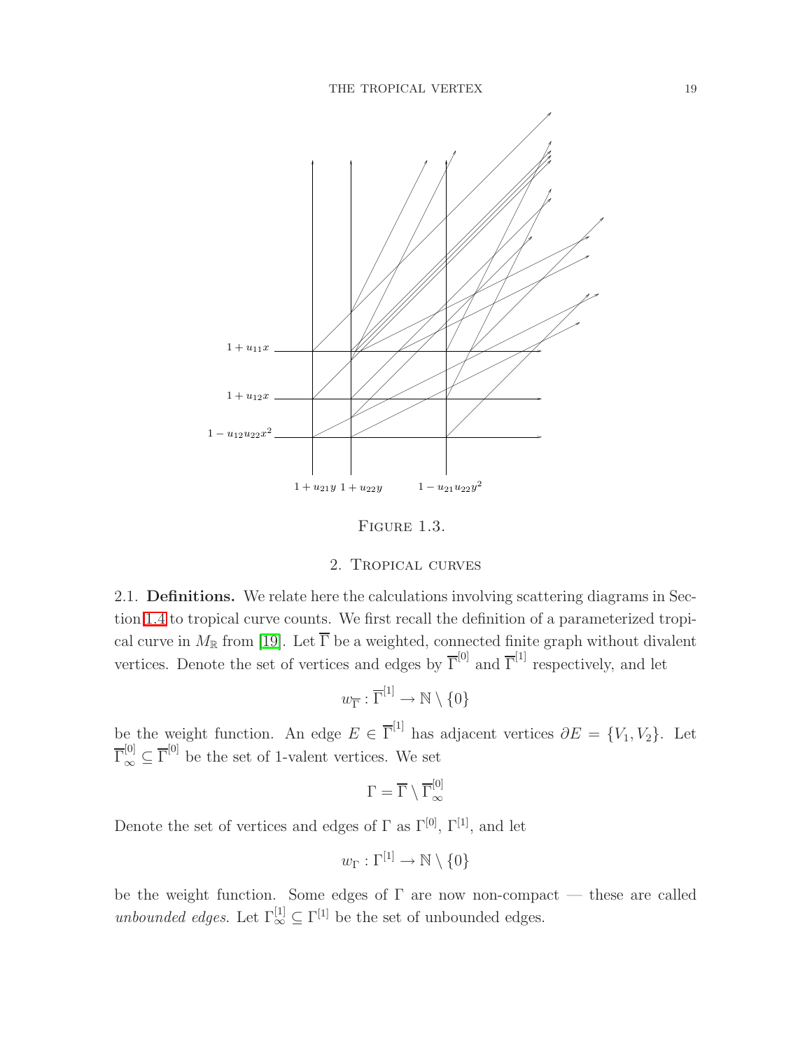$1 + u_{11}x$

$1 + u_{12}x$

$1 - u_{12}u_{22}x^2$

$1 + u_{21}y$ $1 + u_{22}y$ $1 - u_{21}u_{22}y^2$

FIGURE 1.3.

## 2. Tropical curves

2.1. **Definitions.** We relate here the calculations involving scattering diagrams in Section 1.4 to tropical curve counts. We first recall the definition of a parameterized tropical curve in $M_{\mathbb{R}}$ from [19]. Let $\overline{\Gamma}$ be a weighted, connected finite graph without divalent vertices. Denote the set of vertices and edges by $\overline{\Gamma}^{[0]}$ and $\overline{\Gamma}^{[1]}$ respectively, and let

$$w_{\overline{\Gamma}} : \overline{\Gamma}^{[1]} \to \mathbb{N} \setminus \{0\}$$

be the weight function. An edge $E \in \overline{\Gamma}^{[1]}$ has adjacent vertices $\partial E = \{V_1, V_2\}$. Let $\overline{\Gamma}^{[0]}_\infty \subseteq \overline{\Gamma}^{[0]}$ be the set of 1-valent vertices. We set

$$\Gamma = \overline{\Gamma} \setminus \overline{\Gamma}^{[0]}_\infty$$

Denote the set of vertices and edges of $\Gamma$ as $\Gamma^{[0]}$, $\Gamma^{[1]}$, and let

$$w_\Gamma : \Gamma^{[1]} \to \mathbb{N} \setminus \{0\}$$

be the weight function. Some edges of $\Gamma$ are now non-compact — these are called *unbounded edges*. Let $\Gamma^{[1]}_\infty \subseteq \Gamma^{[1]}$ be the set of unbounded edges.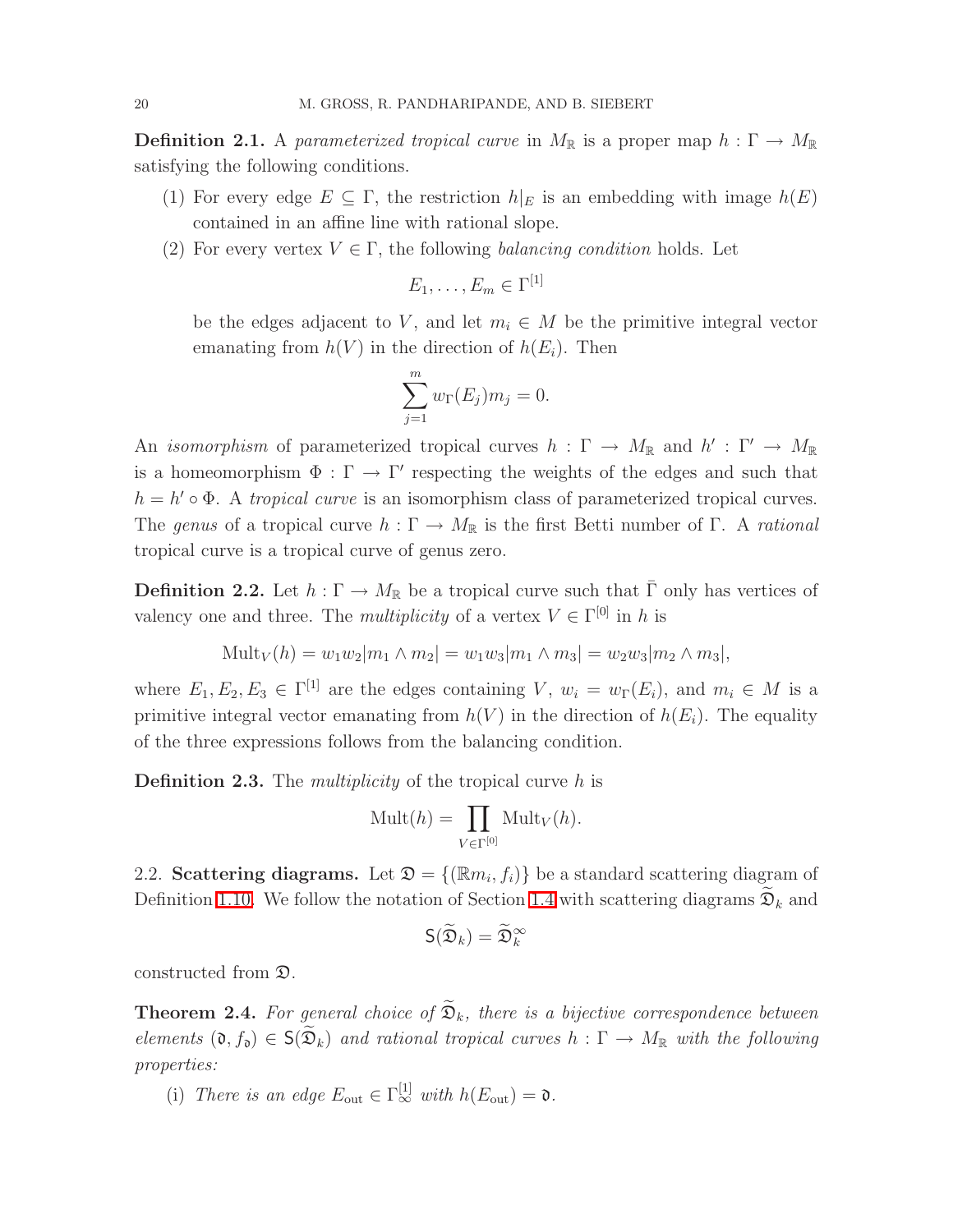**Definition 2.1.** A *parameterized tropical curve* in $M_{\mathbb{R}}$ is a proper map $h : \Gamma \to M_{\mathbb{R}}$ satisfying the following conditions.

(1) For every edge $E \subseteq \Gamma$, the restriction $h|_E$ is an embedding with image $h(E)$ contained in an affine line with rational slope.

(2) For every vertex $V \in \Gamma$, the following *balancing condition* holds. Let

$$E_1, \ldots, E_m \in \Gamma^{[1]}$$

be the edges adjacent to $V$, and let $m_i \in M$ be the primitive integral vector emanating from $h(V)$ in the direction of $h(E_i)$. Then

$$\sum_{j=1}^{m} w_\Gamma(E_j) m_j = 0.$$

An *isomorphism* of parameterized tropical curves $h : \Gamma \to M_{\mathbb{R}}$ and $h' : \Gamma' \to M_{\mathbb{R}}$ is a homeomorphism $\Phi : \Gamma \to \Gamma'$ respecting the weights of the edges and such that $h = h' \circ \Phi$. A *tropical curve* is an isomorphism class of parameterized tropical curves. The *genus* of a tropical curve $h : \Gamma \to M_{\mathbb{R}}$ is the first Betti number of $\Gamma$. A *rational* tropical curve is a tropical curve of genus zero.

**Definition 2.2.** Let $h : \Gamma \to M_{\mathbb{R}}$ be a tropical curve such that $\bar{\Gamma}$ only has vertices of valency one and three. The *multiplicity* of a vertex $V \in \Gamma^{[0]}$ in $h$ is

$$\mathrm{Mult}_V(h) = w_1 w_2 |m_1 \wedge m_2| = w_1 w_3 |m_1 \wedge m_3| = w_2 w_3 |m_2 \wedge m_3|,$$

where $E_1, E_2, E_3 \in \Gamma^{[1]}$ are the edges containing $V$, $w_i = w_\Gamma(E_i)$, and $m_i \in M$ is a primitive integral vector emanating from $h(V)$ in the direction of $h(E_i)$. The equality of the three expressions follows from the balancing condition.

**Definition 2.3.** The *multiplicity* of the tropical curve $h$ is

$$\mathrm{Mult}(h) = \prod_{V \in \Gamma^{[0]}} \mathrm{Mult}_V(h).$$

2.2. **Scattering diagrams.** Let $\mathfrak{D} = \{(\mathbb{R}m_i, f_i)\}$ be a standard scattering diagram of Definition 1.10. We follow the notation of Section 1.4 with scattering diagrams $\widetilde{\mathfrak{D}}_k$ and

$$\mathsf{S}(\widetilde{\mathfrak{D}}_k) = \widetilde{\mathfrak{D}}_k^\infty$$

constructed from $\mathfrak{D}$.

**Theorem 2.4.** *For general choice of $\widetilde{\mathfrak{D}}_k$, there is a bijective correspondence between elements $(\mathfrak{d}, f_\mathfrak{d}) \in \mathsf{S}(\widetilde{\mathfrak{D}}_k)$ and rational tropical curves $h : \Gamma \to M_{\mathbb{R}}$ with the following properties:*

(i) *There is an edge $E_{\mathrm{out}} \in \Gamma_\infty^{[1]}$ with $h(E_{\mathrm{out}}) = \mathfrak{d}$.*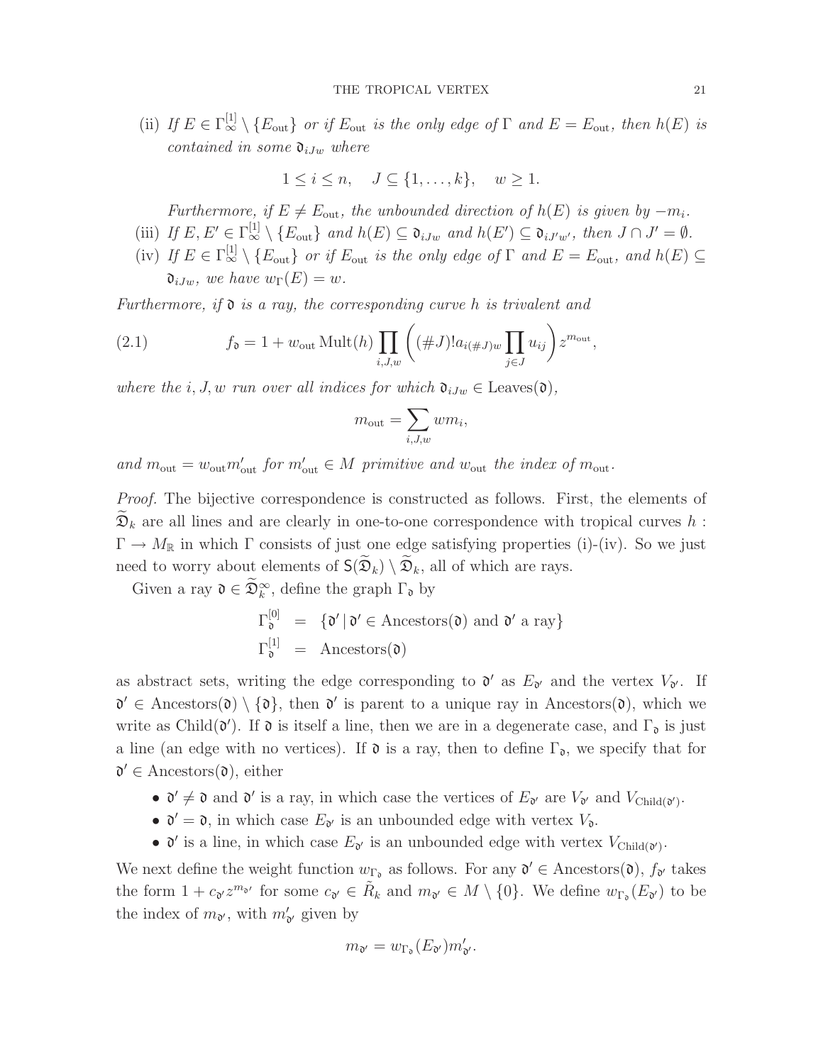(ii) *If $E \in \Gamma_\infty^{[1]} \setminus \{E_{\text{out}}\}$ or if $E_{\text{out}}$ is the only edge of $\Gamma$ and $E = E_{\text{out}}$, then $h(E)$ is contained in some $\mathfrak{d}_{iJw}$ where*

$$1 \le i \le n, \quad J \subseteq \{1, \ldots, k\}, \quad w \ge 1.$$

*Furthermore, if $E \ne E_{\text{out}}$, the unbounded direction of $h(E)$ is given by $-m_i$.*

(iii) *If $E, E' \in \Gamma_\infty^{[1]} \setminus \{E_{\text{out}}\}$ and $h(E) \subseteq \mathfrak{d}_{iJw}$ and $h(E') \subseteq \mathfrak{d}_{iJ'w'}$, then $J \cap J' = \emptyset$.*

(iv) *If $E \in \Gamma_\infty^{[1]} \setminus \{E_{\text{out}}\}$ or if $E_{\text{out}}$ is the only edge of $\Gamma$ and $E = E_{\text{out}}$, and $h(E) \subseteq \mathfrak{d}_{iJw}$, we have $w_\Gamma(E) = w$.*

*Furthermore, if $\mathfrak{d}$ is a ray, the corresponding curve $h$ is trivalent and*

$$f_{\mathfrak{d}} = 1 + w_{\text{out}} \operatorname{Mult}(h) \prod_{i,J,w} \left( (\#J)! a_{i(\#J)w} \prod_{j \in J} u_{ij} \right) z^{m_{\text{out}}}, \tag{2.1}$$

*where the $i, J, w$ run over all indices for which $\mathfrak{d}_{iJw} \in \operatorname{Leaves}(\mathfrak{d})$,*

$$m_{\text{out}} = \sum_{i,J,w} w m_i,$$

*and $m_{\text{out}} = w_{\text{out}} m'_{\text{out}}$ for $m'_{\text{out}} \in M$ primitive and $w_{\text{out}}$ the index of $m_{\text{out}}$.*

*Proof.* The bijective correspondence is constructed as follows. First, the elements of $\widetilde{\mathfrak{D}}_k$ are all lines and are clearly in one-to-one correspondence with tropical curves $h : \Gamma \to M_{\mathbb{R}}$ in which $\Gamma$ consists of just one edge satisfying properties (i)-(iv). So we just need to worry about elements of $\mathsf{S}(\widetilde{\mathfrak{D}}_k) \setminus \widetilde{\mathfrak{D}}_k$, all of which are rays.

Given a ray $\mathfrak{d} \in \widetilde{\mathfrak{D}}_k^\infty$, define the graph $\Gamma_{\mathfrak{d}}$ by

$$\begin{aligned} \Gamma_{\mathfrak{d}}^{[0]} &= \{\mathfrak{d}' \,|\, \mathfrak{d}' \in \operatorname{Ancestors}(\mathfrak{d}) \text{ and } \mathfrak{d}' \text{ a ray}\} \\ \Gamma_{\mathfrak{d}}^{[1]} &= \operatorname{Ancestors}(\mathfrak{d}) \end{aligned}$$

as abstract sets, writing the edge corresponding to $\mathfrak{d}'$ as $E_{\mathfrak{d}'}$ and the vertex $V_{\mathfrak{d}'}$. If $\mathfrak{d}' \in \operatorname{Ancestors}(\mathfrak{d}) \setminus \{\mathfrak{d}\}$, then $\mathfrak{d}'$ is parent to a unique ray in $\operatorname{Ancestors}(\mathfrak{d})$, which we write as $\operatorname{Child}(\mathfrak{d}')$. If $\mathfrak{d}$ is itself a line, then we are in a degenerate case, and $\Gamma_{\mathfrak{d}}$ is just a line (an edge with no vertices). If $\mathfrak{d}$ is a ray, then to define $\Gamma_{\mathfrak{d}}$, we specify that for $\mathfrak{d}' \in \operatorname{Ancestors}(\mathfrak{d})$, either

- $\mathfrak{d}' \ne \mathfrak{d}$ and $\mathfrak{d}'$ is a ray, in which case the vertices of $E_{\mathfrak{d}'}$ are $V_{\mathfrak{d}'}$ and $V_{\operatorname{Child}(\mathfrak{d}')}$.
- $\mathfrak{d}' = \mathfrak{d}$, in which case $E_{\mathfrak{d}'}$ is an unbounded edge with vertex $V_{\mathfrak{d}}$.
- $\mathfrak{d}'$ is a line, in which case $E_{\mathfrak{d}'}$ is an unbounded edge with vertex $V_{\operatorname{Child}(\mathfrak{d}')}$.

We next define the weight function $w_{\Gamma_{\mathfrak{d}}}$ as follows. For any $\mathfrak{d}' \in \operatorname{Ancestors}(\mathfrak{d})$, $f_{\mathfrak{d}'}$ takes the form $1 + c_{\mathfrak{d}'} z^{m_{\mathfrak{d}'}}$ for some $c_{\mathfrak{d}'} \in \tilde{R}_k$ and $m_{\mathfrak{d}'} \in M \setminus \{0\}$. We define $w_{\Gamma_{\mathfrak{d}}}(E_{\mathfrak{d}'})$ to be the index of $m_{\mathfrak{d}'}$, with $m'_{\mathfrak{d}'}$ given by

$$m_{\mathfrak{d}'} = w_{\Gamma_{\mathfrak{d}}}(E_{\mathfrak{d}'}) m'_{\mathfrak{d}'}.$$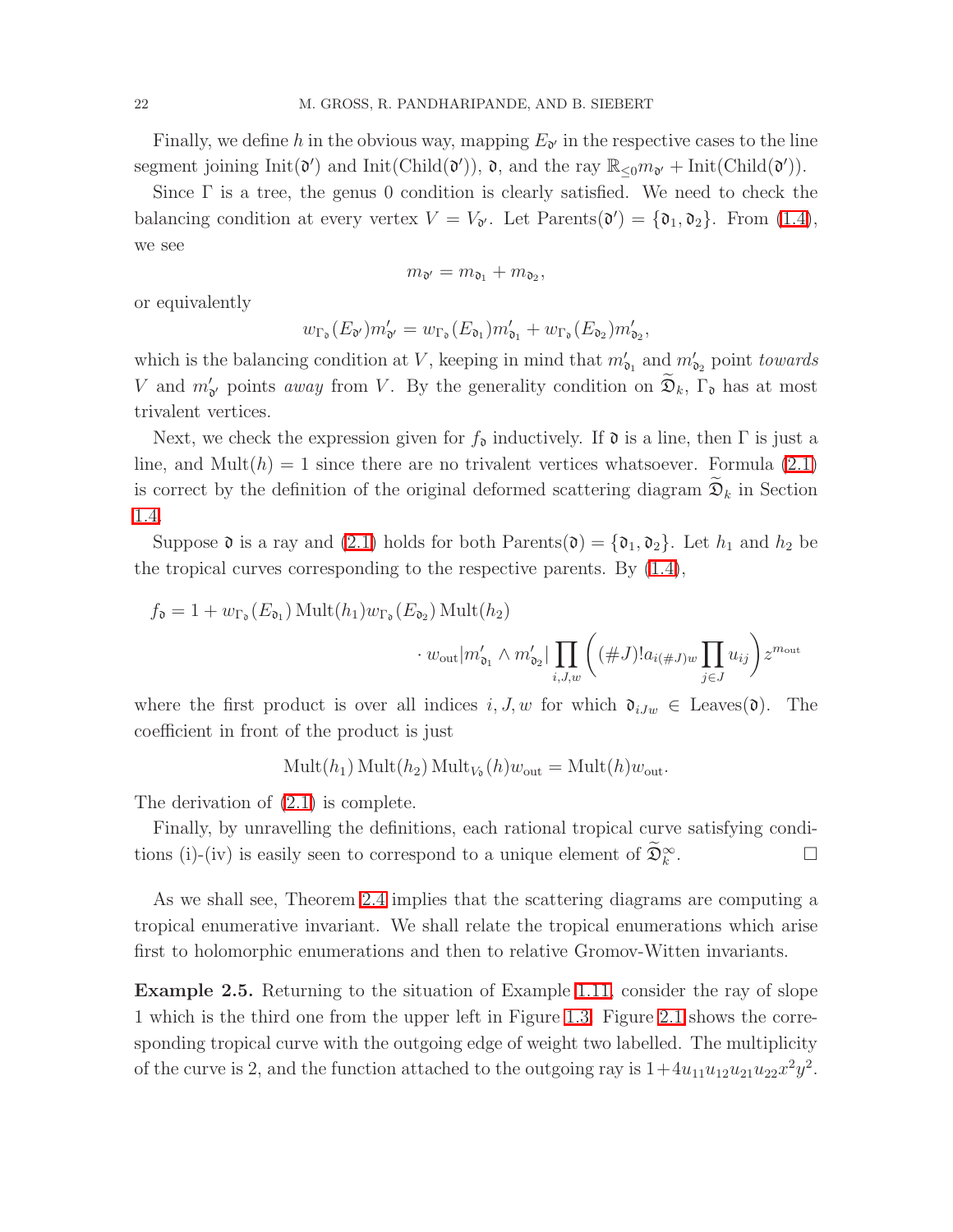Finally, we define $h$ in the obvious way, mapping $E_{\mathfrak{d}'}$ in the respective cases to the line segment joining $\mathrm{Init}(\mathfrak{d}')$ and $\mathrm{Init}(\mathrm{Child}(\mathfrak{d}'))$, $\mathfrak{d}$, and the ray $\mathbb{R}_{\leq 0} m_{\mathfrak{d}'} + \mathrm{Init}(\mathrm{Child}(\mathfrak{d}'))$.

Since $\Gamma$ is a tree, the genus 0 condition is clearly satisfied. We need to check the balancing condition at every vertex $V = V_{\mathfrak{d}'}$. Let $\mathrm{Parents}(\mathfrak{d}') = \{\mathfrak{d}_1, \mathfrak{d}_2\}$. From (1.4), we see

$$m_{\mathfrak{d}'} = m_{\mathfrak{d}_1} + m_{\mathfrak{d}_2},$$

or equivalently

$$w_{\Gamma_{\mathfrak{d}}}(E_{\mathfrak{d}'}) m'_{\mathfrak{d}'} = w_{\Gamma_{\mathfrak{d}}}(E_{\mathfrak{d}_1}) m'_{\mathfrak{d}_1} + w_{\Gamma_{\mathfrak{d}}}(E_{\mathfrak{d}_2}) m'_{\mathfrak{d}_2},$$

which is the balancing condition at $V$, keeping in mind that $m'_{\mathfrak{d}_1}$ and $m'_{\mathfrak{d}_2}$ point *towards* $V$ and $m'_{\mathfrak{d}'}$ points *away* from $V$. By the generality condition on $\widetilde{\mathfrak{D}}_k$, $\Gamma_{\mathfrak{d}}$ has at most trivalent vertices.

Next, we check the expression given for $f_{\mathfrak{d}}$ inductively. If $\mathfrak{d}$ is a line, then $\Gamma$ is just a line, and $\mathrm{Mult}(h) = 1$ since there are no trivalent vertices whatsoever. Formula (2.1) is correct by the definition of the original deformed scattering diagram $\widetilde{\mathfrak{D}}_k$ in Section 1.4.

Suppose $\mathfrak{d}$ is a ray and (2.1) holds for both $\mathrm{Parents}(\mathfrak{d}) = \{\mathfrak{d}_1, \mathfrak{d}_2\}$. Let $h_1$ and $h_2$ be the tropical curves corresponding to the respective parents. By (1.4),

$$f_{\mathfrak{d}} = 1 + w_{\Gamma_{\mathfrak{d}}}(E_{\mathfrak{d}_1}) \,\mathrm{Mult}(h_1) w_{\Gamma_{\mathfrak{d}}}(E_{\mathfrak{d}_2}) \,\mathrm{Mult}(h_2) \cdot w_{\mathrm{out}} |m'_{\mathfrak{d}_1} \wedge m'_{\mathfrak{d}_2}| \prod_{i,J,w} \left( (\#J)! a_{i(\#J)w} \prod_{j \in J} u_{ij} \right) z^{m_{\mathrm{out}}}$$

where the first product is over all indices $i, J, w$ for which $\mathfrak{d}_{iJw} \in \mathrm{Leaves}(\mathfrak{d})$. The coefficient in front of the product is just

$$\mathrm{Mult}(h_1)\,\mathrm{Mult}(h_2)\,\mathrm{Mult}_{V_{\mathfrak{d}}}(h) w_{\mathrm{out}} = \mathrm{Mult}(h) w_{\mathrm{out}}.$$

The derivation of (2.1) is complete.

Finally, by unravelling the definitions, each rational tropical curve satisfying conditions (i)-(iv) is easily seen to correspond to a unique element of $\widetilde{\mathfrak{D}}_k^\infty$. □

As we shall see, Theorem 2.4 implies that the scattering diagrams are computing a tropical enumerative invariant. We shall relate the tropical enumerations which arise first to holomorphic enumerations and then to relative Gromov-Witten invariants.

**Example 2.5.** Returning to the situation of Example 1.11, consider the ray of slope 1 which is the third one from the upper left in Figure 1.3. Figure 2.1 shows the corresponding tropical curve with the outgoing edge of weight two labelled. The multiplicity of the curve is 2, and the function attached to the outgoing ray is $1 + 4u_{11}u_{12}u_{21}u_{22}x^2y^2$.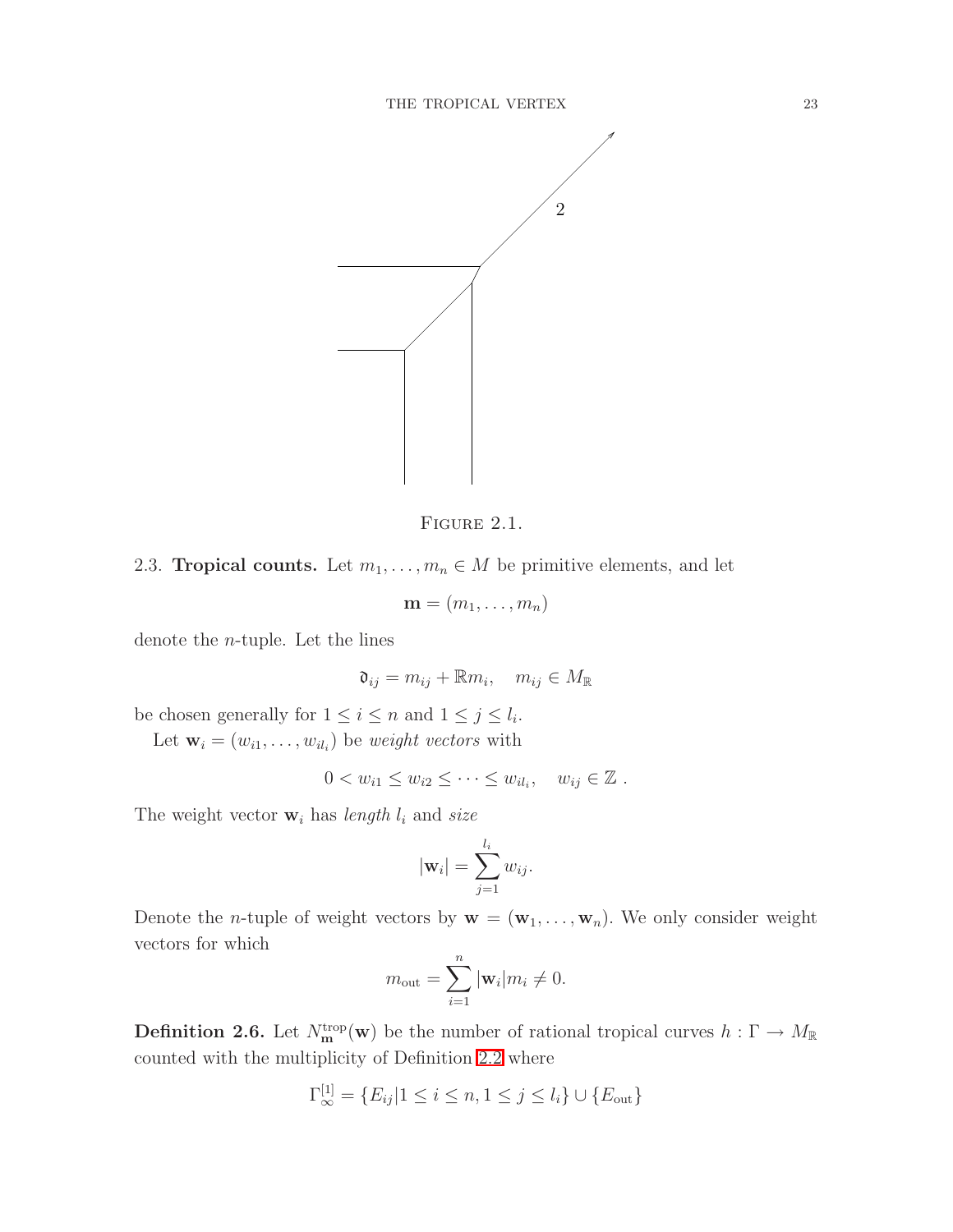2

Figure 2.1.

2.3. **Tropical counts.** Let $m_1, \ldots, m_n \in M$ be primitive elements, and let

$$\mathbf{m} = (m_1, \ldots, m_n)$$

denote the $n$-tuple. Let the lines

$$\mathfrak{d}_{ij} = m_{ij} + \mathbb{R}m_i, \quad m_{ij} \in M_{\mathbb{R}}$$

be chosen generally for $1 \leq i \leq n$ and $1 \leq j \leq l_i$.

Let $\mathbf{w}_i = (w_{i1}, \ldots, w_{il_i})$ be *weight vectors* with

$$0 < w_{i1} \leq w_{i2} \leq \cdots \leq w_{il_i}, \quad w_{ij} \in \mathbb{Z} \ .$$

The weight vector $\mathbf{w}_i$ has *length* $l_i$ and *size*

$$|\mathbf{w}_i| = \sum_{j=1}^{l_i} w_{ij}.$$

Denote the $n$-tuple of weight vectors by $\mathbf{w} = (\mathbf{w}_1, \ldots, \mathbf{w}_n)$. We only consider weight vectors for which

$$m_{\mathrm{out}} = \sum_{i=1}^{n} |\mathbf{w}_i| m_i \neq 0.$$

**Definition 2.6.** Let $N^{\mathrm{trop}}_{\mathbf{m}}(\mathbf{w})$ be the number of rational tropical curves $h : \Gamma \to M_{\mathbb{R}}$ counted with the multiplicity of Definition 2.2 where

$$\Gamma^{[1]}_{\infty} = \{E_{ij} | 1 \leq i \leq n, 1 \leq j \leq l_i\} \cup \{E_{\mathrm{out}}\}$$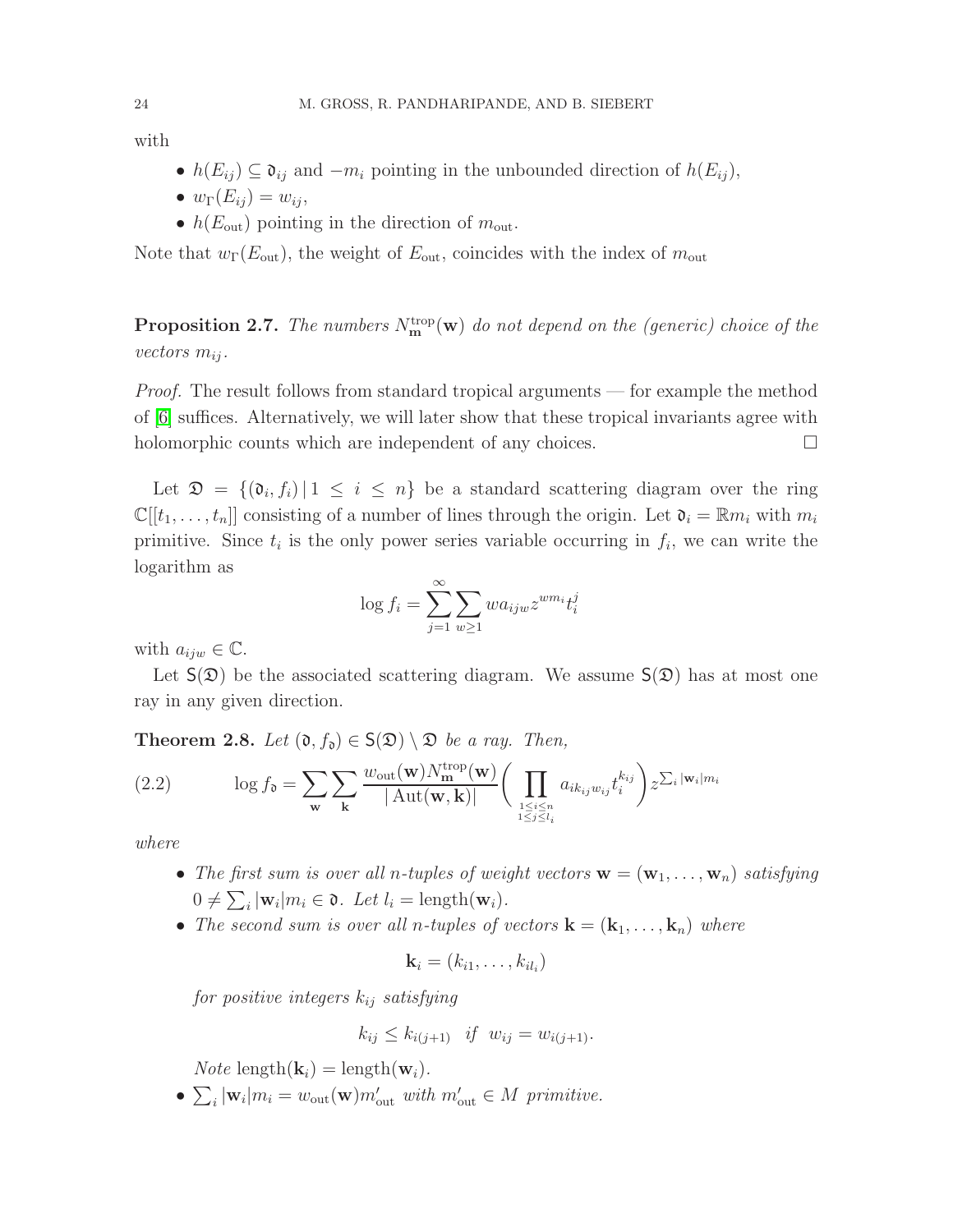with

- $h(E_{ij}) \subseteq \mathfrak{d}_{ij}$ and $-m_i$ pointing in the unbounded direction of $h(E_{ij})$,
- $w_\Gamma(E_{ij}) = w_{ij}$,
- $h(E_{\rm out})$ pointing in the direction of $m_{\rm out}$.

Note that $w_\Gamma(E_{\rm out})$, the weight of $E_{\rm out}$, coincides with the index of $m_{\rm out}$

**Proposition 2.7.** *The numbers $N^{\rm trop}_{\mathbf{m}}(\mathbf{w})$ do not depend on the (generic) choice of the vectors $m_{ij}$.*

*Proof.* The result follows from standard tropical arguments — for example the method of [6] suffices. Alternatively, we will later show that these tropical invariants agree with holomorphic counts which are independent of any choices. □

Let $\mathfrak{D} = \{(\mathfrak{d}_i, f_i) \,|\, 1 \leq i \leq n\}$ be a standard scattering diagram over the ring $\mathbb{C}[[t_1, \ldots, t_n]]$ consisting of a number of lines through the origin. Let $\mathfrak{d}_i = \mathbb{R}m_i$ with $m_i$ primitive. Since $t_i$ is the only power series variable occurring in $f_i$, we can write the logarithm as

$$\log f_i = \sum_{j=1}^{\infty} \sum_{w \geq 1} w a_{ijw} z^{wm_i} t_i^j$$

with $a_{ijw} \in \mathbb{C}$.

Let $\mathsf{S}(\mathfrak{D})$ be the associated scattering diagram. We assume $\mathsf{S}(\mathfrak{D})$ has at most one ray in any given direction.

**Theorem 2.8.** *Let $(\mathfrak{d}, f_{\mathfrak{d}}) \in \mathsf{S}(\mathfrak{D}) \setminus \mathfrak{D}$ be a ray. Then,*

$$\log f_{\mathfrak{d}} = \sum_{\mathbf{w}} \sum_{\mathbf{k}} \frac{w_{\rm out}(\mathbf{w}) N^{\rm trop}_{\mathbf{m}}(\mathbf{w})}{|\operatorname{Aut}(\mathbf{w}, \mathbf{k})|} \Bigg( \prod_{\substack{1 \leq i \leq n \\ 1 \leq j \leq l_i}} a_{i k_{ij} w_{ij}} t_i^{k_{ij}} \Bigg) z^{\sum_i |\mathbf{w}_i| m_i} \tag{2.2}$$

*where*

- *The first sum is over all $n$-tuples of weight vectors $\mathbf{w} = (\mathbf{w}_1, \ldots, \mathbf{w}_n)$ satisfying $0 \neq \sum_i |\mathbf{w}_i| m_i \in \mathfrak{d}$. Let $l_i = \operatorname{length}(\mathbf{w}_i)$.*
- *The second sum is over all $n$-tuples of vectors $\mathbf{k} = (\mathbf{k}_1, \ldots, \mathbf{k}_n)$ where*

  $$\mathbf{k}_i = (k_{i1}, \ldots, k_{il_i})$$

  *for positive integers $k_{ij}$ satisfying*

  $$k_{ij} \leq k_{i(j+1)} \quad \text{if} \quad w_{ij} = w_{i(j+1)}.$$

  *Note* $\operatorname{length}(\mathbf{k}_i) = \operatorname{length}(\mathbf{w}_i)$.
- $\sum_i |\mathbf{w}_i| m_i = w_{\rm out}(\mathbf{w}) m'_{\rm out}$ *with $m'_{\rm out} \in M$ primitive.*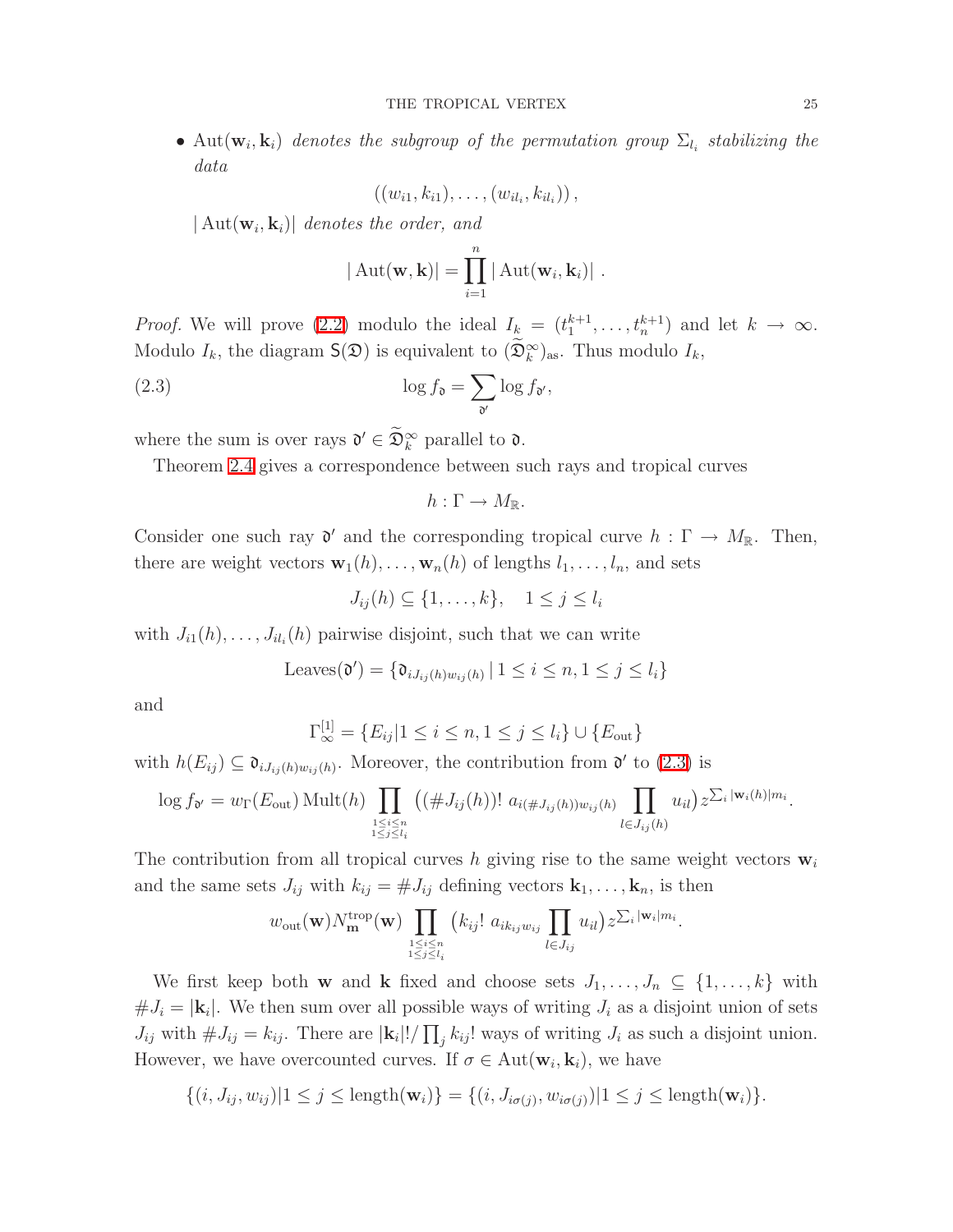- $\operatorname{Aut}(\mathbf{w}_i, \mathbf{k}_i)$ *denotes the subgroup of the permutation group* $\Sigma_{l_i}$ *stabilizing the data*

$$((w_{i1}, k_{i1}), \ldots, (w_{il_i}, k_{il_i}))\,,$$

$|\operatorname{Aut}(\mathbf{w}_i, \mathbf{k}_i)|$ *denotes the order, and*

$$|\operatorname{Aut}(\mathbf{w}, \mathbf{k})| = \prod_{i=1}^{n} |\operatorname{Aut}(\mathbf{w}_i, \mathbf{k}_i)|\,.$$

*Proof.* We will prove (2.2) modulo the ideal $I_k = (t_1^{k+1}, \ldots, t_n^{k+1})$ and let $k \to \infty$. Modulo $I_k$, the diagram $\mathsf{S}(\mathfrak{D})$ is equivalent to $(\widetilde{\mathfrak{D}}_k^{\infty})_{\mathrm{as}}$. Thus modulo $I_k$,

$$\log f_{\mathfrak{d}} = \sum_{\mathfrak{d}'} \log f_{\mathfrak{d}'}, \tag{2.3}$$

where the sum is over rays $\mathfrak{d}' \in \widetilde{\mathfrak{D}}_k^{\infty}$ parallel to $\mathfrak{d}$.

Theorem 2.4 gives a correspondence between such rays and tropical curves

$$h : \Gamma \to M_{\mathbb{R}}.$$

Consider one such ray $\mathfrak{d}'$ and the corresponding tropical curve $h : \Gamma \to M_{\mathbb{R}}$. Then, there are weight vectors $\mathbf{w}_1(h), \ldots, \mathbf{w}_n(h)$ of lengths $l_1, \ldots, l_n$, and sets

$$J_{ij}(h) \subseteq \{1, \ldots, k\}, \quad 1 \leq j \leq l_i$$

with $J_{i1}(h), \ldots, J_{il_i}(h)$ pairwise disjoint, such that we can write

$$\operatorname{Leaves}(\mathfrak{d}') = \{\mathfrak{d}_{iJ_{ij}(h)w_{ij}(h)} \,|\, 1 \leq i \leq n, 1 \leq j \leq l_i\}$$

and

$$\Gamma_{\infty}^{[1]} = \{E_{ij} | 1 \leq i \leq n, 1 \leq j \leq l_i\} \cup \{E_{\mathrm{out}}\}$$

with $h(E_{ij}) \subseteq \mathfrak{d}_{iJ_{ij}(h)w_{ij}(h)}$. Moreover, the contribution from $\mathfrak{d}'$ to (2.3) is

$$\log f_{\mathfrak{d}'} = w_{\Gamma}(E_{\mathrm{out}}) \operatorname{Mult}(h) \prod_{\substack{1 \leq i \leq n \\ 1 \leq j \leq l_i}} \big((\#J_{ij}(h))!\; a_{i(\#J_{ij}(h))w_{ij}(h)} \prod_{l \in J_{ij}(h)} u_{il}\big) z^{\sum_i |\mathbf{w}_i(h)| m_i}.$$

The contribution from all tropical curves $h$ giving rise to the same weight vectors $\mathbf{w}_i$ and the same sets $J_{ij}$ with $k_{ij} = \#J_{ij}$ defining vectors $\mathbf{k}_1, \ldots, \mathbf{k}_n$, is then

$$w_{\mathrm{out}}(\mathbf{w}) N^{\mathrm{trop}}_{\mathbf{m}}(\mathbf{w}) \prod_{\substack{1 \leq i \leq n \\ 1 \leq j \leq l_i}} \big(k_{ij}!\; a_{ik_{ij}w_{ij}} \prod_{l \in J_{ij}} u_{il}\big) z^{\sum_i |\mathbf{w}_i| m_i}.$$

We first keep both $\mathbf{w}$ and $\mathbf{k}$ fixed and choose sets $J_1, \ldots, J_n \subseteq \{1, \ldots, k\}$ with $\#J_i = |\mathbf{k}_i|$. We then sum over all possible ways of writing $J_i$ as a disjoint union of sets $J_{ij}$ with $\#J_{ij} = k_{ij}$. There are $|\mathbf{k}_i|!/\prod_j k_{ij}!$ ways of writing $J_i$ as such a disjoint union. However, we have overcounted curves. If $\sigma \in \operatorname{Aut}(\mathbf{w}_i, \mathbf{k}_i)$, we have

$$\{(i, J_{ij}, w_{ij}) | 1 \leq j \leq \operatorname{length}(\mathbf{w}_i)\} = \{(i, J_{i\sigma(j)}, w_{i\sigma(j)}) | 1 \leq j \leq \operatorname{length}(\mathbf{w}_i)\}.$$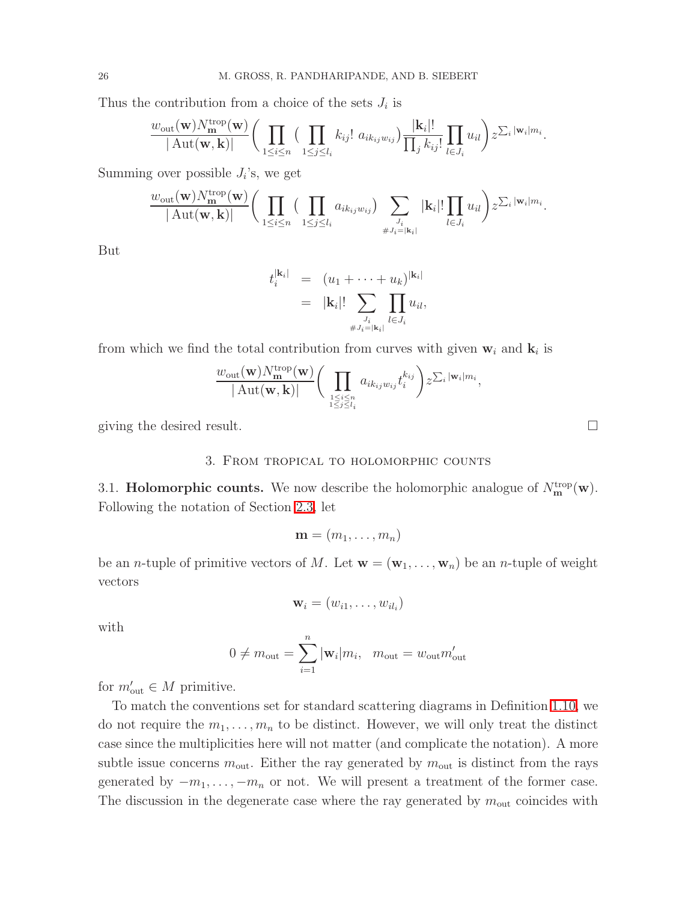Thus the contribution from a choice of the sets $J_i$ is

$$\frac{w_{\rm out}(\mathbf{w})N^{\rm trop}_{\mathbf{m}}(\mathbf{w})}{|\operatorname{Aut}(\mathbf{w},\mathbf{k})|}\bigg(\prod_{1\le i\le n}\big(\prod_{1\le j\le l_i} k_{ij}!\; a_{ik_{ij}w_{ij}}\big)\frac{|\mathbf{k}_i|!}{\prod_j k_{ij}!}\prod_{l\in J_i}u_{il}\bigg)z^{\sum_i|\mathbf{w}_i|m_i}.$$

Summing over possible $J_i$'s, we get

$$\frac{w_{\rm out}(\mathbf{w})N^{\rm trop}_{\mathbf{m}}(\mathbf{w})}{|\operatorname{Aut}(\mathbf{w},\mathbf{k})|}\bigg(\prod_{1\le i\le n}\big(\prod_{1\le j\le l_i} a_{ik_{ij}w_{ij}}\big)\sum_{\substack{J_i\\ \#J_i=|\mathbf{k}_i|}}|\mathbf{k}_i|!\prod_{l\in J_i}u_{il}\bigg)z^{\sum_i|\mathbf{w}_i|m_i}.$$

But

$$\begin{aligned} t_i^{|\mathbf{k}_i|} &= (u_1+\cdots+u_k)^{|\mathbf{k}_i|}\\ &= |\mathbf{k}_i|!\sum_{\substack{J_i\\ \#J_i=|\mathbf{k}_i|}}\prod_{l\in J_i}u_{il}, \end{aligned}$$

from which we find the total contribution from curves with given $\mathbf{w}_i$ and $\mathbf{k}_i$ is

$$\frac{w_{\rm out}(\mathbf{w})N^{\rm trop}_{\mathbf{m}}(\mathbf{w})}{|\operatorname{Aut}(\mathbf{w},\mathbf{k})|}\bigg(\prod_{\substack{1\le i\le n\\ 1\le j\le l_i}} a_{ik_{ij}w_{ij}}t_i^{k_{ij}}\bigg)z^{\sum_i|\mathbf{w}_i|m_i},$$

giving the desired result. $\square$

## 3. From tropical to holomorphic counts

3.1. **Holomorphic counts.** We now describe the holomorphic analogue of $N^{\rm trop}_{\mathbf{m}}(\mathbf{w})$. Following the notation of Section 2.3, let

$$\mathbf{m}=(m_1,\ldots,m_n)$$

be an $n$-tuple of primitive vectors of $M$. Let $\mathbf{w}=(\mathbf{w}_1,\ldots,\mathbf{w}_n)$ be an $n$-tuple of weight vectors

$$\mathbf{w}_i=(w_{i1},\ldots,w_{il_i})$$

with

$$0\neq m_{\rm out}=\sum_{i=1}^n|\mathbf{w}_i|m_i,\quad m_{\rm out}=w_{\rm out}m'_{\rm out}$$

for $m'_{\rm out}\in M$ primitive.

To match the conventions set for standard scattering diagrams in Definition 1.10, we do not require the $m_1,\ldots,m_n$ to be distinct. However, we will only treat the distinct case since the multiplicities here will not matter (and complicate the notation). A more subtle issue concerns $m_{\rm out}$. Either the ray generated by $m_{\rm out}$ is distinct from the rays generated by $-m_1,\ldots,-m_n$ or not. We will present a treatment of the former case. The discussion in the degenerate case where the ray generated by $m_{\rm out}$ coincides with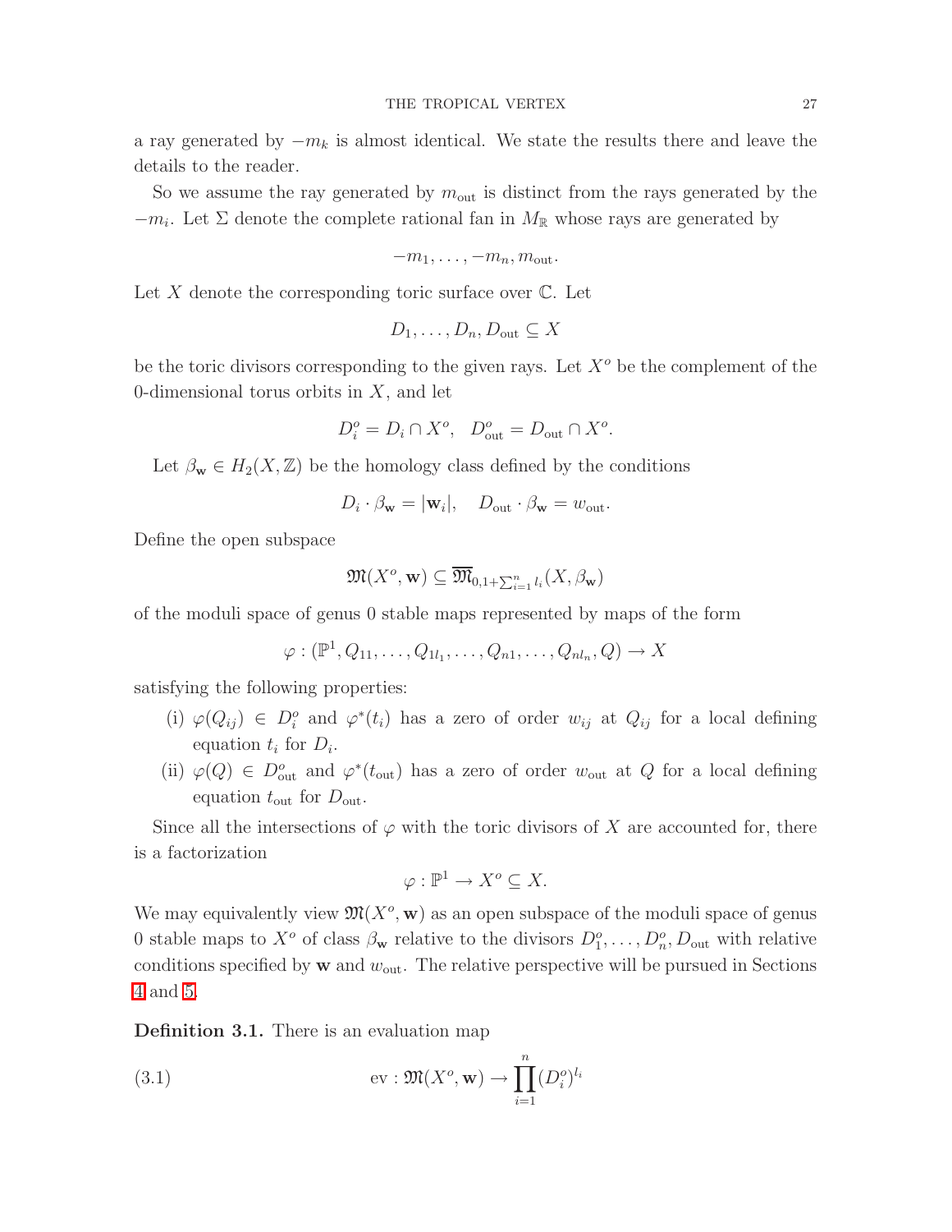a ray generated by $-m_k$ is almost identical. We state the results there and leave the details to the reader.

So we assume the ray generated by $m_{\mathrm{out}}$ is distinct from the rays generated by the $-m_i$. Let $\Sigma$ denote the complete rational fan in $M_{\mathbb{R}}$ whose rays are generated by

$$-m_1, \ldots, -m_n, m_{\mathrm{out}}.$$

Let $X$ denote the corresponding toric surface over $\mathbb{C}$. Let

$$D_1, \ldots, D_n, D_{\mathrm{out}} \subseteq X$$

be the toric divisors corresponding to the given rays. Let $X^o$ be the complement of the 0-dimensional torus orbits in $X$, and let

$$D_i^o = D_i \cap X^o, \quad D_{\mathrm{out}}^o = D_{\mathrm{out}} \cap X^o.$$

Let $\beta_{\mathbf{w}} \in H_2(X, \mathbb{Z})$ be the homology class defined by the conditions

$$D_i \cdot \beta_{\mathbf{w}} = |\mathbf{w}_i|, \quad D_{\mathrm{out}} \cdot \beta_{\mathbf{w}} = w_{\mathrm{out}}.$$

Define the open subspace

$$\mathfrak{M}(X^o, \mathbf{w}) \subseteq \overline{\mathfrak{M}}_{0, 1+\sum_{i=1}^n l_i}(X, \beta_{\mathbf{w}})$$

of the moduli space of genus 0 stable maps represented by maps of the form

$$\varphi : (\mathbb{P}^1, Q_{11}, \ldots, Q_{1l_1}, \ldots, Q_{n1}, \ldots, Q_{nl_n}, Q) \to X$$

satisfying the following properties:

- (i) $\varphi(Q_{ij}) \in D_i^o$ and $\varphi^*(t_i)$ has a zero of order $w_{ij}$ at $Q_{ij}$ for a local defining equation $t_i$ for $D_i$.
- (ii) $\varphi(Q) \in D_{\mathrm{out}}^o$ and $\varphi^*(t_{\mathrm{out}})$ has a zero of order $w_{\mathrm{out}}$ at $Q$ for a local defining equation $t_{\mathrm{out}}$ for $D_{\mathrm{out}}$.

Since all the intersections of $\varphi$ with the toric divisors of $X$ are accounted for, there is a factorization

$$\varphi : \mathbb{P}^1 \to X^o \subseteq X.$$

We may equivalently view $\mathfrak{M}(X^o, \mathbf{w})$ as an open subspace of the moduli space of genus 0 stable maps to $X^o$ of class $\beta_{\mathbf{w}}$ relative to the divisors $D_1^o, \ldots, D_n^o, D_{\mathrm{out}}$ with relative conditions specified by $\mathbf{w}$ and $w_{\mathrm{out}}$. The relative perspective will be pursued in Sections 4 and 5.

**Definition 3.1.** There is an evaluation map

$$\mathrm{ev} : \mathfrak{M}(X^o, \mathbf{w}) \to \prod_{i=1}^n (D_i^o)^{l_i} \tag{3.1}$$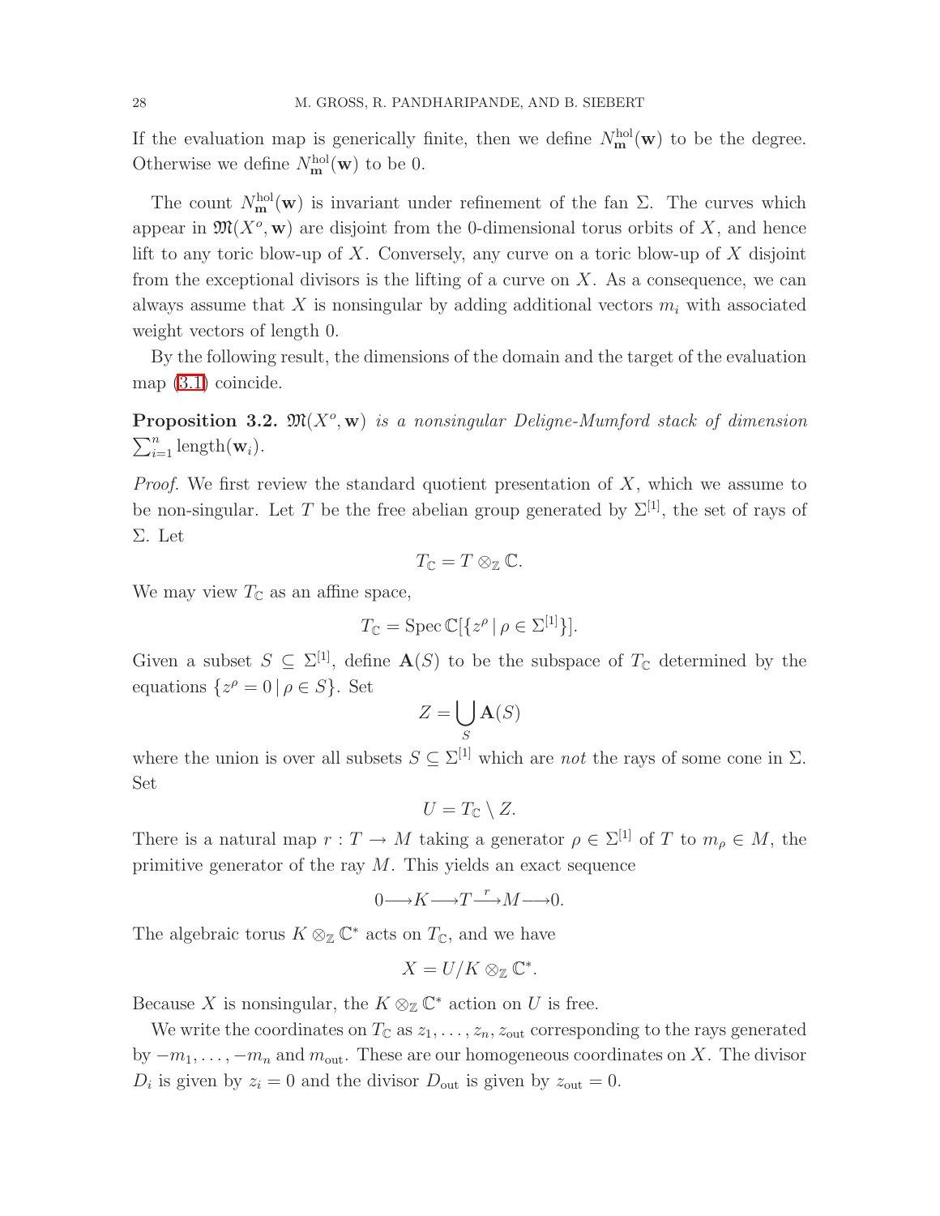If the evaluation map is generically finite, then we define $N^{\mathrm{hol}}_{\mathbf{m}}(\mathbf{w})$ to be the degree. Otherwise we define $N^{\mathrm{hol}}_{\mathbf{m}}(\mathbf{w})$ to be 0.

The count $N^{\mathrm{hol}}_{\mathbf{m}}(\mathbf{w})$ is invariant under refinement of the fan $\Sigma$. The curves which appear in $\mathfrak{M}(X^o, \mathbf{w})$ are disjoint from the 0-dimensional torus orbits of $X$, and hence lift to any toric blow-up of $X$. Conversely, any curve on a toric blow-up of $X$ disjoint from the exceptional divisors is the lifting of a curve on $X$. As a consequence, we can always assume that $X$ is nonsingular by adding additional vectors $m_i$ with associated weight vectors of length 0.

By the following result, the dimensions of the domain and the target of the evaluation map (3.1) coincide.

**Proposition 3.2.** *$\mathfrak{M}(X^o, \mathbf{w})$ is a nonsingular Deligne-Mumford stack of dimension $\sum_{i=1}^n \mathrm{length}(\mathbf{w}_i)$.*

*Proof.* We first review the standard quotient presentation of $X$, which we assume to be non-singular. Let $T$ be the free abelian group generated by $\Sigma^{[1]}$, the set of rays of $\Sigma$. Let

$$T_{\mathbb{C}} = T \otimes_{\mathbb{Z}} \mathbb{C}.$$

We may view $T_{\mathbb{C}}$ as an affine space,

$$T_{\mathbb{C}} = \operatorname{Spec} \mathbb{C}[\{z^\rho \,|\, \rho \in \Sigma^{[1]}\}].$$

Given a subset $S \subseteq \Sigma^{[1]}$, define $\mathbf{A}(S)$ to be the subspace of $T_{\mathbb{C}}$ determined by the equations $\{z^\rho = 0 \,|\, \rho \in S\}$. Set

$$Z = \bigcup_S \mathbf{A}(S)$$

where the union is over all subsets $S \subseteq \Sigma^{[1]}$ which are *not* the rays of some cone in $\Sigma$. Set

$$U = T_{\mathbb{C}} \setminus Z.$$

There is a natural map $r : T \to M$ taking a generator $\rho \in \Sigma^{[1]}$ of $T$ to $m_\rho \in M$, the primitive generator of the ray $M$. This yields an exact sequence

$$0 \longrightarrow K \longrightarrow T \xrightarrow{r} M \longrightarrow 0.$$

The algebraic torus $K \otimes_{\mathbb{Z}} \mathbb{C}^*$ acts on $T_{\mathbb{C}}$, and we have

$$X = U / K \otimes_{\mathbb{Z}} \mathbb{C}^*.$$

Because $X$ is nonsingular, the $K \otimes_{\mathbb{Z}} \mathbb{C}^*$ action on $U$ is free.

We write the coordinates on $T_{\mathbb{C}}$ as $z_1, \ldots, z_n, z_{\mathrm{out}}$ corresponding to the rays generated by $-m_1, \ldots, -m_n$ and $m_{\mathrm{out}}$. These are our homogeneous coordinates on $X$. The divisor $D_i$ is given by $z_i = 0$ and the divisor $D_{\mathrm{out}}$ is given by $z_{\mathrm{out}} = 0$.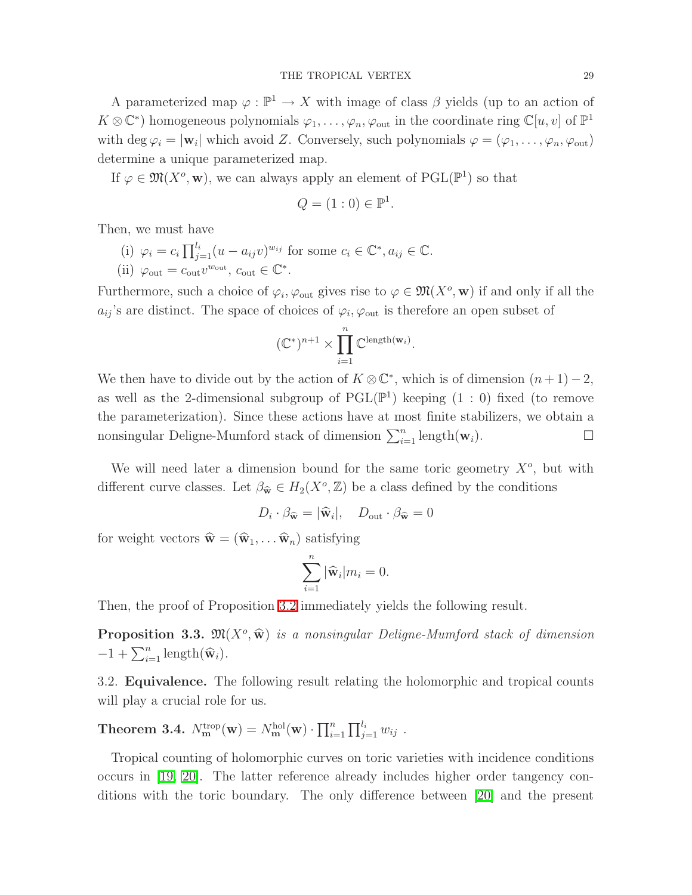A parameterized map $\varphi : \mathbb{P}^1 \to X$ with image of class $\beta$ yields (up to an action of $K \otimes \mathbb{C}^*$) homogeneous polynomials $\varphi_1, \ldots, \varphi_n, \varphi_{\mathrm{out}}$ in the coordinate ring $\mathbb{C}[u, v]$ of $\mathbb{P}^1$ with $\deg \varphi_i = |\mathbf{w}_i|$ which avoid $Z$. Conversely, such polynomials $\varphi = (\varphi_1, \ldots, \varphi_n, \varphi_{\mathrm{out}})$ determine a unique parameterized map.

If $\varphi \in \mathfrak{M}(X^o, \mathbf{w})$, we can always apply an element of $\mathrm{PGL}(\mathbb{P}^1)$ so that

$$Q = (1 : 0) \in \mathbb{P}^1.$$

Then, we must have

(i) $\varphi_i = c_i \prod_{j=1}^{l_i} (u - a_{ij} v)^{w_{ij}}$ for some $c_i \in \mathbb{C}^*, a_{ij} \in \mathbb{C}$.

(ii) $\varphi_{\mathrm{out}} = c_{\mathrm{out}} v^{w_{\mathrm{out}}}$, $c_{\mathrm{out}} \in \mathbb{C}^*$.

Furthermore, such a choice of $\varphi_i, \varphi_{\mathrm{out}}$ gives rise to $\varphi \in \mathfrak{M}(X^o, \mathbf{w})$ if and only if all the $a_{ij}$'s are distinct. The space of choices of $\varphi_i, \varphi_{\mathrm{out}}$ is therefore an open subset of

$$(\mathbb{C}^*)^{n+1} \times \prod_{i=1}^{n} \mathbb{C}^{\mathrm{length}(\mathbf{w}_i)}.$$

We then have to divide out by the action of $K \otimes \mathbb{C}^*$, which is of dimension $(n+1) - 2$, as well as the 2-dimensional subgroup of $\mathrm{PGL}(\mathbb{P}^1)$ keeping $(1 : 0)$ fixed (to remove the parameterization). Since these actions have at most finite stabilizers, we obtain a nonsingular Deligne-Mumford stack of dimension $\sum_{i=1}^n \mathrm{length}(\mathbf{w}_i)$. □

We will need later a dimension bound for the same toric geometry $X^o$, but with different curve classes. Let $\beta_{\widehat{\mathbf{w}}} \in H_2(X^o, \mathbb{Z})$ be a class defined by the conditions

$$D_i \cdot \beta_{\widehat{\mathbf{w}}} = |\widehat{\mathbf{w}}_i|, \quad D_{\mathrm{out}} \cdot \beta_{\widehat{\mathbf{w}}} = 0$$

for weight vectors $\widehat{\mathbf{w}} = (\widehat{\mathbf{w}}_1, \ldots \widehat{\mathbf{w}}_n)$ satisfying

$$\sum_{i=1}^{n} |\widehat{\mathbf{w}}_i| m_i = 0.$$

Then, the proof of Proposition 3.2 immediately yields the following result.

**Proposition 3.3.** *$\mathfrak{M}(X^o, \widehat{\mathbf{w}})$ is a nonsingular Deligne-Mumford stack of dimension $-1 + \sum_{i=1}^n \mathrm{length}(\widehat{\mathbf{w}}_i)$.*

3.2. **Equivalence.** The following result relating the holomorphic and tropical counts will play a crucial role for us.

**Theorem 3.4.** $N^{\mathrm{trop}}_{\mathbf{m}}(\mathbf{w}) = N^{\mathrm{hol}}_{\mathbf{m}}(\mathbf{w}) \cdot \prod_{i=1}^n \prod_{j=1}^{l_i} w_{ij}$ .

Tropical counting of holomorphic curves on toric varieties with incidence conditions occurs in [19, 20]. The latter reference already includes higher order tangency conditions with the toric boundary. The only difference between [20] and the present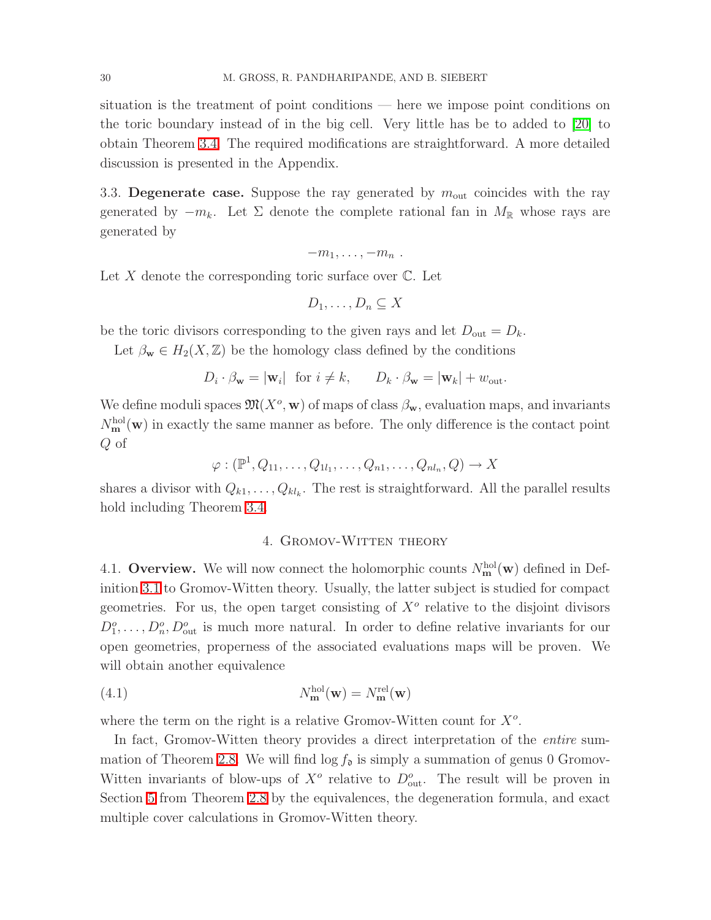situation is the treatment of point conditions — here we impose point conditions on the toric boundary instead of in the big cell. Very little has be to added to [20] to obtain Theorem 3.4. The required modifications are straightforward. A more detailed discussion is presented in the Appendix.

3.3. **Degenerate case.** Suppose the ray generated by $m_{\text{out}}$ coincides with the ray generated by $-m_k$. Let $\Sigma$ denote the complete rational fan in $M_{\mathbb{R}}$ whose rays are generated by

$$-m_1, \ldots, -m_n \ .$$

Let $X$ denote the corresponding toric surface over $\mathbb{C}$. Let

$$D_1, \ldots, D_n \subseteq X$$

be the toric divisors corresponding to the given rays and let $D_{\text{out}} = D_k$.

Let $\beta_{\mathbf{w}} \in H_2(X, \mathbb{Z})$ be the homology class defined by the conditions

$$D_i \cdot \beta_{\mathbf{w}} = |\mathbf{w}_i| \ \text{ for } i \neq k, \qquad D_k \cdot \beta_{\mathbf{w}} = |\mathbf{w}_k| + w_{\text{out}}.$$

We define moduli spaces $\mathfrak{M}(X^o, \mathbf{w})$ of maps of class $\beta_{\mathbf{w}}$, evaluation maps, and invariants $N^{\text{hol}}_{\mathbf{m}}(\mathbf{w})$ in exactly the same manner as before. The only difference is the contact point $Q$ of

$$\varphi : (\mathbb{P}^1, Q_{11}, \ldots, Q_{1l_1}, \ldots, Q_{n1}, \ldots, Q_{nl_n}, Q) \to X$$

shares a divisor with $Q_{k1}, \ldots, Q_{kl_k}$. The rest is straightforward. All the parallel results hold including Theorem 3.4.

## 4. Gromov-Witten theory

4.1. **Overview.** We will now connect the holomorphic counts $N^{\text{hol}}_{\mathbf{m}}(\mathbf{w})$ defined in Definition 3.1 to Gromov-Witten theory. Usually, the latter subject is studied for compact geometries. For us, the open target consisting of $X^o$ relative to the disjoint divisors $D^o_1, \ldots, D^o_n, D^o_{\text{out}}$ is much more natural. In order to define relative invariants for our open geometries, properness of the associated evaluations maps will be proven. We will obtain another equivalence

$$N^{\text{hol}}_{\mathbf{m}}(\mathbf{w}) = N^{\text{rel}}_{\mathbf{m}}(\mathbf{w}) \tag{4.1}$$

where the term on the right is a relative Gromov-Witten count for $X^o$.

In fact, Gromov-Witten theory provides a direct interpretation of the *entire* summation of Theorem 2.8. We will find $\log f_{\mathfrak{d}}$ is simply a summation of genus 0 Gromov-Witten invariants of blow-ups of $X^o$ relative to $D^o_{\text{out}}$. The result will be proven in Section 5 from Theorem 2.8 by the equivalences, the degeneration formula, and exact multiple cover calculations in Gromov-Witten theory.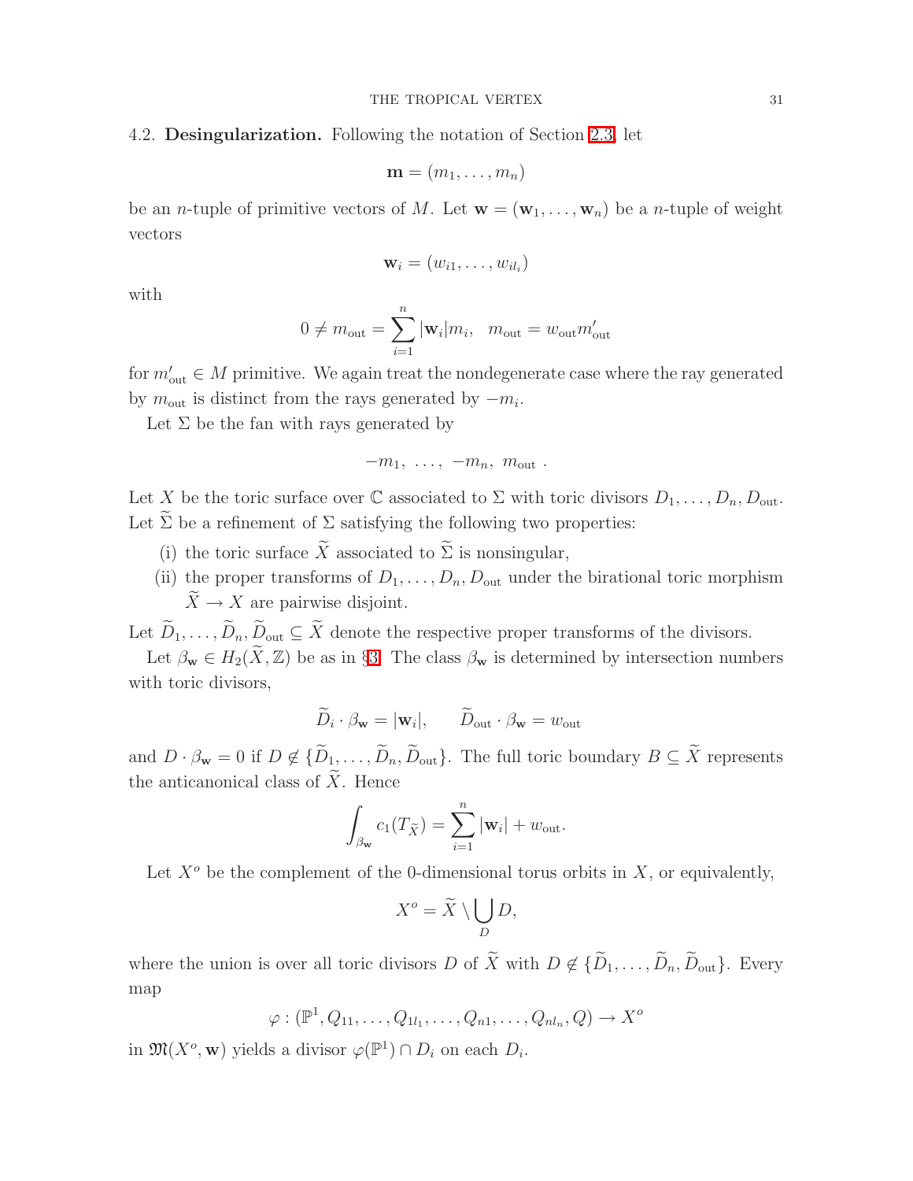4.2. **Desingularization.** Following the notation of Section 2.3, let

$$\mathbf{m} = (m_1, \ldots, m_n)$$

be an $n$-tuple of primitive vectors of $M$. Let $\mathbf{w} = (\mathbf{w}_1, \ldots, \mathbf{w}_n)$ be a $n$-tuple of weight vectors

$$\mathbf{w}_i = (w_{i1}, \ldots, w_{il_i})$$

with

$$0 \neq m_{\text{out}} = \sum_{i=1}^{n} |\mathbf{w}_i| m_i, \quad m_{\text{out}} = w_{\text{out}} m'_{\text{out}}$$

for $m'_{\text{out}} \in M$ primitive. We again treat the nondegenerate case where the ray generated by $m_{\text{out}}$ is distinct from the rays generated by $-m_i$.

Let $\Sigma$ be the fan with rays generated by

$$-m_1, \ \ldots, \ -m_n, \ m_{\text{out}} \ .$$

Let $X$ be the toric surface over $\mathbb{C}$ associated to $\Sigma$ with toric divisors $D_1, \ldots, D_n, D_{\text{out}}$. Let $\widetilde{\Sigma}$ be a refinement of $\Sigma$ satisfying the following two properties:

(i) the toric surface $\widetilde{X}$ associated to $\widetilde{\Sigma}$ is nonsingular,

(ii) the proper transforms of $D_1, \ldots, D_n, D_{\text{out}}$ under the birational toric morphism $\widetilde{X} \to X$ are pairwise disjoint.

Let $\widetilde{D}_1, \ldots, \widetilde{D}_n, \widetilde{D}_{\text{out}} \subseteq \widetilde{X}$ denote the respective proper transforms of the divisors.

Let $\beta_{\mathbf{w}} \in H_2(\widetilde{X}, \mathbb{Z})$ be as in §3. The class $\beta_{\mathbf{w}}$ is determined by intersection numbers with toric divisors,

$$\widetilde{D}_i \cdot \beta_{\mathbf{w}} = |\mathbf{w}_i|, \qquad \widetilde{D}_{\text{out}} \cdot \beta_{\mathbf{w}} = w_{\text{out}}$$

and $D \cdot \beta_{\mathbf{w}} = 0$ if $D \notin \{\widetilde{D}_1, \ldots, \widetilde{D}_n, \widetilde{D}_{\text{out}}\}$. The full toric boundary $B \subseteq \widetilde{X}$ represents the anticanonical class of $\widetilde{X}$. Hence

$$\int_{\beta_{\mathbf{w}}} c_1(T_{\widetilde{X}}) = \sum_{i=1}^{n} |\mathbf{w}_i| + w_{\text{out}}.$$

Let $X^o$ be the complement of the 0-dimensional torus orbits in $X$, or equivalently,

$$X^o = \widetilde{X} \setminus \bigcup_{D} D,$$

where the union is over all toric divisors $D$ of $\widetilde{X}$ with $D \notin \{\widetilde{D}_1, \ldots, \widetilde{D}_n, \widetilde{D}_{\text{out}}\}$. Every map

$$\varphi : (\mathbb{P}^1, Q_{11}, \ldots, Q_{1l_1}, \ldots, Q_{n1}, \ldots, Q_{nl_n}, Q) \to X^o$$

in $\mathfrak{M}(X^o, \mathbf{w})$ yields a divisor $\varphi(\mathbb{P}^1) \cap D_i$ on each $D_i$.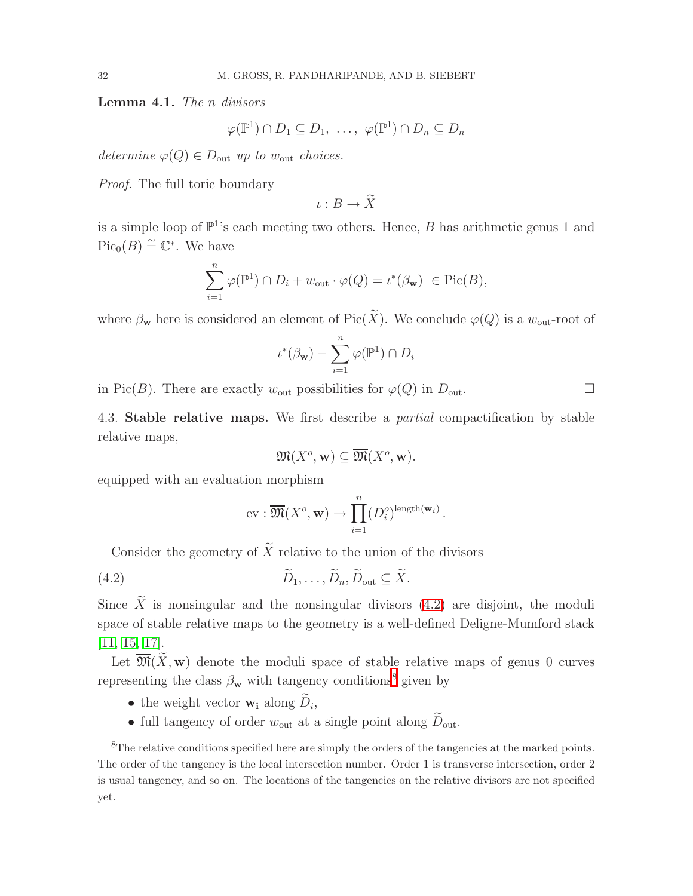**Lemma 4.1.** *The $n$ divisors*

$$\varphi(\mathbb{P}^1) \cap D_1 \subseteq D_1,\ \ldots,\ \varphi(\mathbb{P}^1) \cap D_n \subseteq D_n$$

*determine $\varphi(Q) \in D_{\mathrm{out}}$ up to $w_{\mathrm{out}}$ choices.*

*Proof.* The full toric boundary

$$\iota : B \to \widetilde{X}$$

is a simple loop of $\mathbb{P}^1$'s each meeting two others. Hence, $B$ has arithmetic genus 1 and $\mathrm{Pic}_0(B) \stackrel{\sim}{=} \mathbb{C}^*$. We have

$$\sum_{i=1}^{n} \varphi(\mathbb{P}^1) \cap D_i + w_{\mathrm{out}} \cdot \varphi(Q) = \iota^*(\beta_{\mathbf{w}}) \ \in \mathrm{Pic}(B),$$

where $\beta_{\mathbf{w}}$ here is considered an element of $\mathrm{Pic}(\widetilde{X})$. We conclude $\varphi(Q)$ is a $w_{\mathrm{out}}$-root of

$$\iota^*(\beta_{\mathbf{w}}) - \sum_{i=1}^{n} \varphi(\mathbb{P}^1) \cap D_i$$

in $\mathrm{Pic}(B)$. There are exactly $w_{\mathrm{out}}$ possibilities for $\varphi(Q)$ in $D_{\mathrm{out}}$. □

4.3. **Stable relative maps.** We first describe a *partial* compactification by stable relative maps,

$$\mathfrak{M}(X^o, \mathbf{w}) \subseteq \overline{\mathfrak{M}}(X^o, \mathbf{w}).$$

equipped with an evaluation morphism

$$\mathrm{ev} : \overline{\mathfrak{M}}(X^o, \mathbf{w}) \to \prod_{i=1}^{n} (D_i^o)^{\mathrm{length}(\mathbf{w}_i)}.$$

Consider the geometry of $\widetilde{X}$ relative to the union of the divisors

$$\widetilde{D}_1, \ldots, \widetilde{D}_n, \widetilde{D}_{\mathrm{out}} \subseteq \widetilde{X}. \tag{4.2}$$

Since $\widetilde{X}$ is nonsingular and the nonsingular divisors (4.2) are disjoint, the moduli space of stable relative maps to the geometry is a well-defined Deligne-Mumford stack [11, 15, 17].

Let $\overline{\mathfrak{M}}(\widetilde{X}, \mathbf{w})$ denote the moduli space of stable relative maps of genus 0 curves representing the class $\beta_{\mathbf{w}}$ with tangency conditions[8] given by

- the weight vector $\mathbf{w_i}$ along $\widetilde{D}_i$,
- full tangency of order $w_{\mathrm{out}}$ at a single point along $\widetilde{D}_{\mathrm{out}}$.

[8]The relative conditions specified here are simply the orders of the tangencies at the marked points. The order of the tangency is the local intersection number. Order 1 is transverse intersection, order 2 is usual tangency, and so on. The locations of the tangencies on the relative divisors are not specified yet.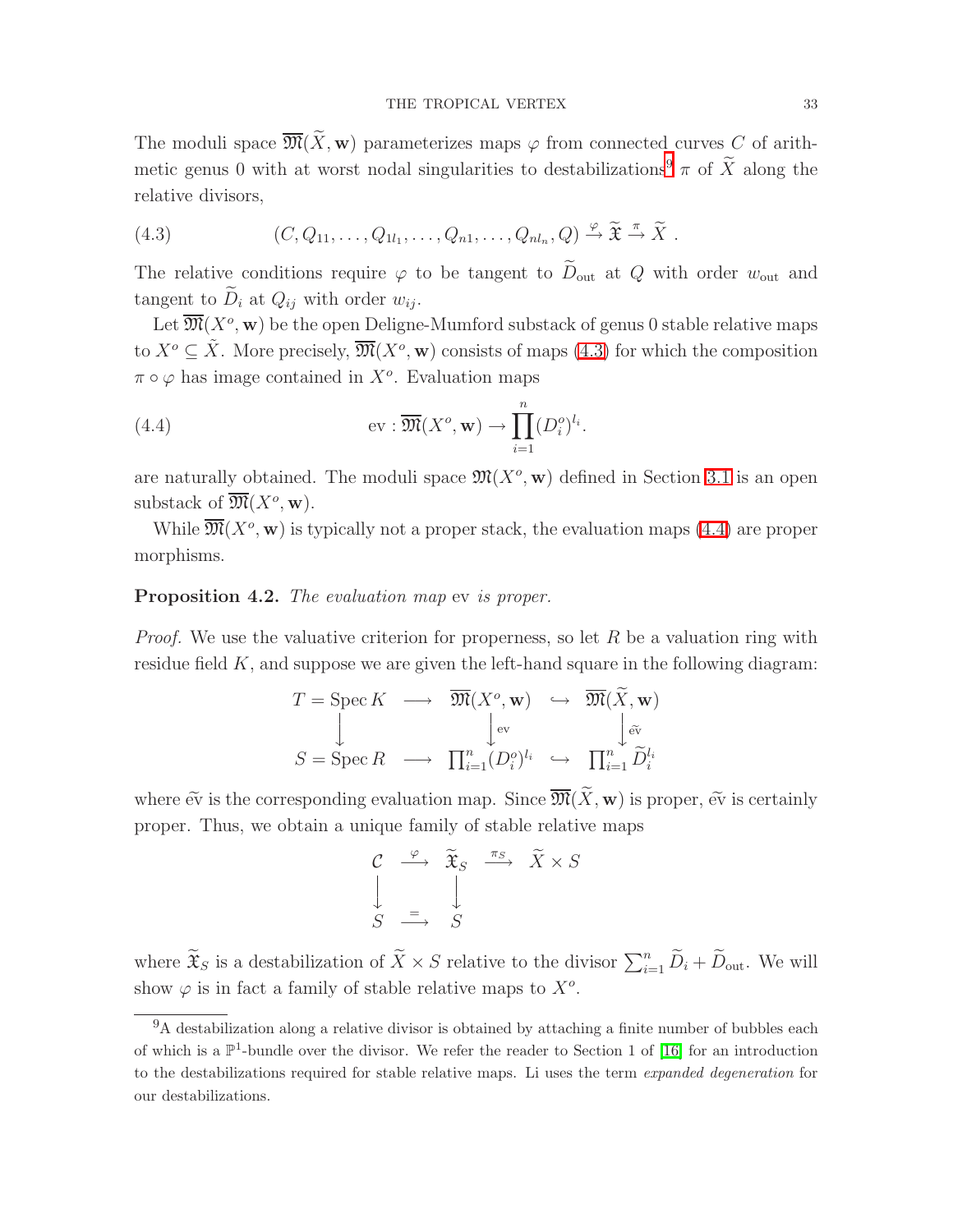The moduli space $\overline{\mathfrak{M}}(\widetilde{X}, \mathbf{w})$ parameterizes maps $\varphi$ from connected curves $C$ of arithmetic genus 0 with at worst nodal singularities to destabilizations[9] $\pi$ of $\widetilde{X}$ along the relative divisors,

$$(C, Q_{11}, \ldots, Q_{1l_1}, \ldots, Q_{n1}, \ldots, Q_{nl_n}, Q) \xrightarrow{\varphi} \widetilde{\mathfrak{X}} \xrightarrow{\pi} \widetilde{X} \,. \tag{4.3}$$

The relative conditions require $\varphi$ to be tangent to $\widetilde{D}_{\mathrm{out}}$ at $Q$ with order $w_{\mathrm{out}}$ and tangent to $\widetilde{D}_i$ at $Q_{ij}$ with order $w_{ij}$.

Let $\overline{\mathfrak{M}}(X^o, \mathbf{w})$ be the open Deligne-Mumford substack of genus 0 stable relative maps to $X^o \subseteq \tilde{X}$. More precisely, $\overline{\mathfrak{M}}(X^o, \mathbf{w})$ consists of maps (4.3) for which the composition $\pi \circ \varphi$ has image contained in $X^o$. Evaluation maps

$$\mathrm{ev} : \overline{\mathfrak{M}}(X^o, \mathbf{w}) \to \prod_{i=1}^{n} (D_i^o)^{l_i}. \tag{4.4}$$

are naturally obtained. The moduli space $\mathfrak{M}(X^o, \mathbf{w})$ defined in Section 3.1 is an open substack of $\overline{\mathfrak{M}}(X^o, \mathbf{w})$.

While $\overline{\mathfrak{M}}(X^o, \mathbf{w})$ is typically not a proper stack, the evaluation maps (4.4) are proper morphisms.

**Proposition 4.2.** *The evaluation map* ev *is proper.*

*Proof.* We use the valuative criterion for properness, so let $R$ be a valuation ring with residue field $K$, and suppose we are given the left-hand square in the following diagram:

$$\begin{array}{ccccc}
T = \operatorname{Spec} K & \longrightarrow & \overline{\mathfrak{M}}(X^o, \mathbf{w}) & \hookrightarrow & \overline{\mathfrak{M}}(\widetilde{X}, \mathbf{w}) \\
\big\downarrow & & \big\downarrow \mathrm{ev} & & \big\downarrow \widetilde{\mathrm{ev}} \\
S = \operatorname{Spec} R & \longrightarrow & \prod_{i=1}^{n} (D_i^o)^{l_i} & \hookrightarrow & \prod_{i=1}^{n} \widetilde{D}_i^{l_i}
\end{array}$$

where $\widetilde{\mathrm{ev}}$ is the corresponding evaluation map. Since $\overline{\mathfrak{M}}(\widetilde{X}, \mathbf{w})$ is proper, $\widetilde{\mathrm{ev}}$ is certainly proper. Thus, we obtain a unique family of stable relative maps

$$\begin{array}{ccccc}
\mathcal{C} & \xrightarrow{\varphi} & \widetilde{\mathfrak{X}}_S & \xrightarrow{\pi_S} & \widetilde{X} \times S \\
\big\downarrow & & \big\downarrow & & \\
S & \xrightarrow{=} & S & &
\end{array}$$

where $\widetilde{\mathfrak{X}}_S$ is a destabilization of $\widetilde{X} \times S$ relative to the divisor $\sum_{i=1}^{n} \widetilde{D}_i + \widetilde{D}_{\mathrm{out}}$. We will show $\varphi$ is in fact a family of stable relative maps to $X^o$.

---

[9] A destabilization along a relative divisor is obtained by attaching a finite number of bubbles each of which is a $\mathbb{P}^1$-bundle over the divisor. We refer the reader to Section 1 of [16] for an introduction to the destabilizations required for stable relative maps. Li uses the term *expanded degeneration* for our destabilizations.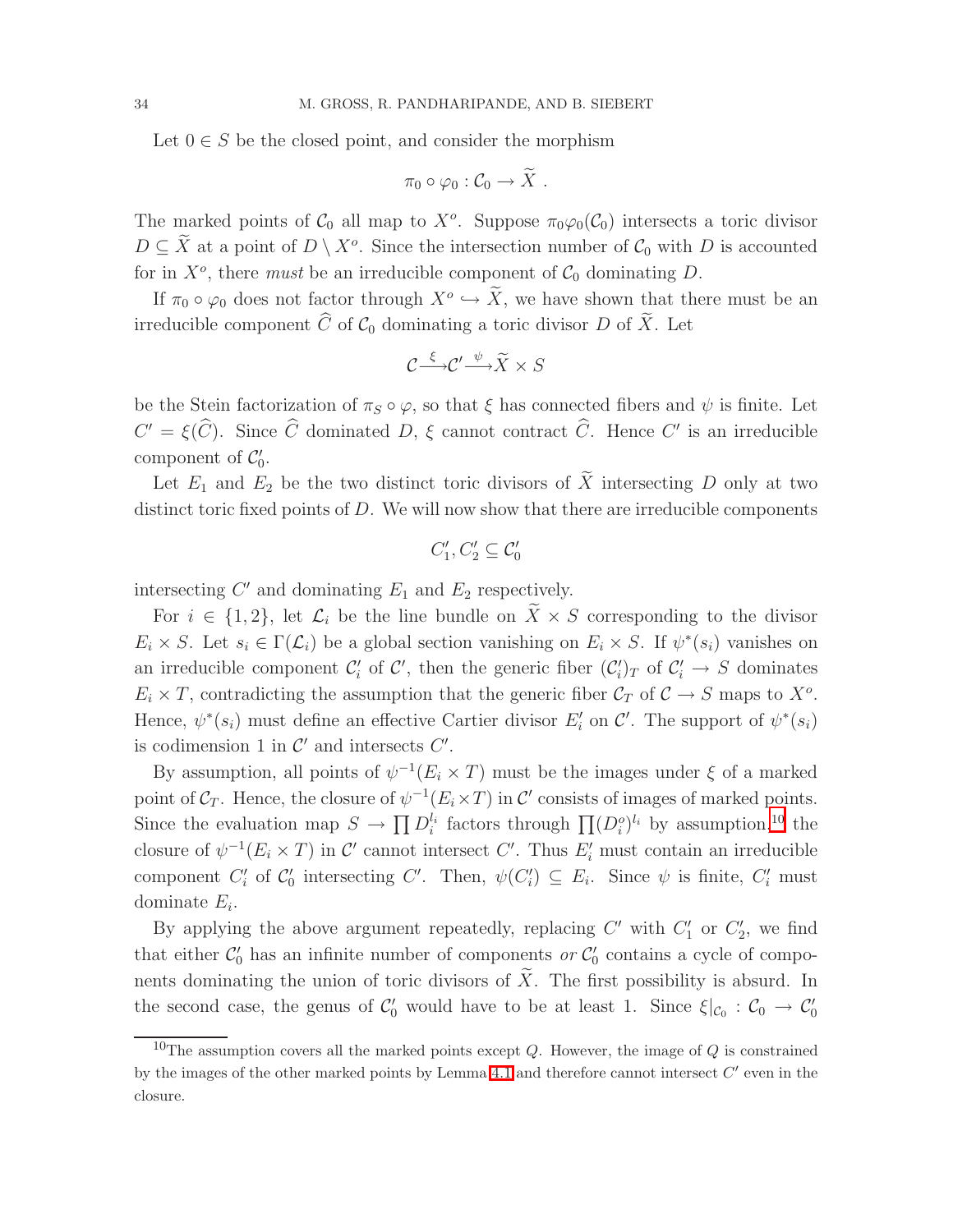Let $0 \in S$ be the closed point, and consider the morphism

$$\pi_0 \circ \varphi_0 : \mathcal{C}_0 \to \widetilde{X} \ .$$

The marked points of $\mathcal{C}_0$ all map to $X^o$. Suppose $\pi_0\varphi_0(\mathcal{C}_0)$ intersects a toric divisor $D \subseteq \widetilde{X}$ at a point of $D \setminus X^o$. Since the intersection number of $\mathcal{C}_0$ with $D$ is accounted for in $X^o$, there *must* be an irreducible component of $\mathcal{C}_0$ dominating $D$.

If $\pi_0 \circ \varphi_0$ does not factor through $X^o \hookrightarrow \widetilde{X}$, we have shown that there must be an irreducible component $\widehat{C}$ of $\mathcal{C}_0$ dominating a toric divisor $D$ of $\widetilde{X}$. Let

$$\mathcal{C} \xrightarrow{\xi} \mathcal{C}' \xrightarrow{\psi} \widetilde{X} \times S$$

be the Stein factorization of $\pi_S \circ \varphi$, so that $\xi$ has connected fibers and $\psi$ is finite. Let $C' = \xi(\widehat{C})$. Since $\widehat{C}$ dominated $D$, $\xi$ cannot contract $\widehat{C}$. Hence $C'$ is an irreducible component of $\mathcal{C}'_0$.

Let $E_1$ and $E_2$ be the two distinct toric divisors of $\widetilde{X}$ intersecting $D$ only at two distinct toric fixed points of $D$. We will now show that there are irreducible components

$$C'_1, C'_2 \subseteq \mathcal{C}'_0$$

intersecting $C'$ and dominating $E_1$ and $E_2$ respectively.

For $i \in \{1,2\}$, let $\mathcal{L}_i$ be the line bundle on $\widetilde{X} \times S$ corresponding to the divisor $E_i \times S$. Let $s_i \in \Gamma(\mathcal{L}_i)$ be a global section vanishing on $E_i \times S$. If $\psi^*(s_i)$ vanishes on an irreducible component $\mathcal{C}'_i$ of $\mathcal{C}'$, then the generic fiber $(\mathcal{C}'_i)_T$ of $\mathcal{C}'_i \to S$ dominates $E_i \times T$, contradicting the assumption that the generic fiber $\mathcal{C}_T$ of $\mathcal{C} \to S$ maps to $X^o$. Hence, $\psi^*(s_i)$ must define an effective Cartier divisor $E'_i$ on $\mathcal{C}'$. The support of $\psi^*(s_i)$ is codimension 1 in $\mathcal{C}'$ and intersects $C'$.

By assumption, all points of $\psi^{-1}(E_i \times T)$ must be the images under $\xi$ of a marked point of $\mathcal{C}_T$. Hence, the closure of $\psi^{-1}(E_i \times T)$ in $\mathcal{C}'$ consists of images of marked points. Since the evaluation map $S \to \prod D_i^{l_i}$ factors through $\prod (D_i^o)^{l_i}$ by assumption,[10] the closure of $\psi^{-1}(E_i \times T)$ in $\mathcal{C}'$ cannot intersect $C'$. Thus $E'_i$ must contain an irreducible component $C'_i$ of $\mathcal{C}'_0$ intersecting $C'$. Then, $\psi(C'_i) \subseteq E_i$. Since $\psi$ is finite, $C'_i$ must dominate $E_i$.

By applying the above argument repeatedly, replacing $C'$ with $C'_1$ or $C'_2$, we find that either $\mathcal{C}'_0$ has an infinite number of components *or* $\mathcal{C}'_0$ contains a cycle of components dominating the union of toric divisors of $\widetilde{X}$. The first possibility is absurd. In the second case, the genus of $\mathcal{C}'_0$ would have to be at least 1. Since $\xi|_{\mathcal{C}_0} : \mathcal{C}_0 \to \mathcal{C}'_0$

[10] The assumption covers all the marked points except $Q$. However, the image of $Q$ is constrained by the images of the other marked points by Lemma 4.1 and therefore cannot intersect $C'$ even in the closure.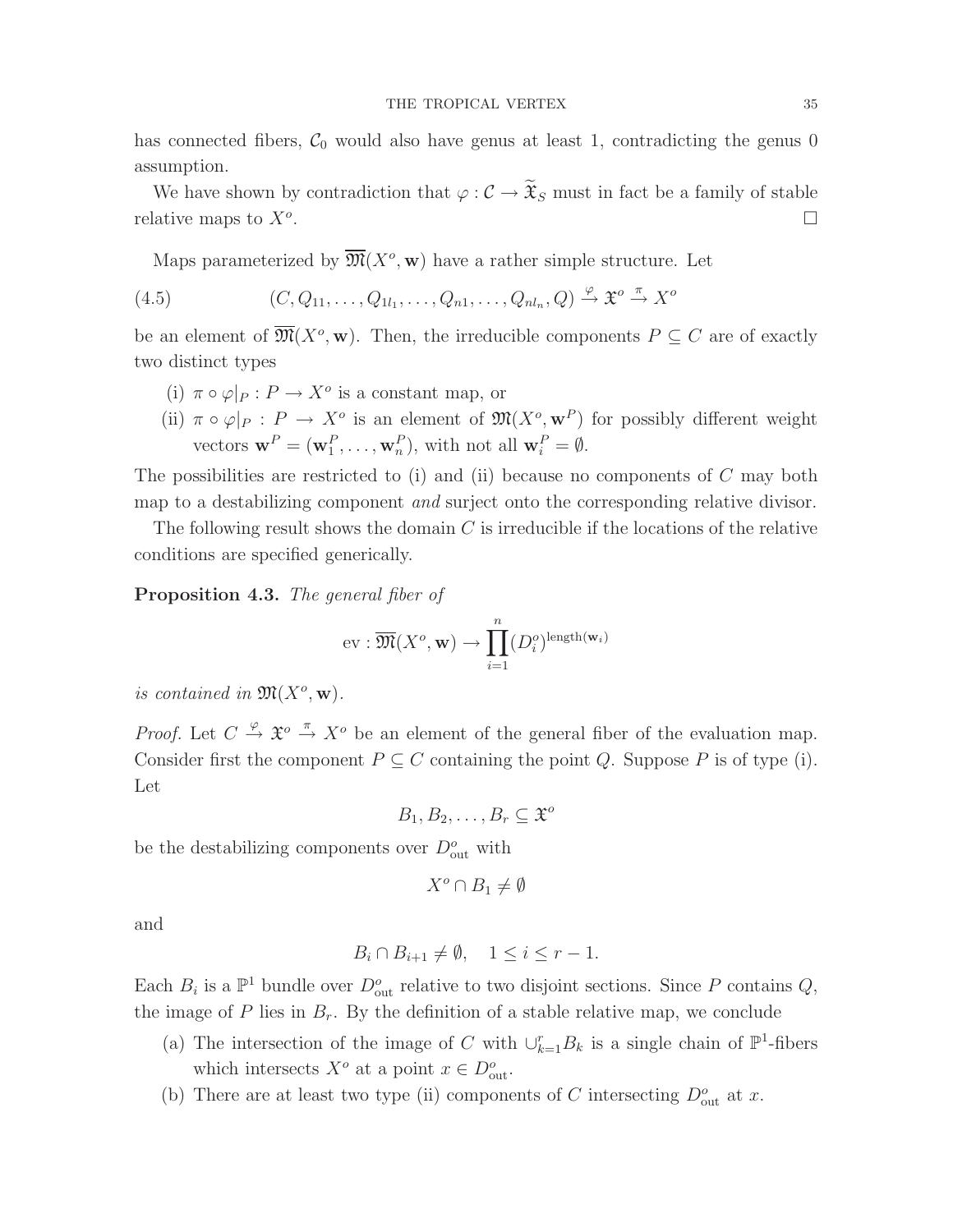has connected fibers, $\mathcal{C}_0$ would also have genus at least 1, contradicting the genus 0 assumption.

We have shown by contradiction that $\varphi : \mathcal{C} \to \widetilde{\mathfrak{X}}_S$ must in fact be a family of stable relative maps to $X^o$. $\square$

Maps parameterized by $\overline{\mathfrak{M}}(X^o, \mathbf{w})$ have a rather simple structure. Let

$$(C, Q_{11}, \ldots, Q_{1l_1}, \ldots, Q_{n1}, \ldots, Q_{nl_n}, Q) \xrightarrow{\varphi} \mathfrak{X}^o \xrightarrow{\pi} X^o \tag{4.5}$$

be an element of $\overline{\mathfrak{M}}(X^o, \mathbf{w})$. Then, the irreducible components $P \subseteq C$ are of exactly two distinct types

(i) $\pi \circ \varphi|_P : P \to X^o$ is a constant map, or

(ii) $\pi \circ \varphi|_P : P \to X^o$ is an element of $\mathfrak{M}(X^o, \mathbf{w}^P)$ for possibly different weight vectors $\mathbf{w}^P = (\mathbf{w}_1^P, \ldots, \mathbf{w}_n^P)$, with not all $\mathbf{w}_i^P = \emptyset$.

The possibilities are restricted to (i) and (ii) because no components of $C$ may both map to a destabilizing component *and* surject onto the corresponding relative divisor.

The following result shows the domain $C$ is irreducible if the locations of the relative conditions are specified generically.

**Proposition 4.3.** *The general fiber of*

$$\mathrm{ev} : \overline{\mathfrak{M}}(X^o, \mathbf{w}) \to \prod_{i=1}^{n} (D_i^o)^{\mathrm{length}(\mathbf{w}_i)}$$

*is contained in* $\mathfrak{M}(X^o, \mathbf{w})$.

*Proof.* Let $C \xrightarrow{\varphi} \mathfrak{X}^o \xrightarrow{\pi} X^o$ be an element of the general fiber of the evaluation map. Consider first the component $P \subseteq C$ containing the point $Q$. Suppose $P$ is of type (i). Let

$$B_1, B_2, \ldots, B_r \subseteq \mathfrak{X}^o$$

be the destabilizing components over $D_{\mathrm{out}}^o$ with

$$X^o \cap B_1 \neq \emptyset$$

and

$$B_i \cap B_{i+1} \neq \emptyset, \quad 1 \leq i \leq r-1.$$

Each $B_i$ is a $\mathbb{P}^1$ bundle over $D_{\mathrm{out}}^o$ relative to two disjoint sections. Since $P$ contains $Q$, the image of $P$ lies in $B_r$. By the definition of a stable relative map, we conclude

(a) The intersection of the image of $C$ with $\cup_{k=1}^r B_k$ is a single chain of $\mathbb{P}^1$-fibers which intersects $X^o$ at a point $x \in D_{\mathrm{out}}^o$.

(b) There are at least two type (ii) components of $C$ intersecting $D_{\mathrm{out}}^o$ at $x$.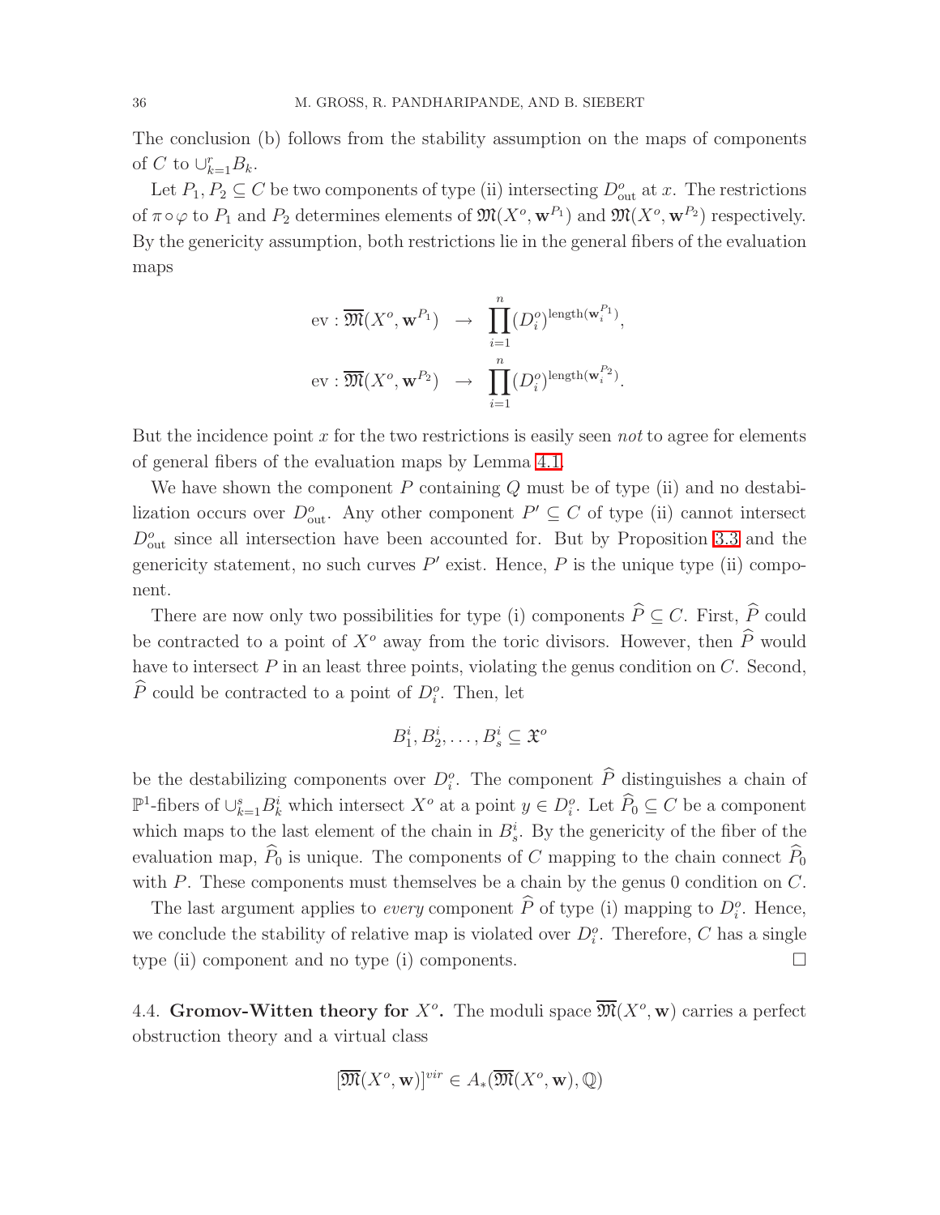The conclusion (b) follows from the stability assumption on the maps of components of $C$ to $\cup_{k=1}^r B_k$.

Let $P_1, P_2 \subseteq C$ be two components of type (ii) intersecting $D^o_{\mathrm{out}}$ at $x$. The restrictions of $\pi \circ \varphi$ to $P_1$ and $P_2$ determines elements of $\mathfrak{M}(X^o, \mathbf{w}^{P_1})$ and $\mathfrak{M}(X^o, \mathbf{w}^{P_2})$ respectively. By the genericity assumption, both restrictions lie in the general fibers of the evaluation maps

$$
\begin{aligned}
\mathrm{ev} : \overline{\mathfrak{M}}(X^o, \mathbf{w}^{P_1}) &\rightarrow \prod_{i=1}^n (D^o_i)^{\mathrm{length}(\mathbf{w}_i^{P_1})}, \\
\mathrm{ev} : \overline{\mathfrak{M}}(X^o, \mathbf{w}^{P_2}) &\rightarrow \prod_{i=1}^n (D^o_i)^{\mathrm{length}(\mathbf{w}_i^{P_2})}.
\end{aligned}
$$

But the incidence point $x$ for the two restrictions is easily seen *not* to agree for elements of general fibers of the evaluation maps by Lemma 4.1.

We have shown the component $P$ containing $Q$ must be of type (ii) and no destabilization occurs over $D^o_{\mathrm{out}}$. Any other component $P' \subseteq C$ of type (ii) cannot intersect $D^o_{\mathrm{out}}$ since all intersection have been accounted for. But by Proposition 3.3 and the genericity statement, no such curves $P'$ exist. Hence, $P$ is the unique type (ii) component.

There are now only two possibilities for type (i) components $\widehat{P} \subseteq C$. First, $\widehat{P}$ could be contracted to a point of $X^o$ away from the toric divisors. However, then $\widehat{P}$ would have to intersect $P$ in an least three points, violating the genus condition on $C$. Second, $\widehat{P}$ could be contracted to a point of $D^o_i$. Then, let

$$
B^i_1, B^i_2, \ldots, B^i_s \subseteq \mathfrak{X}^o
$$

be the destabilizing components over $D^o_i$. The component $\widehat{P}$ distinguishes a chain of $\mathbb{P}^1$-fibers of $\cup_{k=1}^s B^i_k$ which intersect $X^o$ at a point $y \in D^o_i$. Let $\widehat{P}_0 \subseteq C$ be a component which maps to the last element of the chain in $B^i_s$. By the genericity of the fiber of the evaluation map, $\widehat{P}_0$ is unique. The components of $C$ mapping to the chain connect $\widehat{P}_0$ with $P$. These components must themselves be a chain by the genus 0 condition on $C$.

The last argument applies to *every* component $\widehat{P}$ of type (i) mapping to $D^o_i$. Hence, we conclude the stability of relative map is violated over $D^o_i$. Therefore, $C$ has a single type (ii) component and no type (i) components. □

4.4. **Gromov-Witten theory for $X^o$.** The moduli space $\overline{\mathfrak{M}}(X^o, \mathbf{w})$ carries a perfect obstruction theory and a virtual class

$$
[\overline{\mathfrak{M}}(X^o, \mathbf{w})]^{vir} \in A_*(\overline{\mathfrak{M}}(X^o, \mathbf{w}), \mathbb{Q})
$$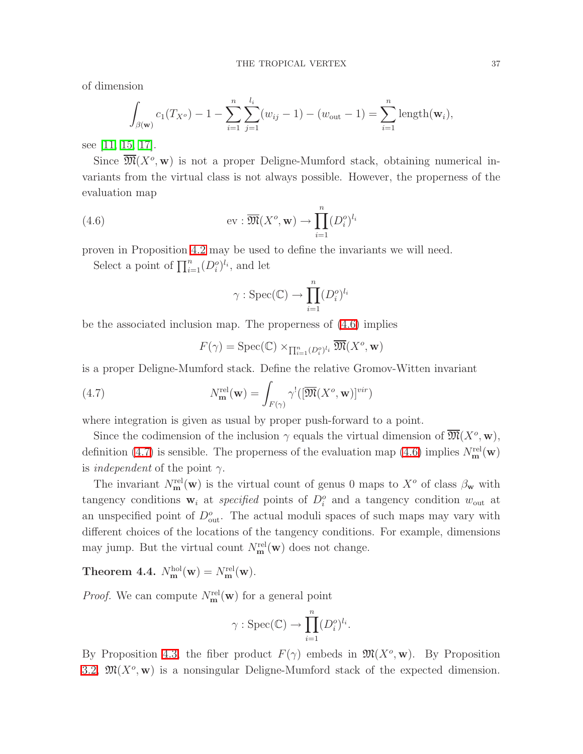of dimension

$$\int_{\beta(\mathbf{w})} c_1(T_{X^o}) - 1 - \sum_{i=1}^{n} \sum_{j=1}^{l_i} (w_{ij} - 1) - (w_{\text{out}} - 1) = \sum_{i=1}^{n} \text{length}(\mathbf{w}_i),$$

see [11, 15, 17].

Since $\overline{\mathfrak{M}}(X^o, \mathbf{w})$ is not a proper Deligne-Mumford stack, obtaining numerical invariants from the virtual class is not always possible. However, the properness of the evaluation map

$$\text{ev} : \overline{\mathfrak{M}}(X^o, \mathbf{w}) \to \prod_{i=1}^{n} (D_i^o)^{l_i} \tag{4.6}$$

proven in Proposition 4.2 may be used to define the invariants we will need.

Select a point of $\prod_{i=1}^{n} (D_i^o)^{l_i}$, and let

$$\gamma : \text{Spec}(\mathbb{C}) \to \prod_{i=1}^{n} (D_i^o)^{l_i}$$

be the associated inclusion map. The properness of (4.6) implies

$$F(\gamma) = \text{Spec}(\mathbb{C}) \times_{\prod_{i=1}^{n} (D_i^o)^{l_i}} \overline{\mathfrak{M}}(X^o, \mathbf{w})$$

is a proper Deligne-Mumford stack. Define the relative Gromov-Witten invariant

$$N_{\mathbf{m}}^{\text{rel}}(\mathbf{w}) = \int_{F(\gamma)} \gamma^!([\overline{\mathfrak{M}}(X^o, \mathbf{w})]^{vir}) \tag{4.7}$$

where integration is given as usual by proper push-forward to a point.

Since the codimension of the inclusion $\gamma$ equals the virtual dimension of $\overline{\mathfrak{M}}(X^o, \mathbf{w})$, definition (4.7) is sensible. The properness of the evaluation map (4.6) implies $N_{\mathbf{m}}^{\text{rel}}(\mathbf{w})$ is *independent* of the point $\gamma$.

The invariant $N_{\mathbf{m}}^{\text{rel}}(\mathbf{w})$ is the virtual count of genus 0 maps to $X^o$ of class $\beta_{\mathbf{w}}$ with tangency conditions $\mathbf{w}_i$ at *specified* points of $D_i^o$ and a tangency condition $w_{\text{out}}$ at an unspecified point of $D_{\text{out}}^o$. The actual moduli spaces of such maps may vary with different choices of the locations of the tangency conditions. For example, dimensions may jump. But the virtual count $N_{\mathbf{m}}^{\text{rel}}(\mathbf{w})$ does not change.

**Theorem 4.4.** $N_{\mathbf{m}}^{\text{hol}}(\mathbf{w}) = N_{\mathbf{m}}^{\text{rel}}(\mathbf{w})$.

*Proof.* We can compute $N_{\mathbf{m}}^{\text{rel}}(\mathbf{w})$ for a general point

$$\gamma : \text{Spec}(\mathbb{C}) \to \prod_{i=1}^{n} (D_i^o)^{l_i}.$$

By Proposition 4.3, the fiber product $F(\gamma)$ embeds in $\mathfrak{M}(X^o, \mathbf{w})$. By Proposition 3.2, $\mathfrak{M}(X^o, \mathbf{w})$ is a nonsingular Deligne-Mumford stack of the expected dimension.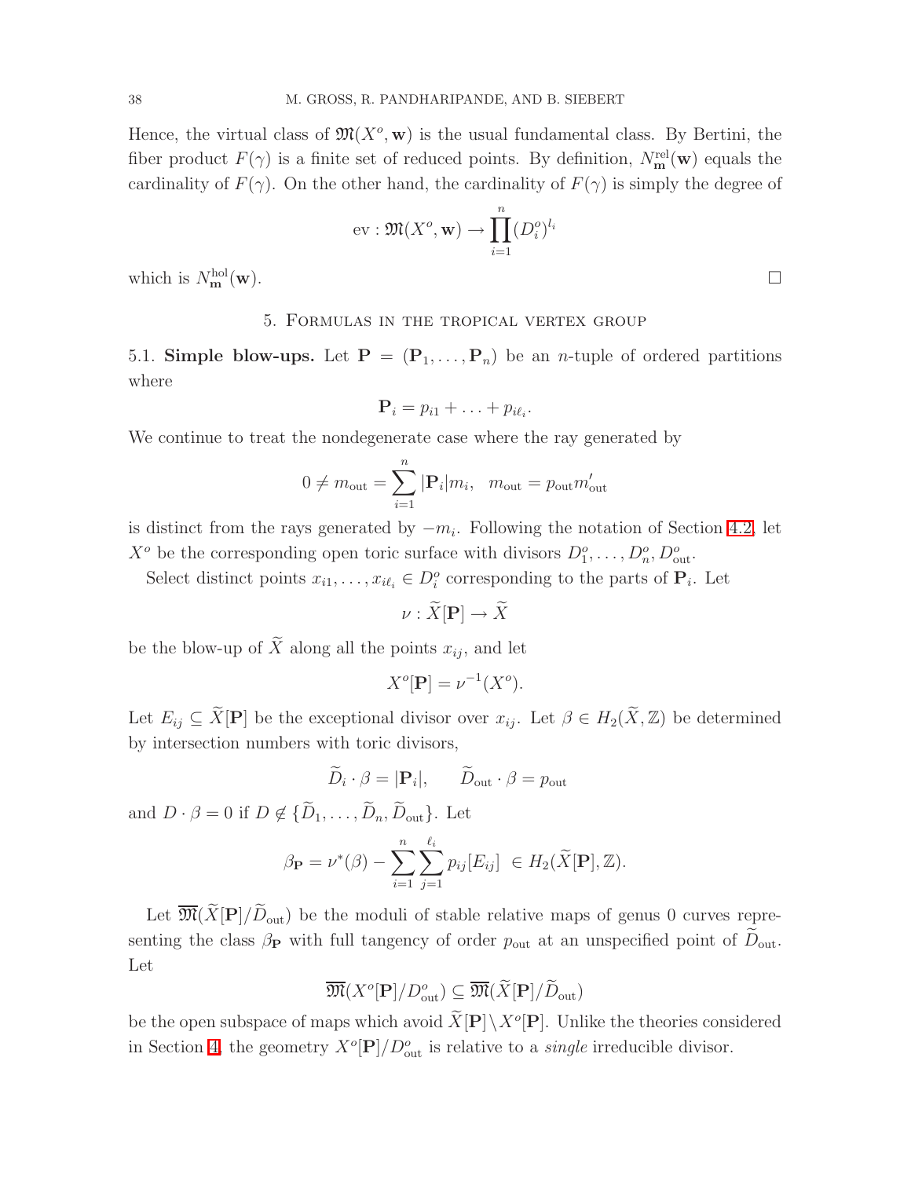Hence, the virtual class of $\mathfrak{M}(X^o, \mathbf{w})$ is the usual fundamental class. By Bertini, the fiber product $F(\gamma)$ is a finite set of reduced points. By definition, $N^{\mathrm{rel}}_{\mathbf{m}}(\mathbf{w})$ equals the cardinality of $F(\gamma)$. On the other hand, the cardinality of $F(\gamma)$ is simply the degree of

$$\mathrm{ev} : \mathfrak{M}(X^o, \mathbf{w}) \to \prod_{i=1}^{n} (D_i^o)^{l_i}$$

which is $N^{\mathrm{hol}}_{\mathbf{m}}(\mathbf{w})$. □

## 5. Formulas in the tropical vertex group

5.1. **Simple blow-ups.** Let $\mathbf{P} = (\mathbf{P}_1, \ldots, \mathbf{P}_n)$ be an $n$-tuple of ordered partitions where

$$\mathbf{P}_i = p_{i1} + \ldots + p_{i\ell_i}.$$

We continue to treat the nondegenerate case where the ray generated by

$$0 \neq m_{\mathrm{out}} = \sum_{i=1}^{n} |\mathbf{P}_i| m_i, \quad m_{\mathrm{out}} = p_{\mathrm{out}} m'_{\mathrm{out}}$$

is distinct from the rays generated by $-m_i$. Following the notation of Section 4.2, let $X^o$ be the corresponding open toric surface with divisors $D_1^o, \ldots, D_n^o, D_{\mathrm{out}}^o$.

Select distinct points $x_{i1}, \ldots, x_{i\ell_i} \in D_i^o$ corresponding to the parts of $\mathbf{P}_i$. Let

$$\nu : \widetilde{X}[\mathbf{P}] \to \widetilde{X}$$

be the blow-up of $\widetilde{X}$ along all the points $x_{ij}$, and let

$$X^o[\mathbf{P}] = \nu^{-1}(X^o).$$

Let $E_{ij} \subseteq \widetilde{X}[\mathbf{P}]$ be the exceptional divisor over $x_{ij}$. Let $\beta \in H_2(\widetilde{X}, \mathbb{Z})$ be determined by intersection numbers with toric divisors,

$$\widetilde{D}_i \cdot \beta = |\mathbf{P}_i|, \qquad \widetilde{D}_{\mathrm{out}} \cdot \beta = p_{\mathrm{out}}$$

and $D \cdot \beta = 0$ if $D \notin \{\widetilde{D}_1, \ldots, \widetilde{D}_n, \widetilde{D}_{\mathrm{out}}\}$. Let

$$\beta_{\mathbf{P}} = \nu^*(\beta) - \sum_{i=1}^{n} \sum_{j=1}^{\ell_i} p_{ij} [E_{ij}] \ \in H_2(\widetilde{X}[\mathbf{P}], \mathbb{Z}).$$

Let $\overline{\mathfrak{M}}(\widetilde{X}[\mathbf{P}]/\widetilde{D}_{\mathrm{out}})$ be the moduli of stable relative maps of genus 0 curves representing the class $\beta_{\mathbf{P}}$ with full tangency of order $p_{\mathrm{out}}$ at an unspecified point of $\widetilde{D}_{\mathrm{out}}$. Let

$$\overline{\mathfrak{M}}(X^o[\mathbf{P}]/D^o_{\mathrm{out}}) \subseteq \overline{\mathfrak{M}}(\widetilde{X}[\mathbf{P}]/\widetilde{D}_{\mathrm{out}})$$

be the open subspace of maps which avoid $\widetilde{X}[\mathbf{P}] \setminus X^o[\mathbf{P}]$. Unlike the theories considered in Section 4, the geometry $X^o[\mathbf{P}]/D^o_{\mathrm{out}}$ is relative to a *single* irreducible divisor.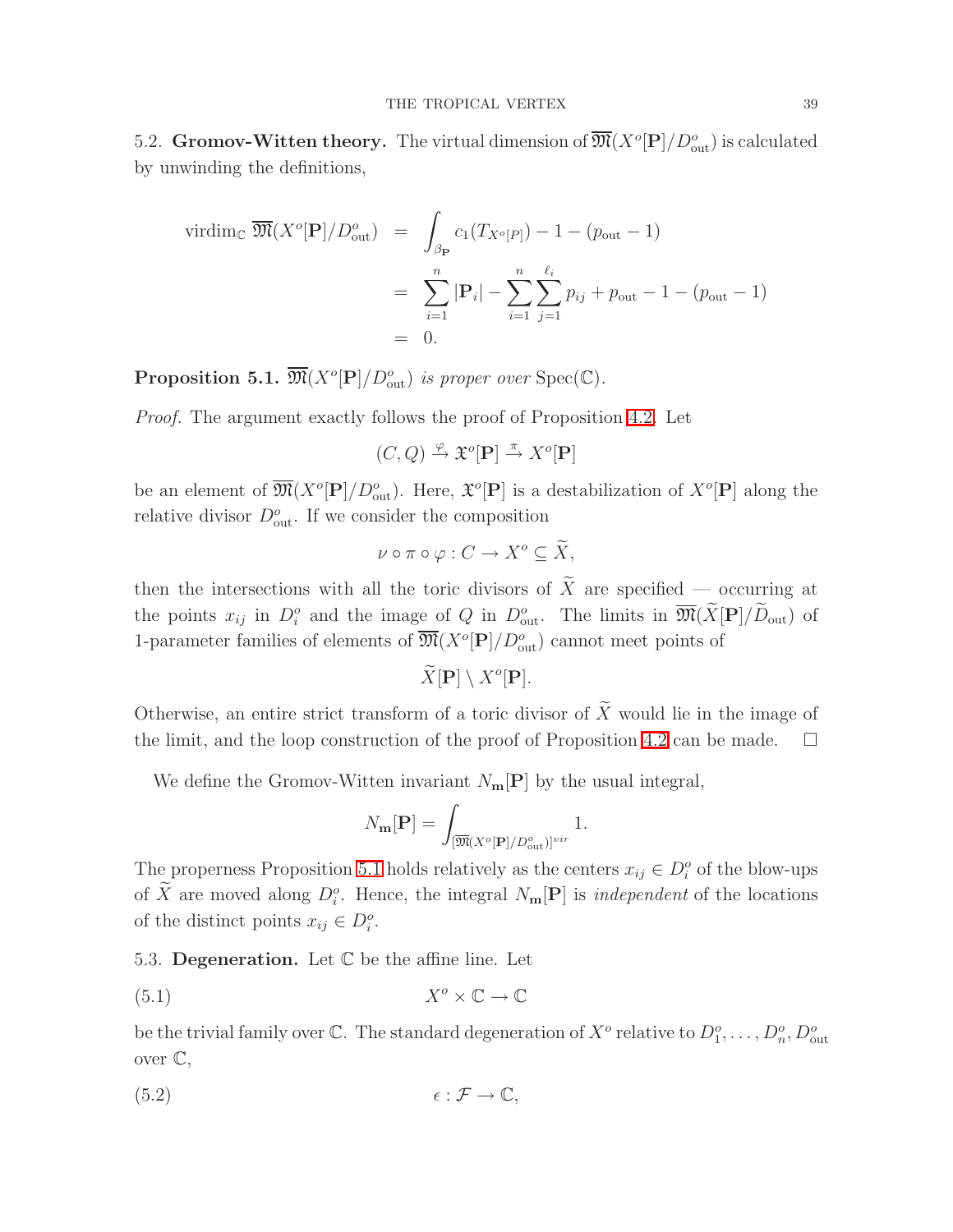5.2. **Gromov-Witten theory.** The virtual dimension of $\overline{\mathfrak{M}}(X^o[\mathbf{P}]/D^o_{\text{out}})$ is calculated by unwinding the definitions,

$$
\begin{aligned}
\text{virdim}_{\mathbb{C}}\ \overline{\mathfrak{M}}(X^o[\mathbf{P}]/D^o_{\text{out}}) &= \int_{\beta_{\mathbf{P}}} c_1(T_{X^o[P]}) - 1 - (p_{\text{out}} - 1) \\
&= \sum_{i=1}^{n} |\mathbf{P}_i| - \sum_{i=1}^{n} \sum_{j=1}^{\ell_i} p_{ij} + p_{\text{out}} - 1 - (p_{\text{out}} - 1) \\
&= 0.
\end{aligned}
$$

**Proposition 5.1.** *$\overline{\mathfrak{M}}(X^o[\mathbf{P}]/D^o_{\text{out}})$ is proper over* $\text{Spec}(\mathbb{C})$.

*Proof.* The argument exactly follows the proof of Proposition 4.2. Let

$$(C, Q) \xrightarrow{\varphi} \mathfrak{X}^o[\mathbf{P}] \xrightarrow{\pi} X^o[\mathbf{P}]$$

be an element of $\overline{\mathfrak{M}}(X^o[\mathbf{P}]/D^o_{\text{out}})$. Here, $\mathfrak{X}^o[\mathbf{P}]$ is a destabilization of $X^o[\mathbf{P}]$ along the relative divisor $D^o_{\text{out}}$. If we consider the composition

$$\nu \circ \pi \circ \varphi : C \to X^o \subseteq \widetilde{X},$$

then the intersections with all the toric divisors of $\widetilde{X}$ are specified — occurring at the points $x_{ij}$ in $D^o_i$ and the image of $Q$ in $D^o_{\text{out}}$. The limits in $\overline{\mathfrak{M}}(\widetilde{X}[\mathbf{P}]/\widetilde{D}_{\text{out}})$ of 1-parameter families of elements of $\overline{\mathfrak{M}}(X^o[\mathbf{P}]/D^o_{\text{out}})$ cannot meet points of

$$\widetilde{X}[\mathbf{P}] \setminus X^o[\mathbf{P}].$$

Otherwise, an entire strict transform of a toric divisor of $\widetilde{X}$ would lie in the image of the limit, and the loop construction of the proof of Proposition 4.2 can be made. $\square$

We define the Gromov-Witten invariant $N_{\mathbf{m}}[\mathbf{P}]$ by the usual integral,

$$N_{\mathbf{m}}[\mathbf{P}] = \int_{[\overline{\mathfrak{M}}(X^o[\mathbf{P}]/D^o_{\text{out}})]^{vir}} 1.$$

The properness Proposition 5.1 holds relatively as the centers $x_{ij} \in D^o_i$ of the blow-ups of $\widetilde{X}$ are moved along $D^o_i$. Hence, the integral $N_{\mathbf{m}}[\mathbf{P}]$ is *independent* of the locations of the distinct points $x_{ij} \in D^o_i$.

5.3. **Degeneration.** Let $\mathbb{C}$ be the affine line. Let

$$X^o \times \mathbb{C} \to \mathbb{C} \tag{5.1}$$

be the trivial family over $\mathbb{C}$. The standard degeneration of $X^o$ relative to $D^o_1, \ldots, D^o_n, D^o_{\text{out}}$ over $\mathbb{C}$,

$$\epsilon : \mathcal{F} \to \mathbb{C}, \tag{5.2}$$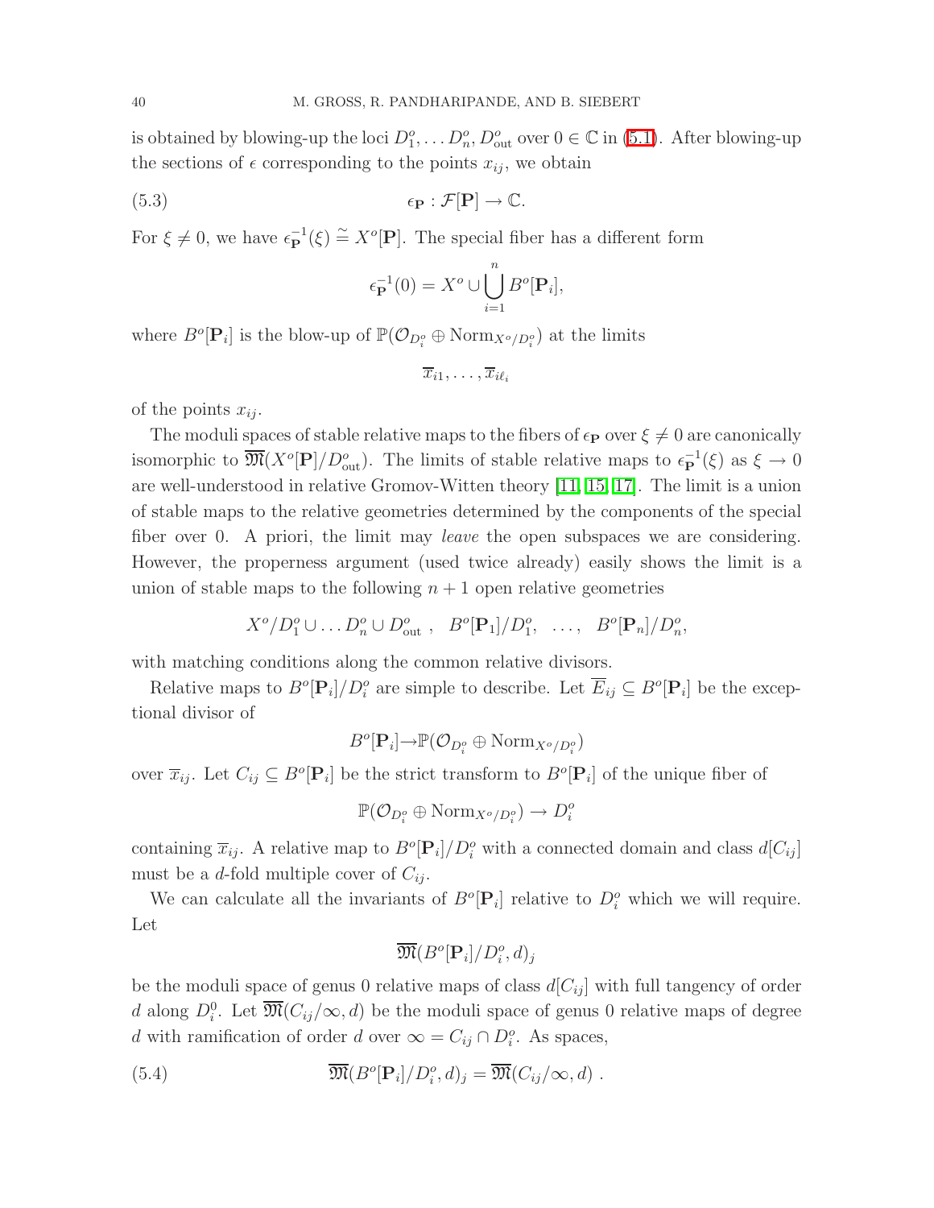is obtained by blowing-up the loci $D_1^o, \dots D_n^o, D_{\text{out}}^o$ over $0 \in \mathbb{C}$ in (5.1). After blowing-up the sections of $\epsilon$ corresponding to the points $x_{ij}$, we obtain

$$\epsilon_{\mathbf{P}} : \mathcal{F}[\mathbf{P}] \to \mathbb{C}. \tag{5.3}$$

For $\xi \neq 0$, we have $\epsilon_{\mathbf{P}}^{-1}(\xi) \stackrel{\sim}{=} X^o[\mathbf{P}]$. The special fiber has a different form

$$\epsilon_{\mathbf{P}}^{-1}(0) = X^o \cup \bigcup_{i=1}^{n} B^o[\mathbf{P}_i],$$

where $B^o[\mathbf{P}_i]$ is the blow-up of $\mathbb{P}(\mathcal{O}_{D_i^o} \oplus \text{Norm}_{X^o/D_i^o})$ at the limits

$$\overline{x}_{i1}, \dots, \overline{x}_{i\ell_i}$$

of the points $x_{ij}$.

The moduli spaces of stable relative maps to the fibers of $\epsilon_{\mathbf{P}}$ over $\xi \neq 0$ are canonically isomorphic to $\overline{\mathfrak{M}}(X^o[\mathbf{P}]/D_{\text{out}}^o)$. The limits of stable relative maps to $\epsilon_{\mathbf{P}}^{-1}(\xi)$ as $\xi \to 0$ are well-understood in relative Gromov-Witten theory [11, 15, 17]. The limit is a union of stable maps to the relative geometries determined by the components of the special fiber over 0. A priori, the limit may *leave* the open subspaces we are considering. However, the properness argument (used twice already) easily shows the limit is a union of stable maps to the following $n+1$ open relative geometries

$$X^o/D_1^o \cup \dots D_n^o \cup D_{\text{out}}^o\ , \quad B^o[\mathbf{P}_1]/D_1^o, \quad \dots, \quad B^o[\mathbf{P}_n]/D_n^o,$$

with matching conditions along the common relative divisors.

Relative maps to $B^o[\mathbf{P}_i]/D_i^o$ are simple to describe. Let $\overline{E}_{ij} \subseteq B^o[\mathbf{P}_i]$ be the exceptional divisor of

$$B^o[\mathbf{P}_i] \to \mathbb{P}(\mathcal{O}_{D_i^o} \oplus \text{Norm}_{X^o/D_i^o})$$

over $\overline{x}_{ij}$. Let $C_{ij} \subseteq B^o[\mathbf{P}_i]$ be the strict transform to $B^o[\mathbf{P}_i]$ of the unique fiber of

$$\mathbb{P}(\mathcal{O}_{D_i^o} \oplus \text{Norm}_{X^o/D_i^o}) \to D_i^o$$

containing $\overline{x}_{ij}$. A relative map to $B^o[\mathbf{P}_i]/D_i^o$ with a connected domain and class $d[C_{ij}]$ must be a $d$-fold multiple cover of $C_{ij}$.

We can calculate all the invariants of $B^o[\mathbf{P}_i]$ relative to $D_i^o$ which we will require. Let

$$\overline{\mathfrak{M}}(B^o[\mathbf{P}_i]/D_i^o, d)_j$$

be the moduli space of genus 0 relative maps of class $d[C_{ij}]$ with full tangency of order $d$ along $D_i^0$. Let $\overline{\mathfrak{M}}(C_{ij}/\infty, d)$ be the moduli space of genus 0 relative maps of degree $d$ with ramification of order $d$ over $\infty = C_{ij} \cap D_i^o$. As spaces,

$$\overline{\mathfrak{M}}(B^o[\mathbf{P}_i]/D_i^o, d)_j = \overline{\mathfrak{M}}(C_{ij}/\infty, d)\ . \tag{5.4}$$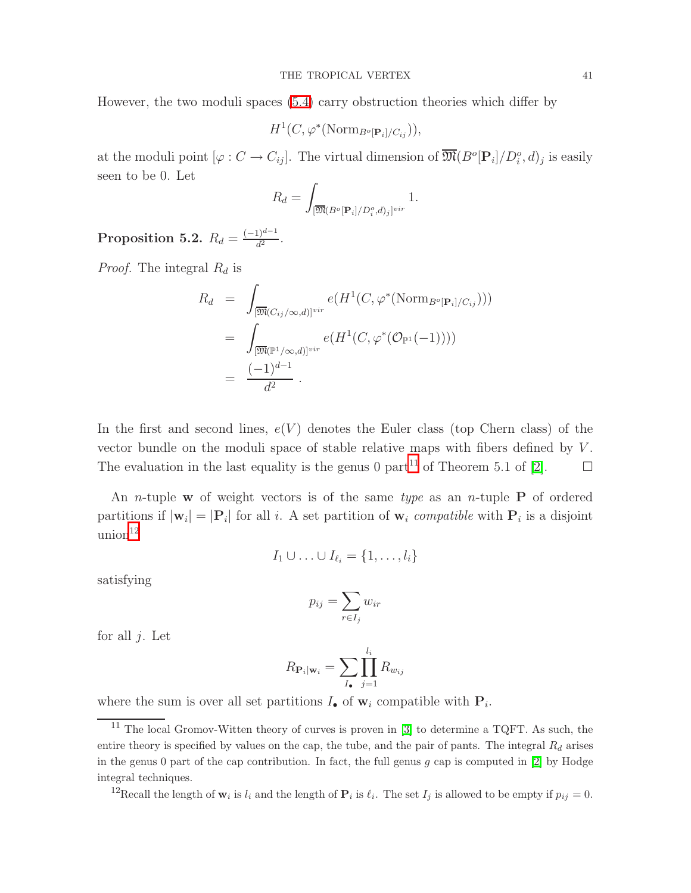However, the two moduli spaces (5.4) carry obstruction theories which differ by

$$H^1(C, \varphi^*(\text{Norm}_{B^o[\mathbf{P}_i]/C_{ij}})),$$

at the moduli point $[\varphi : C \to C_{ij}]$. The virtual dimension of $\overline{\mathfrak{M}}(B^o[\mathbf{P}_i]/D_i^o, d)_j$ is easily seen to be 0. Let

$$R_d = \int_{[\overline{\mathfrak{M}}(B^o[\mathbf{P}_i]/D_i^o,d)_j]^{vir}} 1.$$

**Proposition 5.2.** $R_d = \frac{(-1)^{d-1}}{d^2}$.

*Proof.* The integral $R_d$ is

$$\begin{aligned}
R_d &= \int_{[\overline{\mathfrak{M}}(C_{ij}/\infty,d)]^{vir}} e(H^1(C, \varphi^*(\text{Norm}_{B^o[\mathbf{P}_i]/C_{ij}}))) \\
&= \int_{[\overline{\mathfrak{M}}(\mathbb{P}^1/\infty,d)]^{vir}} e(H^1(C, \varphi^*(\mathcal{O}_{\mathbb{P}^1}(-1)))) \\
&= \frac{(-1)^{d-1}}{d^2}\ .
\end{aligned}$$

In the first and second lines, $e(V)$ denotes the Euler class (top Chern class) of the vector bundle on the moduli space of stable relative maps with fibers defined by $V$. The evaluation in the last equality is the genus 0 part[11] of Theorem 5.1 of [2]. □

An $n$-tuple $\mathbf{w}$ of weight vectors is of the same *type* as an $n$-tuple $\mathbf{P}$ of ordered partitions if $|\mathbf{w}_i| = |\mathbf{P}_i|$ for all $i$. A set partition of $\mathbf{w}_i$ *compatible* with $\mathbf{P}_i$ is a disjoint union[12]

$$I_1 \cup \ldots \cup I_{\ell_i} = \{1, \ldots, l_i\}$$

satisfying

$$p_{ij} = \sum_{r \in I_j} w_{ir}$$

for all $j$. Let

$$R_{\mathbf{P}_i|\mathbf{w}_i} = \sum_{I_\bullet} \prod_{j=1}^{l_i} R_{w_{ij}}$$

where the sum is over all set partitions $I_\bullet$ of $\mathbf{w}_i$ compatible with $\mathbf{P}_i$.

---

[11] The local Gromov-Witten theory of curves is proven in [3] to determine a TQFT. As such, the entire theory is specified by values on the cap, the tube, and the pair of pants. The integral $R_d$ arises in the genus 0 part of the cap contribution. In fact, the full genus $g$ cap is computed in [2] by Hodge integral techniques.

[12] Recall the length of $\mathbf{w}_i$ is $l_i$ and the length of $\mathbf{P}_i$ is $\ell_i$. The set $I_j$ is allowed to be empty if $p_{ij} = 0$.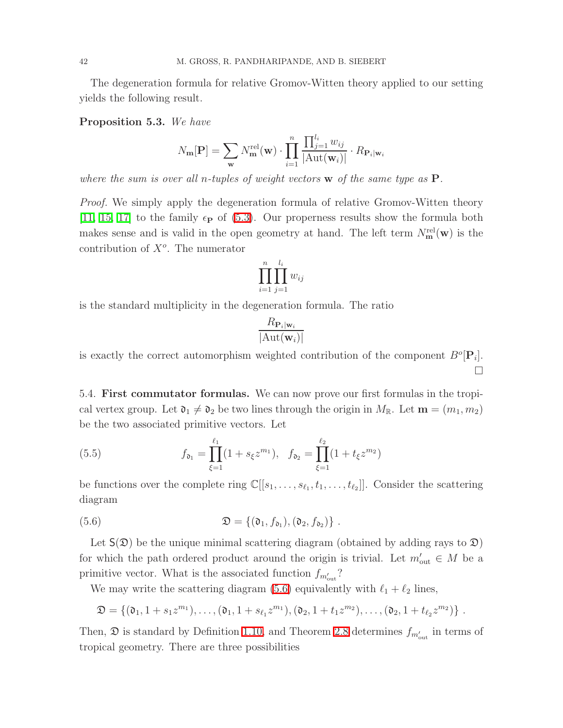The degeneration formula for relative Gromov-Witten theory applied to our setting yields the following result.

**Proposition 5.3.** *We have*

$$N_{\mathbf{m}}[\mathbf{P}] = \sum_{\mathbf{w}} N^{\mathrm{rel}}_{\mathbf{m}}(\mathbf{w}) \cdot \prod_{i=1}^{n} \frac{\prod_{j=1}^{l_i} w_{ij}}{|\mathrm{Aut}(\mathbf{w}_i)|} \cdot R_{\mathbf{P}_i|\mathbf{w}_i}$$

*where the sum is over all $n$-tuples of weight vectors $\mathbf{w}$ of the same type as $\mathbf{P}$.*

*Proof.* We simply apply the degeneration formula of relative Gromov-Witten theory [11, 15, 17] to the family $\epsilon_{\mathbf{P}}$ of (5.3). Our properness results show the formula both makes sense and is valid in the open geometry at hand. The left term $N^{\mathrm{rel}}_{\mathbf{m}}(\mathbf{w})$ is the contribution of $X^o$. The numerator

$$\prod_{i=1}^{n} \prod_{j=1}^{l_i} w_{ij}$$

is the standard multiplicity in the degeneration formula. The ratio

$$\frac{R_{\mathbf{P}_i|\mathbf{w}_i}}{|\mathrm{Aut}(\mathbf{w}_i)|}$$

is exactly the correct automorphism weighted contribution of the component $B^o[\mathbf{P}_i]$. $\square$

5.4. **First commutator formulas.** We can now prove our first formulas in the tropical vertex group. Let $\mathfrak{d}_1 \neq \mathfrak{d}_2$ be two lines through the origin in $M_{\mathbb{R}}$. Let $\mathbf{m} = (m_1, m_2)$ be the two associated primitive vectors. Let

$$f_{\mathfrak{d}_1} = \prod_{\xi=1}^{\ell_1} (1 + s_\xi z^{m_1}), \quad f_{\mathfrak{d}_2} = \prod_{\xi=1}^{\ell_2} (1 + t_\xi z^{m_2}) \tag{5.5}$$

be functions over the complete ring $\mathbb{C}[[s_1, \ldots, s_{\ell_1}, t_1, \ldots, t_{\ell_2}]]$. Consider the scattering diagram

$$\mathfrak{D} = \{(\mathfrak{d}_1, f_{\mathfrak{d}_1}), (\mathfrak{d}_2, f_{\mathfrak{d}_2})\} . \tag{5.6}$$

Let $\mathsf{S}(\mathfrak{D})$ be the unique minimal scattering diagram (obtained by adding rays to $\mathfrak{D}$) for which the path ordered product around the origin is trivial. Let $m'_{\mathrm{out}} \in M$ be a primitive vector. What is the associated function $f_{m'_{\mathrm{out}}}$?

We may write the scattering diagram (5.6) equivalently with $\ell_1 + \ell_2$ lines,

$$\mathfrak{D} = \{(\mathfrak{d}_1, 1 + s_1 z^{m_1}), \ldots, (\mathfrak{d}_1, 1 + s_{\ell_1} z^{m_1}), (\mathfrak{d}_2, 1 + t_1 z^{m_2}), \ldots, (\mathfrak{d}_2, 1 + t_{\ell_2} z^{m_2})\} .$$

Then, $\mathfrak{D}$ is standard by Definition 1.10, and Theorem 2.8 determines $f_{m'_{\mathrm{out}}}$ in terms of tropical geometry. There are three possibilities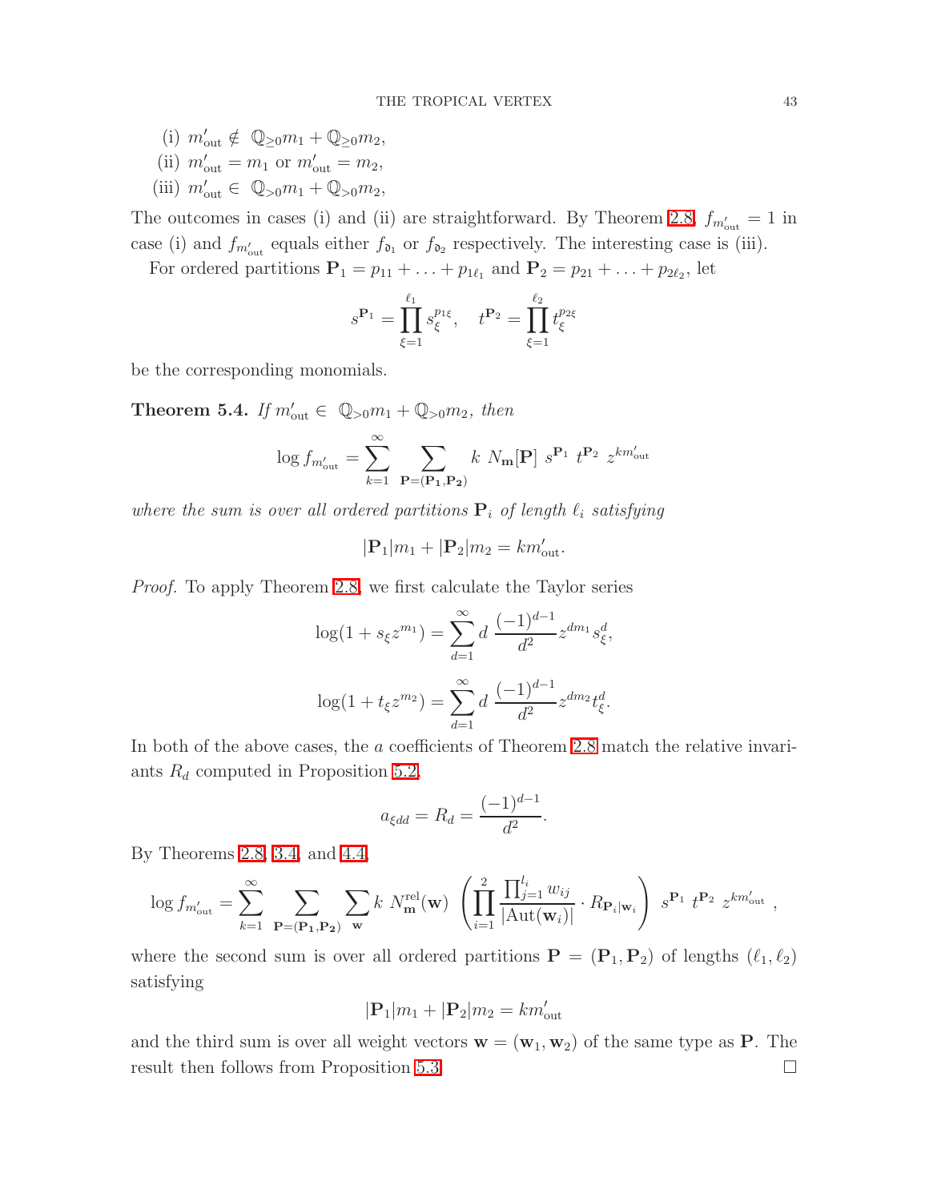(i) $m'_{\text{out}} \notin \mathbb{Q}_{\geq 0}m_1 + \mathbb{Q}_{\geq 0}m_2$,

(ii) $m'_{\text{out}} = m_1$ or $m'_{\text{out}} = m_2$,

(iii) $m'_{\text{out}} \in \mathbb{Q}_{>0}m_1 + \mathbb{Q}_{>0}m_2$,

The outcomes in cases (i) and (ii) are straightforward. By Theorem 2.8, $f_{m'_{\text{out}}} = 1$ in case (i) and $f_{m'_{\text{out}}}$ equals either $f_{\mathfrak{d}_1}$ or $f_{\mathfrak{d}_2}$ respectively. The interesting case is (iii).

For ordered partitions $\mathbf{P}_1 = p_{11} + \ldots + p_{1\ell_1}$ and $\mathbf{P}_2 = p_{21} + \ldots + p_{2\ell_2}$, let

$$s^{\mathbf{P}_1} = \prod_{\xi=1}^{\ell_1} s_\xi^{p_{1\xi}}, \quad t^{\mathbf{P}_2} = \prod_{\xi=1}^{\ell_2} t_\xi^{p_{2\xi}}$$

be the corresponding monomials.

**Theorem 5.4.** *If $m'_{\text{out}} \in \mathbb{Q}_{>0}m_1 + \mathbb{Q}_{>0}m_2$, then*

$$\log f_{m'_{\text{out}}} = \sum_{k=1}^{\infty} \sum_{\mathbf{P}=(\mathbf{P_1},\mathbf{P_2})} k \ N_{\mathbf{m}}[\mathbf{P}] \ s^{\mathbf{P}_1} \ t^{\mathbf{P}_2} \ z^{km'_{\text{out}}}$$

*where the sum is over all ordered partitions $\mathbf{P}_i$ of length $\ell_i$ satisfying*

$$|\mathbf{P}_1|m_1 + |\mathbf{P}_2|m_2 = km'_{\text{out}}.$$

*Proof.* To apply Theorem 2.8, we first calculate the Taylor series

$$\log(1 + s_\xi z^{m_1}) = \sum_{d=1}^{\infty} d \ \frac{(-1)^{d-1}}{d^2} z^{dm_1} s_\xi^d,$$

$$\log(1 + t_\xi z^{m_2}) = \sum_{d=1}^{\infty} d \ \frac{(-1)^{d-1}}{d^2} z^{dm_2} t_\xi^d.$$

In both of the above cases, the $a$ coefficients of Theorem 2.8 match the relative invariants $R_d$ computed in Proposition 5.2,

$$a_{\xi dd} = R_d = \frac{(-1)^{d-1}}{d^2}.$$

By Theorems 2.8, 3.4, and 4.4,

$$\log f_{m'_{\text{out}}} = \sum_{k=1}^{\infty} \sum_{\mathbf{P}=(\mathbf{P_1},\mathbf{P_2})} \sum_{\mathbf{w}} k \ N_{\mathbf{m}}^{\text{rel}}(\mathbf{w}) \ \left( \prod_{i=1}^{2} \frac{\prod_{j=1}^{l_i} w_{ij}}{|\text{Aut}(\mathbf{w}_i)|} \cdot R_{\mathbf{P}_i|\mathbf{w}_i} \right) \ s^{\mathbf{P}_1} \ t^{\mathbf{P}_2} \ z^{km'_{\text{out}}} \ ,$$

where the second sum is over all ordered partitions $\mathbf{P} = (\mathbf{P}_1, \mathbf{P}_2)$ of lengths $(\ell_1, \ell_2)$ satisfying

$$|\mathbf{P}_1|m_1 + |\mathbf{P}_2|m_2 = km'_{\text{out}}$$

and the third sum is over all weight vectors $\mathbf{w} = (\mathbf{w}_1, \mathbf{w}_2)$ of the same type as $\mathbf{P}$. The result then follows from Proposition 5.3. □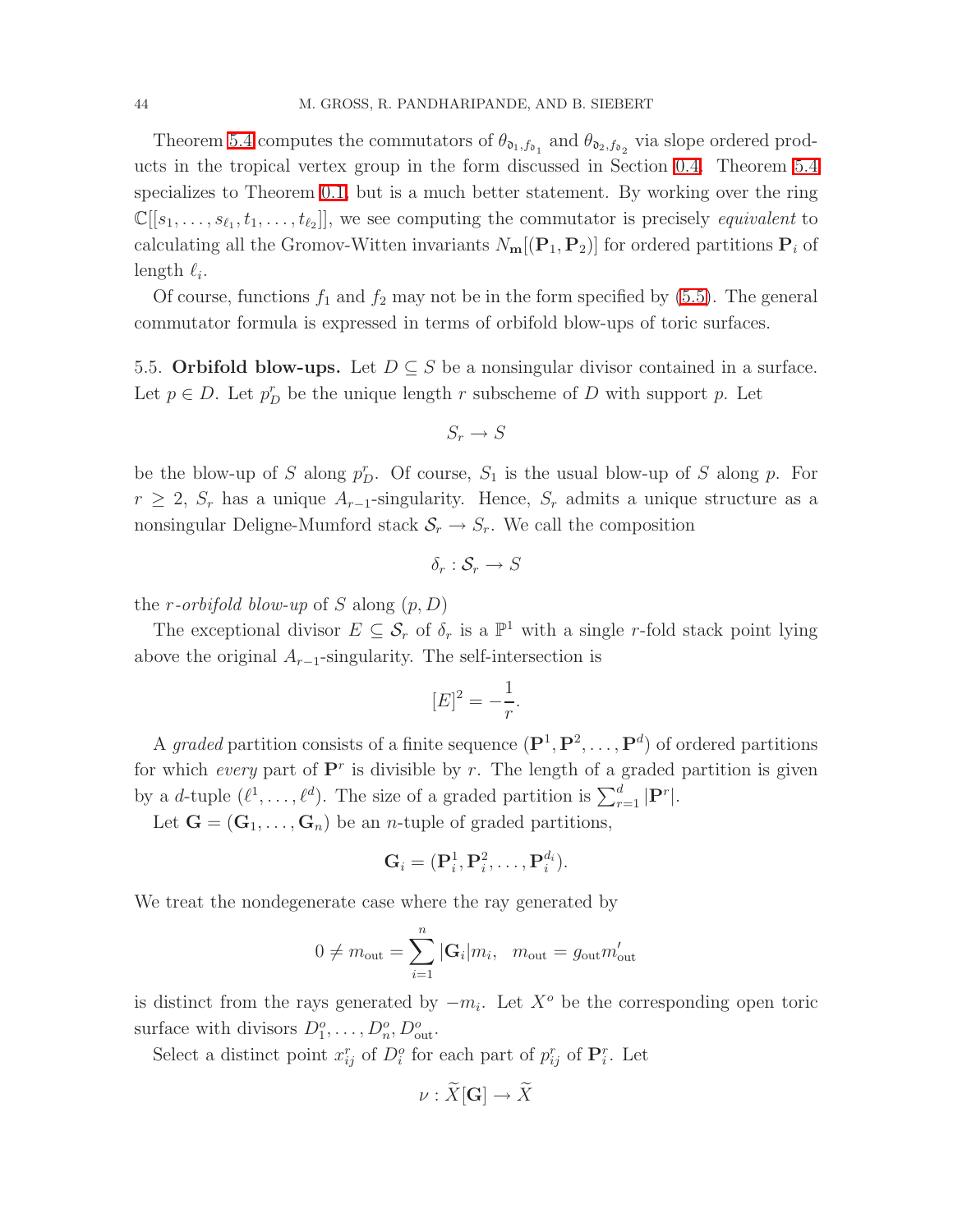Theorem 5.4 computes the commutators of $\theta_{\mathfrak{d}_1, f_{\mathfrak{d}_1}}$ and $\theta_{\mathfrak{d}_2, f_{\mathfrak{d}_2}}$ via slope ordered products in the tropical vertex group in the form discussed in Section 0.4. Theorem 5.4 specializes to Theorem 0.1, but is a much better statement. By working over the ring $\mathbb{C}[[s_1, \ldots, s_{\ell_1}, t_1, \ldots, t_{\ell_2}]]$, we see computing the commutator is precisely *equivalent* to calculating all the Gromov-Witten invariants $N_{\mathbf{m}}[(\mathbf{P}_1, \mathbf{P}_2)]$ for ordered partitions $\mathbf{P}_i$ of length $\ell_i$.

Of course, functions $f_1$ and $f_2$ may not be in the form specified by (5.5). The general commutator formula is expressed in terms of orbifold blow-ups of toric surfaces.

5.5. **Orbifold blow-ups.** Let $D \subseteq S$ be a nonsingular divisor contained in a surface. Let $p \in D$. Let $p^r_D$ be the unique length $r$ subscheme of $D$ with support $p$. Let

$$S_r \to S$$

be the blow-up of $S$ along $p^r_D$. Of course, $S_1$ is the usual blow-up of $S$ along $p$. For $r \geq 2$, $S_r$ has a unique $A_{r-1}$-singularity. Hence, $S_r$ admits a unique structure as a nonsingular Deligne-Mumford stack $\mathcal{S}_r \to S_r$. We call the composition

$$\delta_r : \mathcal{S}_r \to S$$

the *r-orbifold blow-up* of $S$ along $(p, D)$

The exceptional divisor $E \subseteq \mathcal{S}_r$ of $\delta_r$ is a $\mathbb{P}^1$ with a single $r$-fold stack point lying above the original $A_{r-1}$-singularity. The self-intersection is

$$[E]^2 = -\frac{1}{r}.$$

A *graded* partition consists of a finite sequence $(\mathbf{P}^1, \mathbf{P}^2, \ldots, \mathbf{P}^d)$ of ordered partitions for which *every* part of $\mathbf{P}^r$ is divisible by $r$. The length of a graded partition is given by a $d$-tuple $(\ell^1, \ldots, \ell^d)$. The size of a graded partition is $\sum_{r=1}^d |\mathbf{P}^r|$.

Let $\mathbf{G} = (\mathbf{G}_1, \ldots, \mathbf{G}_n)$ be an $n$-tuple of graded partitions,

$$\mathbf{G}_i = (\mathbf{P}^1_i, \mathbf{P}^2_i, \ldots, \mathbf{P}^{d_i}_i).$$

We treat the nondegenerate case where the ray generated by

$$0 \neq m_{\text{out}} = \sum_{i=1}^n |\mathbf{G}_i| m_i, \quad m_{\text{out}} = g_{\text{out}} m'_{\text{out}}$$

is distinct from the rays generated by $-m_i$. Let $X^o$ be the corresponding open toric surface with divisors $D^o_1, \ldots, D^o_n, D^o_{\text{out}}$.

Select a distinct point $x^r_{ij}$ of $D^o_i$ for each part of $p^r_{ij}$ of $\mathbf{P}^r_i$. Let

$$\nu : \widetilde{X}[\mathbf{G}] \to \widetilde{X}$$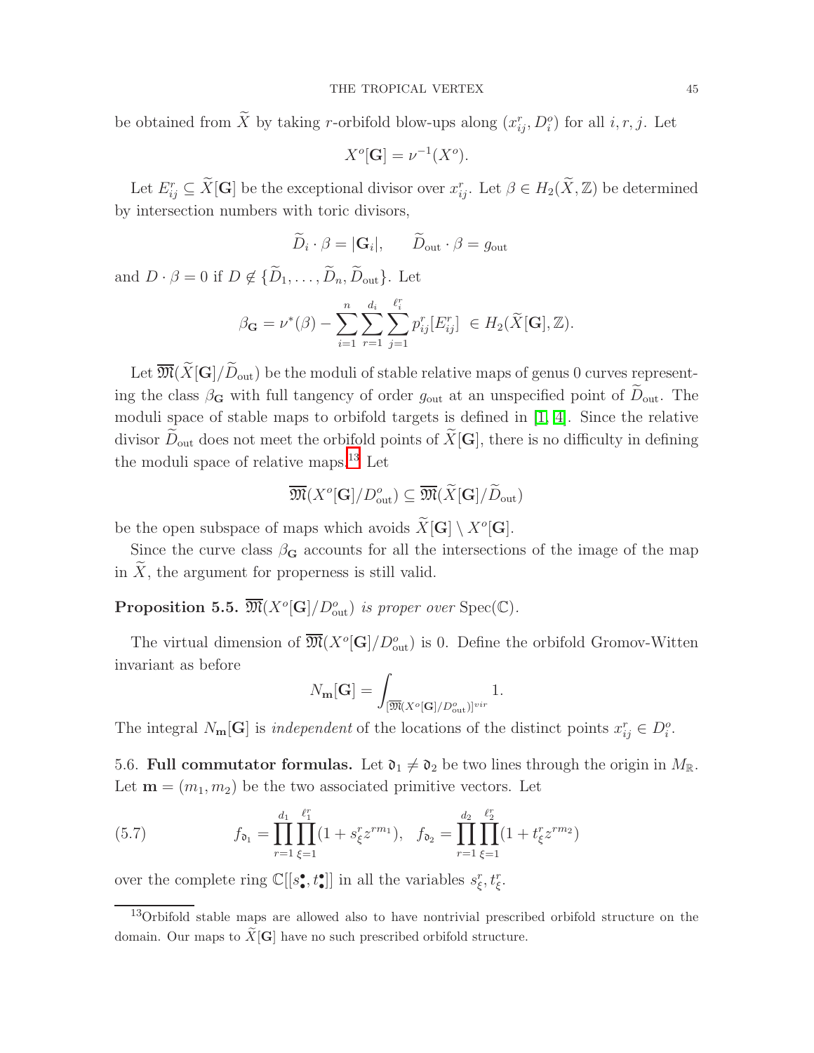be obtained from $\widetilde{X}$ by taking $r$-orbifold blow-ups along $(x^r_{ij}, D^o_i)$ for all $i, r, j$. Let

$$X^o[\mathbf{G}] = \nu^{-1}(X^o).$$

Let $E^r_{ij} \subseteq \widetilde{X}[\mathbf{G}]$ be the exceptional divisor over $x^r_{ij}$. Let $\beta \in H_2(\widetilde{X}, \mathbb{Z})$ be determined by intersection numbers with toric divisors,

$$\widetilde{D}_i \cdot \beta = |\mathbf{G}_i|, \qquad \widetilde{D}_{\text{out}} \cdot \beta = g_{\text{out}}$$

and $D \cdot \beta = 0$ if $D \notin \{\widetilde{D}_1, \ldots, \widetilde{D}_n, \widetilde{D}_{\text{out}}\}$. Let

$$\beta_{\mathbf{G}} = \nu^*(\beta) - \sum_{i=1}^{n} \sum_{r=1}^{d_i} \sum_{j=1}^{\ell^r_i} p^r_{ij} [E^r_{ij}] \ \in H_2(\widetilde{X}[\mathbf{G}], \mathbb{Z}).$$

Let $\overline{\mathfrak{M}}(\widetilde{X}[\mathbf{G}]/\widetilde{D}_{\text{out}})$ be the moduli of stable relative maps of genus 0 curves representing the class $\beta_{\mathbf{G}}$ with full tangency of order $g_{\text{out}}$ at an unspecified point of $\widetilde{D}_{\text{out}}$. The moduli space of stable maps to orbifold targets is defined in [1, 4]. Since the relative divisor $\widetilde{D}_{\text{out}}$ does not meet the orbifold points of $\widetilde{X}[\mathbf{G}]$, there is no difficulty in defining the moduli space of relative maps.[13] Let

$$\overline{\mathfrak{M}}(X^o[\mathbf{G}]/D^o_{\text{out}}) \subseteq \overline{\mathfrak{M}}(\widetilde{X}[\mathbf{G}]/\widetilde{D}_{\text{out}})$$

be the open subspace of maps which avoids $\widetilde{X}[\mathbf{G}] \setminus X^o[\mathbf{G}]$.

Since the curve class $\beta_{\mathbf{G}}$ accounts for all the intersections of the image of the map in $\widetilde{X}$, the argument for properness is still valid.

**Proposition 5.5.** *$\overline{\mathfrak{M}}(X^o[\mathbf{G}]/D^o_{\text{out}})$ is proper over* $\operatorname{Spec}(\mathbb{C})$.

The virtual dimension of $\overline{\mathfrak{M}}(X^o[\mathbf{G}]/D^o_{\text{out}})$ is 0. Define the orbifold Gromov-Witten invariant as before

$$N_{\mathbf{m}}[\mathbf{G}] = \int_{[\overline{\mathfrak{M}}(X^o[\mathbf{G}]/D^o_{\text{out}})]^{vir}} 1.$$

The integral $N_{\mathbf{m}}[\mathbf{G}]$ is *independent* of the locations of the distinct points $x^r_{ij} \in D^o_i$.

5.6. **Full commutator formulas.** Let $\mathfrak{d}_1 \neq \mathfrak{d}_2$ be two lines through the origin in $M_{\mathbb{R}}$. Let $\mathbf{m} = (m_1, m_2)$ be the two associated primitive vectors. Let

$$f_{\mathfrak{d}_1} = \prod_{r=1}^{d_1} \prod_{\xi=1}^{\ell^r_1} (1 + s^r_\xi z^{rm_1}), \quad f_{\mathfrak{d}_2} = \prod_{r=1}^{d_2} \prod_{\xi=1}^{\ell^r_2} (1 + t^r_\xi z^{rm_2}) \tag{5.7}$$

over the complete ring $\mathbb{C}[[s^\bullet_\bullet, t^\bullet_\bullet]]$ in all the variables $s^r_\xi, t^r_\xi$.

[13] Orbifold stable maps are allowed also to have nontrivial prescribed orbifold structure on the domain. Our maps to $\widetilde{X}[\mathbf{G}]$ have no such prescribed orbifold structure.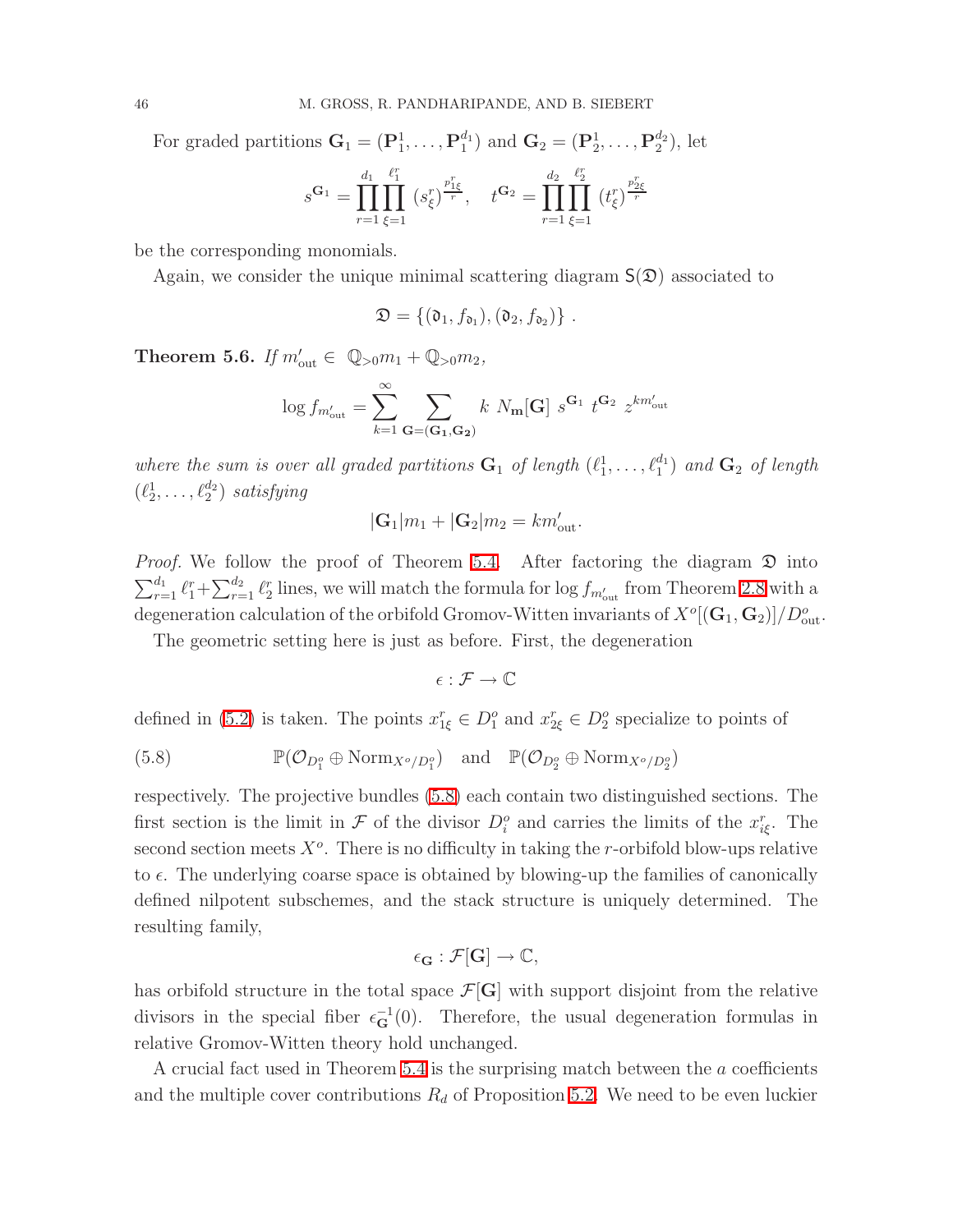For graded partitions $\mathbf{G}_1 = (\mathbf{P}_1^1, \ldots, \mathbf{P}_1^{d_1})$ and $\mathbf{G}_2 = (\mathbf{P}_2^1, \ldots, \mathbf{P}_2^{d_2})$, let

$$s^{\mathbf{G}_1} = \prod_{r=1}^{d_1} \prod_{\xi=1}^{\ell_1^r} (s_\xi^r)^{\frac{p_{1\xi}^r}{r}}, \quad t^{\mathbf{G}_2} = \prod_{r=1}^{d_2} \prod_{\xi=1}^{\ell_2^r} (t_\xi^r)^{\frac{p_{2\xi}^r}{r}}$$

be the corresponding monomials.

Again, we consider the unique minimal scattering diagram $\mathsf{S}(\mathfrak{D})$ associated to

$$\mathfrak{D} = \{(\mathfrak{d}_1, f_{\mathfrak{d}_1}), (\mathfrak{d}_2, f_{\mathfrak{d}_2})\}\ .$$

**Theorem 5.6.** *If $m'_{\text{out}} \in \mathbb{Q}_{>0} m_1 + \mathbb{Q}_{>0} m_2$,*

$$\log f_{m'_{\text{out}}} = \sum_{k=1}^{\infty} \sum_{\mathbf{G}=(\mathbf{G_1},\mathbf{G_2})} k\ N_{\mathbf{m}}[\mathbf{G}]\ s^{\mathbf{G}_1}\ t^{\mathbf{G}_2}\ z^{km'_{\text{out}}}$$

*where the sum is over all graded partitions $\mathbf{G}_1$ of length $(\ell_1^1, \ldots, \ell_1^{d_1})$ and $\mathbf{G}_2$ of length $(\ell_2^1, \ldots, \ell_2^{d_2})$ satisfying*

$$|\mathbf{G}_1| m_1 + |\mathbf{G}_2| m_2 = k m'_{\text{out}}.$$

*Proof.* We follow the proof of Theorem 5.4. After factoring the diagram $\mathfrak{D}$ into $\sum_{r=1}^{d_1} \ell_1^r + \sum_{r=1}^{d_2} \ell_2^r$ lines, we will match the formula for $\log f_{m'_{\text{out}}}$ from Theorem 2.8 with a degeneration calculation of the orbifold Gromov-Witten invariants of $X^o[(\mathbf{G}_1, \mathbf{G}_2)]/D^o_{\text{out}}$.

The geometric setting here is just as before. First, the degeneration

$$\epsilon : \mathcal{F} \to \mathbb{C}$$

defined in (5.2) is taken. The points $x_{1\xi}^r \in D_1^o$ and $x_{2\xi}^r \in D_2^o$ specialize to points of

$$\mathbb{P}(\mathcal{O}_{D_1^o} \oplus \text{Norm}_{X^o/D_1^o}) \quad \text{and} \quad \mathbb{P}(\mathcal{O}_{D_2^o} \oplus \text{Norm}_{X^o/D_2^o}) \tag{5.8}$$

respectively. The projective bundles (5.8) each contain two distinguished sections. The first section is the limit in $\mathcal{F}$ of the divisor $D_i^o$ and carries the limits of the $x_{i\xi}^r$. The second section meets $X^o$. There is no difficulty in taking the $r$-orbifold blow-ups relative to $\epsilon$. The underlying coarse space is obtained by blowing-up the families of canonically defined nilpotent subschemes, and the stack structure is uniquely determined. The resulting family,

$$\epsilon_{\mathbf{G}} : \mathcal{F}[\mathbf{G}] \to \mathbb{C},$$

has orbifold structure in the total space $\mathcal{F}[\mathbf{G}]$ with support disjoint from the relative divisors in the special fiber $\epsilon_{\mathbf{G}}^{-1}(0)$. Therefore, the usual degeneration formulas in relative Gromov-Witten theory hold unchanged.

A crucial fact used in Theorem 5.4 is the surprising match between the $a$ coefficients and the multiple cover contributions $R_d$ of Proposition 5.2. We need to be even luckier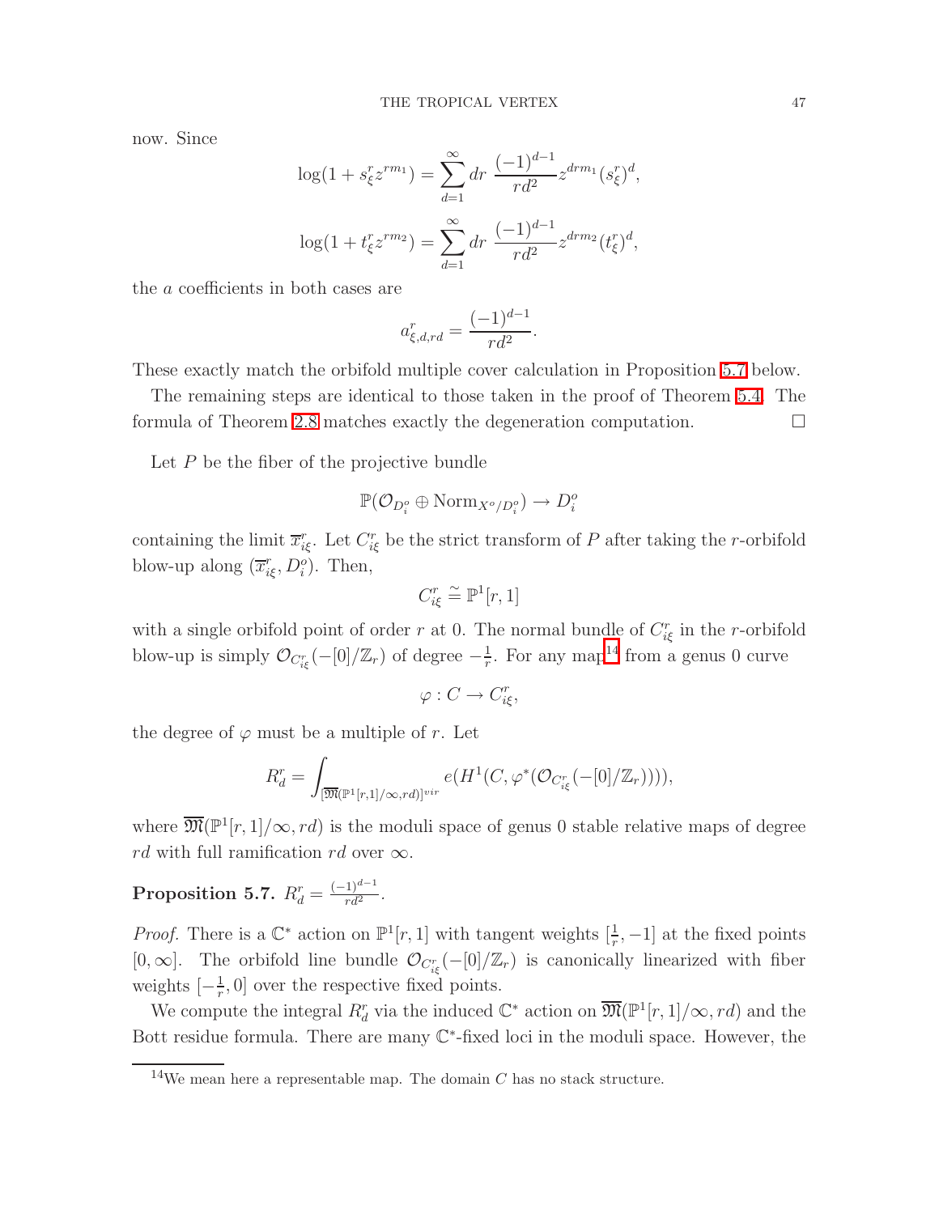now. Since

$$\log(1+s_\xi^r z^{rm_1}) = \sum_{d=1}^{\infty} dr\ \frac{(-1)^{d-1}}{rd^2} z^{drm_1}(s_\xi^r)^d,$$

$$\log(1+t_\xi^r z^{rm_2}) = \sum_{d=1}^{\infty} dr\ \frac{(-1)^{d-1}}{rd^2} z^{drm_2}(t_\xi^r)^d,$$

the $a$ coefficients in both cases are

$$a^r_{\xi,d,rd} = \frac{(-1)^{d-1}}{rd^2}.$$

These exactly match the orbifold multiple cover calculation in Proposition 5.7 below.

The remaining steps are identical to those taken in the proof of Theorem 5.4. The formula of Theorem 2.8 matches exactly the degeneration computation. □

Let $P$ be the fiber of the projective bundle

$$\mathbb{P}(\mathcal{O}_{D_i^o} \oplus \mathrm{Norm}_{X^o/D_i^o}) \to D_i^o$$

containing the limit $\overline{x}^r_{i\xi}$. Let $C^r_{i\xi}$ be the strict transform of $P$ after taking the $r$-orbifold blow-up along $(\overline{x}^r_{i\xi}, D_i^o)$. Then,

$$C^r_{i\xi} \stackrel{\sim}{=} \mathbb{P}^1[r,1]$$

with a single orbifold point of order $r$ at 0. The normal bundle of $C^r_{i\xi}$ in the $r$-orbifold blow-up is simply $\mathcal{O}_{C^r_{i\xi}}(-[0]/\mathbb{Z}_r)$ of degree $-\frac{1}{r}$. For any map[14] from a genus 0 curve

$$\varphi : C \to C^r_{i\xi},$$

the degree of $\varphi$ must be a multiple of $r$. Let

$$R^r_d = \int_{[\overline{\mathfrak{M}}(\mathbb{P}^1[r,1]/\infty, rd)]^{vir}} e(H^1(C, \varphi^*(\mathcal{O}_{C^r_{i\xi}}(-[0]/\mathbb{Z}_r)))),$$

where $\overline{\mathfrak{M}}(\mathbb{P}^1[r,1]/\infty, rd)$ is the moduli space of genus 0 stable relative maps of degree $rd$ with full ramification $rd$ over $\infty$.

**Proposition 5.7.** $R^r_d = \frac{(-1)^{d-1}}{rd^2}$.

*Proof.* There is a $\mathbb{C}^*$ action on $\mathbb{P}^1[r,1]$ with tangent weights $[\frac{1}{r}, -1]$ at the fixed points $[0,\infty]$. The orbifold line bundle $\mathcal{O}_{C^r_{i\xi}}(-[0]/\mathbb{Z}_r)$ is canonically linearized with fiber weights $[-\frac{1}{r}, 0]$ over the respective fixed points.

We compute the integral $R^r_d$ via the induced $\mathbb{C}^*$ action on $\overline{\mathfrak{M}}(\mathbb{P}^1[r,1]/\infty, rd)$ and the Bott residue formula. There are many $\mathbb{C}^*$-fixed loci in the moduli space. However, the

[14] We mean here a representable map. The domain $C$ has no stack structure.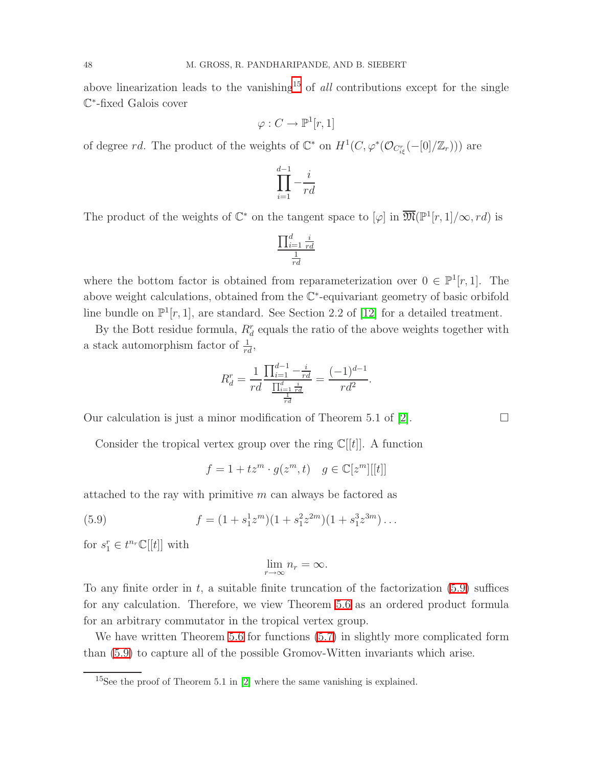above linearization leads to the vanishing[15] of *all* contributions except for the single $\mathbb{C}^*$-fixed Galois cover

$$\varphi : C \to \mathbb{P}^1[r,1]$$

of degree $rd$. The product of the weights of $\mathbb{C}^*$ on $H^1(C, \varphi^*(\mathcal{O}_{C^r_{i\xi}}(-[0]/\mathbb{Z}_r)))$ are

$$\prod_{i=1}^{d-1} -\frac{i}{rd}$$

The product of the weights of $\mathbb{C}^*$ on the tangent space to $[\varphi]$ in $\overline{\mathfrak{M}}(\mathbb{P}^1[r,1]/\infty, rd)$ is

$$\frac{\prod_{i=1}^{d} \frac{i}{rd}}{\frac{1}{rd}}$$

where the bottom factor is obtained from reparameterization over $0 \in \mathbb{P}^1[r,1]$. The above weight calculations, obtained from the $\mathbb{C}^*$-equivariant geometry of basic orbifold line bundle on $\mathbb{P}^1[r,1]$, are standard. See Section 2.2 of [12] for a detailed treatment.

By the Bott residue formula, $R^r_d$ equals the ratio of the above weights together with a stack automorphism factor of $\frac{1}{rd}$,

$$R^r_d = \frac{1}{rd} \frac{\prod_{i=1}^{d-1} -\frac{i}{rd}}{\frac{\prod_{i=1}^{d} \frac{i}{rd}}{\frac{1}{rd}}} = \frac{(-1)^{d-1}}{rd^2}.$$

Our calculation is just a minor modification of Theorem 5.1 of [2]. $\square$

Consider the tropical vertex group over the ring $\mathbb{C}[[t]]$. A function

$$f = 1 + tz^m \cdot g(z^m, t) \quad g \in \mathbb{C}[z^m][[t]]$$

attached to the ray with primitive $m$ can always be factored as

$$f = (1 + s^1_1 z^m)(1 + s^2_1 z^{2m})(1 + s^3_1 z^{3m}) \ldots \tag{5.9}$$

for $s^r_1 \in t^{n_r}\mathbb{C}[[t]]$ with

$$\lim_{r\to\infty} n_r = \infty.$$

To any finite order in $t$, a suitable finite truncation of the factorization (5.9) suffices for any calculation. Therefore, we view Theorem 5.6 as an ordered product formula for an arbitrary commutator in the tropical vertex group.

We have written Theorem 5.6 for functions (5.7) in slightly more complicated form than (5.9) to capture all of the possible Gromov-Witten invariants which arise.

[15]See the proof of Theorem 5.1 in [2] where the same vanishing is explained.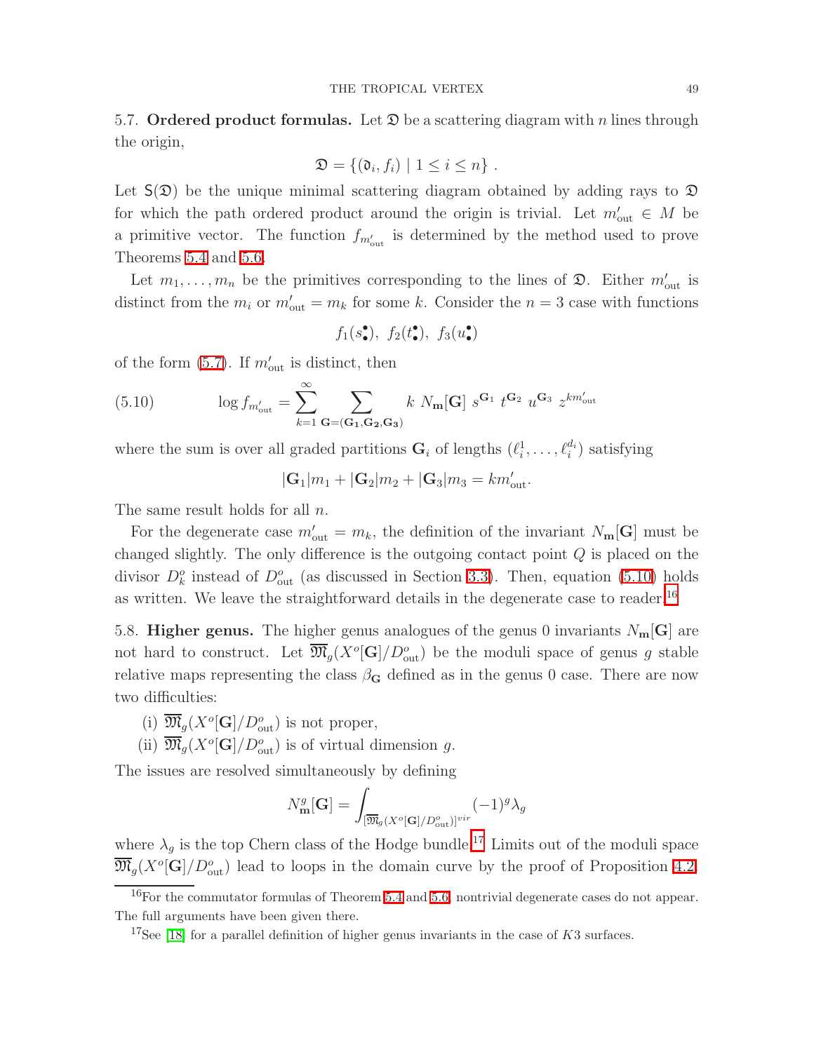5.7. **Ordered product formulas.** Let $\mathfrak{D}$ be a scattering diagram with $n$ lines through the origin,

$$\mathfrak{D} = \{(\mathfrak{d}_i, f_i) \mid 1 \leq i \leq n\} \ .$$

Let $\mathsf{S}(\mathfrak{D})$ be the unique minimal scattering diagram obtained by adding rays to $\mathfrak{D}$ for which the path ordered product around the origin is trivial. Let $m'_{\text{out}} \in M$ be a primitive vector. The function $f_{m'_{\text{out}}}$ is determined by the method used to prove Theorems 5.4 and 5.6.

Let $m_1, \ldots, m_n$ be the primitives corresponding to the lines of $\mathfrak{D}$. Either $m'_{\text{out}}$ is distinct from the $m_i$ or $m'_{\text{out}} = m_k$ for some $k$. Consider the $n = 3$ case with functions

$$f_1(s_\bullet^\bullet), \ f_2(t_\bullet^\bullet), \ f_3(u_\bullet^\bullet)$$

of the form (5.7). If $m'_{\text{out}}$ is distinct, then

$$\log f_{m'_{\text{out}}} = \sum_{k=1}^{\infty} \sum_{\mathbf{G}=(\mathbf{G_1},\mathbf{G_2},\mathbf{G_3})} k \ N_{\mathbf{m}}[\mathbf{G}] \ s^{\mathbf{G}_1} \ t^{\mathbf{G}_2} \ u^{\mathbf{G}_3} \ z^{km'_{\text{out}}} \tag{5.10}$$

where the sum is over all graded partitions $\mathbf{G}_i$ of lengths $(\ell_i^1, \ldots, \ell_i^{d_i})$ satisfying

$$|\mathbf{G}_1| m_1 + |\mathbf{G}_2| m_2 + |\mathbf{G}_3| m_3 = k m'_{\text{out}}.$$

The same result holds for all $n$.

For the degenerate case $m'_{\text{out}} = m_k$, the definition of the invariant $N_{\mathbf{m}}[\mathbf{G}]$ must be changed slightly. The only difference is the outgoing contact point $Q$ is placed on the divisor $D_k^o$ instead of $D_{\text{out}}^o$ (as discussed in Section 3.3). Then, equation (5.10) holds as written. We leave the straightforward details in the degenerate case to reader.[16]

5.8. **Higher genus.** The higher genus analogues of the genus 0 invariants $N_{\mathbf{m}}[\mathbf{G}]$ are not hard to construct. Let $\overline{\mathfrak{M}}_g(X^o[\mathbf{G}]/D^o_{\text{out}})$ be the moduli space of genus $g$ stable relative maps representing the class $\beta_{\mathbf{G}}$ defined as in the genus 0 case. There are now two difficulties:

(i) $\overline{\mathfrak{M}}_g(X^o[\mathbf{G}]/D^o_{\text{out}})$ is not proper,

(ii) $\overline{\mathfrak{M}}_g(X^o[\mathbf{G}]/D^o_{\text{out}})$ is of virtual dimension $g$.

The issues are resolved simultaneously by defining

$$N^g_{\mathbf{m}}[\mathbf{G}] = \int_{[\overline{\mathfrak{M}}_g(X^o[\mathbf{G}]/D^o_{\text{out}})]^{vir}} (-1)^g \lambda_g$$

where $\lambda_g$ is the top Chern class of the Hodge bundle.[17] Limits out of the moduli space $\overline{\mathfrak{M}}_g(X^o[\mathbf{G}]/D^o_{\text{out}})$ lead to loops in the domain curve by the proof of Proposition 4.2.

[16] For the commutator formulas of Theorem 5.4 and 5.6, nontrivial degenerate cases do not appear. The full arguments have been given there.

[17] See [18] for a parallel definition of higher genus invariants in the case of $K3$ surfaces.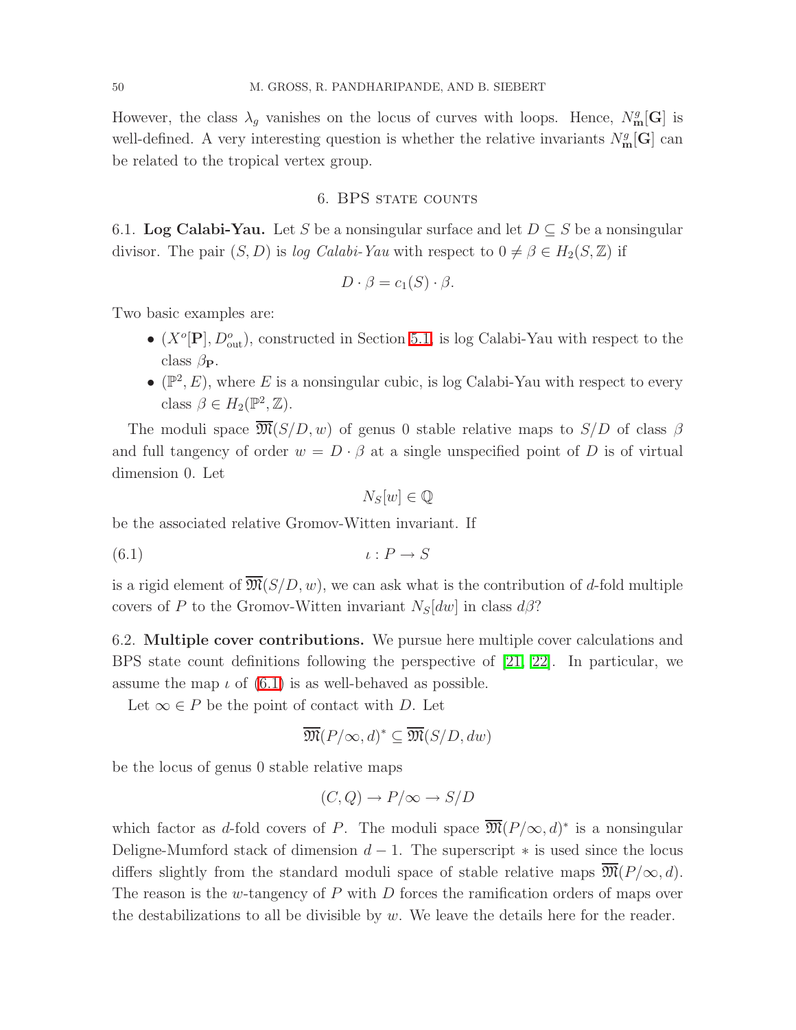However, the class $\lambda_g$ vanishes on the locus of curves with loops. Hence, $N^g_{\mathbf{m}}[\mathbf{G}]$ is well-defined. A very interesting question is whether the relative invariants $N^g_{\mathbf{m}}[\mathbf{G}]$ can be related to the tropical vertex group.

## 6. BPS state counts

**6.1. Log Calabi-Yau.** Let $S$ be a nonsingular surface and let $D \subseteq S$ be a nonsingular divisor. The pair $(S, D)$ is *log Calabi-Yau* with respect to $0 \neq \beta \in H_2(S, \mathbb{Z})$ if

$$D \cdot \beta = c_1(S) \cdot \beta.$$

Two basic examples are:

- $(X^o[\mathbf{P}], D^o_{\text{out}})$, constructed in Section 5.1, is log Calabi-Yau with respect to the class $\beta_{\mathbf{P}}$.
- $(\mathbb{P}^2, E)$, where $E$ is a nonsingular cubic, is log Calabi-Yau with respect to every class $\beta \in H_2(\mathbb{P}^2, \mathbb{Z})$.

The moduli space $\overline{\mathfrak{M}}(S/D, w)$ of genus 0 stable relative maps to $S/D$ of class $\beta$ and full tangency of order $w = D \cdot \beta$ at a single unspecified point of $D$ is of virtual dimension 0. Let

$$N_S[w] \in \mathbb{Q}$$

be the associated relative Gromov-Witten invariant. If

$$\iota : P \to S \tag{6.1}$$

is a rigid element of $\overline{\mathfrak{M}}(S/D, w)$, we can ask what is the contribution of $d$-fold multiple covers of $P$ to the Gromov-Witten invariant $N_S[dw]$ in class $d\beta$?

**6.2. Multiple cover contributions.** We pursue here multiple cover calculations and BPS state count definitions following the perspective of [21, 22]. In particular, we assume the map $\iota$ of (6.1) is as well-behaved as possible.

Let $\infty \in P$ be the point of contact with $D$. Let

$$\overline{\mathfrak{M}}(P/\infty, d)^* \subseteq \overline{\mathfrak{M}}(S/D, dw)$$

be the locus of genus 0 stable relative maps

$$(C, Q) \to P/\infty \to S/D$$

which factor as $d$-fold covers of $P$. The moduli space $\overline{\mathfrak{M}}(P/\infty, d)^*$ is a nonsingular Deligne-Mumford stack of dimension $d-1$. The superscript $*$ is used since the locus differs slightly from the standard moduli space of stable relative maps $\overline{\mathfrak{M}}(P/\infty, d)$. The reason is the $w$-tangency of $P$ with $D$ forces the ramification orders of maps over the destabilizations to all be divisible by $w$. We leave the details here for the reader.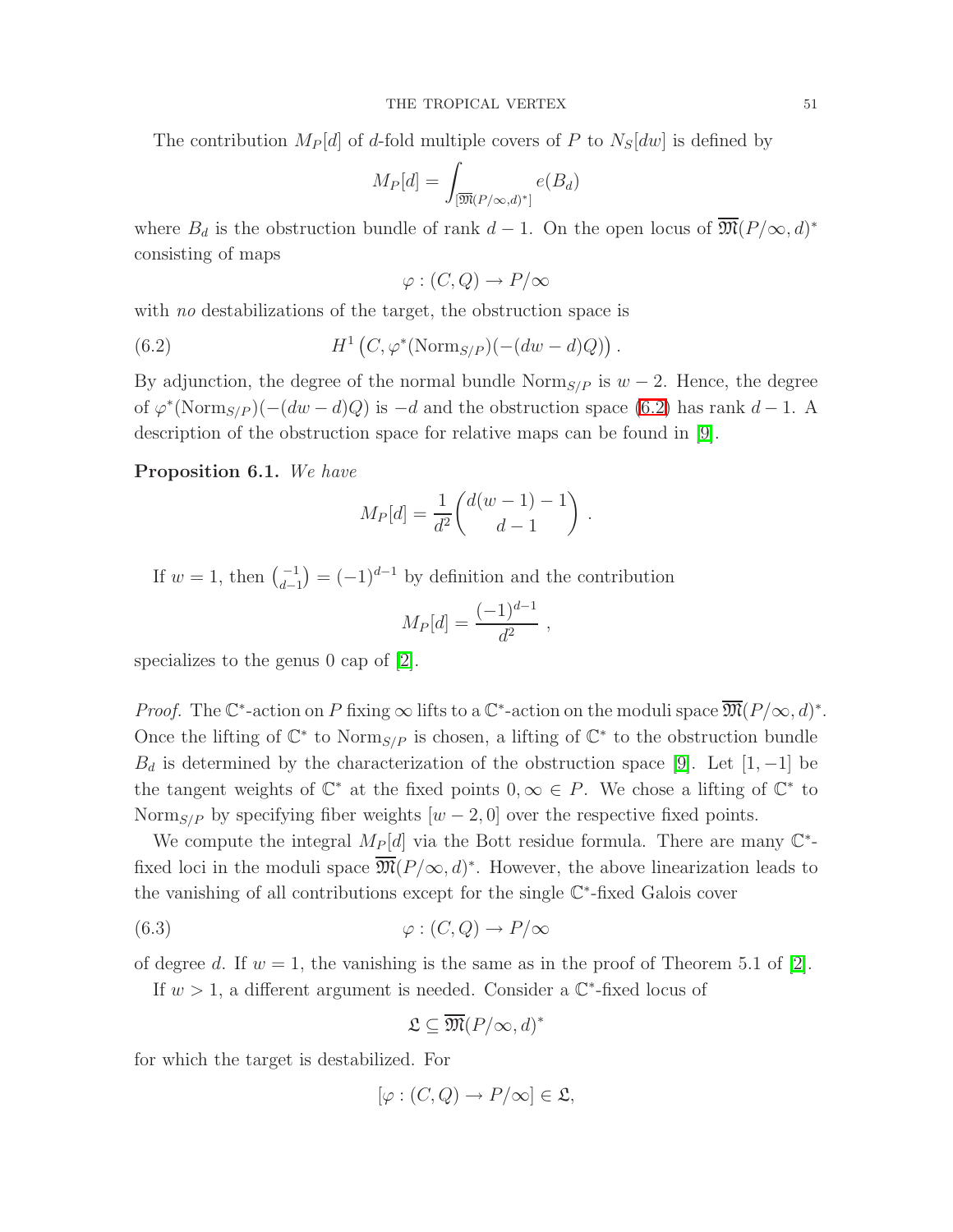The contribution $M_P[d]$ of $d$-fold multiple covers of $P$ to $N_S[dw]$ is defined by

$$M_P[d] = \int_{[\overline{\mathfrak{M}}(P/\infty,d)^*]} e(B_d)$$

where $B_d$ is the obstruction bundle of rank $d-1$. On the open locus of $\overline{\mathfrak{M}}(P/\infty,d)^*$ consisting of maps

$$\varphi : (C,Q) \to P/\infty$$

with *no* destabilizations of the target, the obstruction space is

$$H^1\left(C, \varphi^*(\mathrm{Norm}_{S/P})(-(dw-d)Q)\right). \tag{6.2}$$

By adjunction, the degree of the normal bundle $\mathrm{Norm}_{S/P}$ is $w-2$. Hence, the degree of $\varphi^*(\mathrm{Norm}_{S/P})(-(dw-d)Q)$ is $-d$ and the obstruction space (6.2) has rank $d-1$. A description of the obstruction space for relative maps can be found in [9].

**Proposition 6.1.** *We have*

$$M_P[d] = \frac{1}{d^2}\binom{d(w-1)-1}{d-1}.$$

If $w=1$, then $\binom{-1}{d-1} = (-1)^{d-1}$ by definition and the contribution

$$M_P[d] = \frac{(-1)^{d-1}}{d^2},$$

specializes to the genus 0 cap of [2].

*Proof.* The $\mathbb{C}^*$-action on $P$ fixing $\infty$ lifts to a $\mathbb{C}^*$-action on the moduli space $\overline{\mathfrak{M}}(P/\infty,d)^*$. Once the lifting of $\mathbb{C}^*$ to $\mathrm{Norm}_{S/P}$ is chosen, a lifting of $\mathbb{C}^*$ to the obstruction bundle $B_d$ is determined by the characterization of the obstruction space [9]. Let $[1,-1]$ be the tangent weights of $\mathbb{C}^*$ at the fixed points $0,\infty \in P$. We chose a lifting of $\mathbb{C}^*$ to $\mathrm{Norm}_{S/P}$ by specifying fiber weights $[w-2,0]$ over the respective fixed points.

We compute the integral $M_P[d]$ via the Bott residue formula. There are many $\mathbb{C}^*$-fixed loci in the moduli space $\overline{\mathfrak{M}}(P/\infty,d)^*$. However, the above linearization leads to the vanishing of all contributions except for the single $\mathbb{C}^*$-fixed Galois cover

$$\varphi : (C,Q) \to P/\infty \tag{6.3}$$

of degree $d$. If $w=1$, the vanishing is the same as in the proof of Theorem 5.1 of [2].

If $w>1$, a different argument is needed. Consider a $\mathbb{C}^*$-fixed locus of

$$\mathfrak{L} \subseteq \overline{\mathfrak{M}}(P/\infty,d)^*$$

for which the target is destabilized. For

$$[\varphi : (C,Q) \to P/\infty] \in \mathfrak{L},$$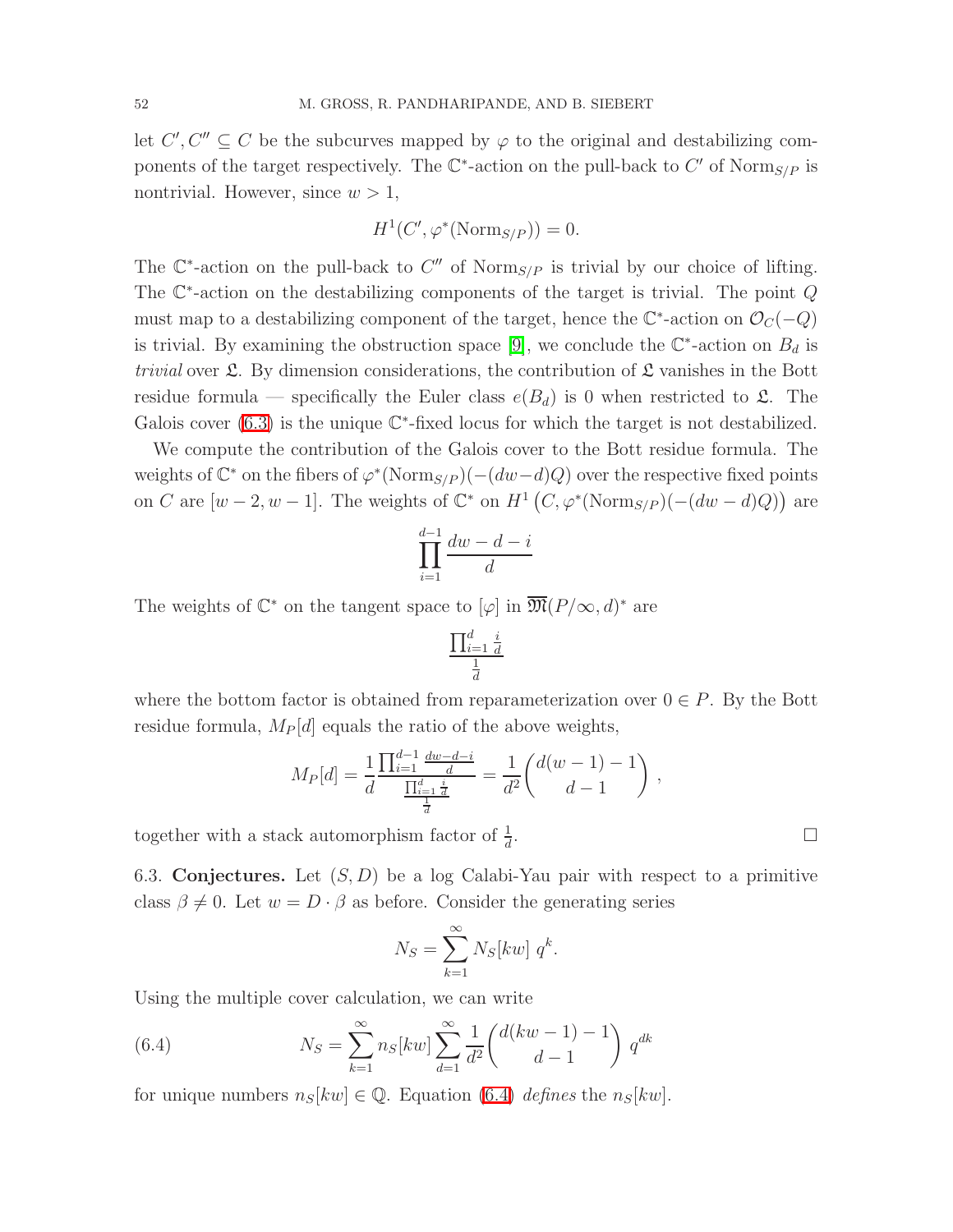let $C', C'' \subseteq C$ be the subcurves mapped by $\varphi$ to the original and destabilizing components of the target respectively. The $\mathbb{C}^*$-action on the pull-back to $C'$ of $\mathrm{Norm}_{S/P}$ is nontrivial. However, since $w > 1$,

$$H^1(C', \varphi^*(\mathrm{Norm}_{S/P})) = 0.$$

The $\mathbb{C}^*$-action on the pull-back to $C''$ of $\mathrm{Norm}_{S/P}$ is trivial by our choice of lifting. The $\mathbb{C}^*$-action on the destabilizing components of the target is trivial. The point $Q$ must map to a destabilizing component of the target, hence the $\mathbb{C}^*$-action on $\mathcal{O}_C(-Q)$ is trivial. By examining the obstruction space [9], we conclude the $\mathbb{C}^*$-action on $B_d$ is *trivial* over $\mathfrak{L}$. By dimension considerations, the contribution of $\mathfrak{L}$ vanishes in the Bott residue formula — specifically the Euler class $e(B_d)$ is 0 when restricted to $\mathfrak{L}$. The Galois cover (6.3) is the unique $\mathbb{C}^*$-fixed locus for which the target is not destabilized.

We compute the contribution of the Galois cover to the Bott residue formula. The weights of $\mathbb{C}^*$ on the fibers of $\varphi^*(\mathrm{Norm}_{S/P})(-(dw-d)Q)$ over the respective fixed points on $C$ are $[w-2, w-1]$. The weights of $\mathbb{C}^*$ on $H^1\left(C, \varphi^*(\mathrm{Norm}_{S/P})(-(dw-d)Q)\right)$ are

$$\prod_{i=1}^{d-1} \frac{dw-d-i}{d}$$

The weights of $\mathbb{C}^*$ on the tangent space to $[\varphi]$ in $\overline{\mathfrak{M}}(P/\infty, d)^*$ are

$$\frac{\prod_{i=1}^{d} \frac{i}{d}}{\frac{1}{d}}$$

where the bottom factor is obtained from reparameterization over $0 \in P$. By the Bott residue formula, $M_P[d]$ equals the ratio of the above weights,

$$M_P[d] = \frac{1}{d} \frac{\prod_{i=1}^{d-1} \frac{dw-d-i}{d}}{\frac{\prod_{i=1}^{d} \frac{i}{d}}{\frac{1}{d}}} = \frac{1}{d^2} \binom{d(w-1)-1}{d-1},$$

together with a stack automorphism factor of $\frac{1}{d}$. $\square$

6.3. **Conjectures.** Let $(S, D)$ be a log Calabi-Yau pair with respect to a primitive class $\beta \neq 0$. Let $w = D \cdot \beta$ as before. Consider the generating series

$$N_S = \sum_{k=1}^{\infty} N_S[kw]\ q^k.$$

Using the multiple cover calculation, we can write

$$N_S = \sum_{k=1}^{\infty} n_S[kw] \sum_{d=1}^{\infty} \frac{1}{d^2} \binom{d(kw-1)-1}{d-1}\ q^{dk} \tag{6.4}$$

for unique numbers $n_S[kw] \in \mathbb{Q}$. Equation (6.4) *defines* the $n_S[kw]$.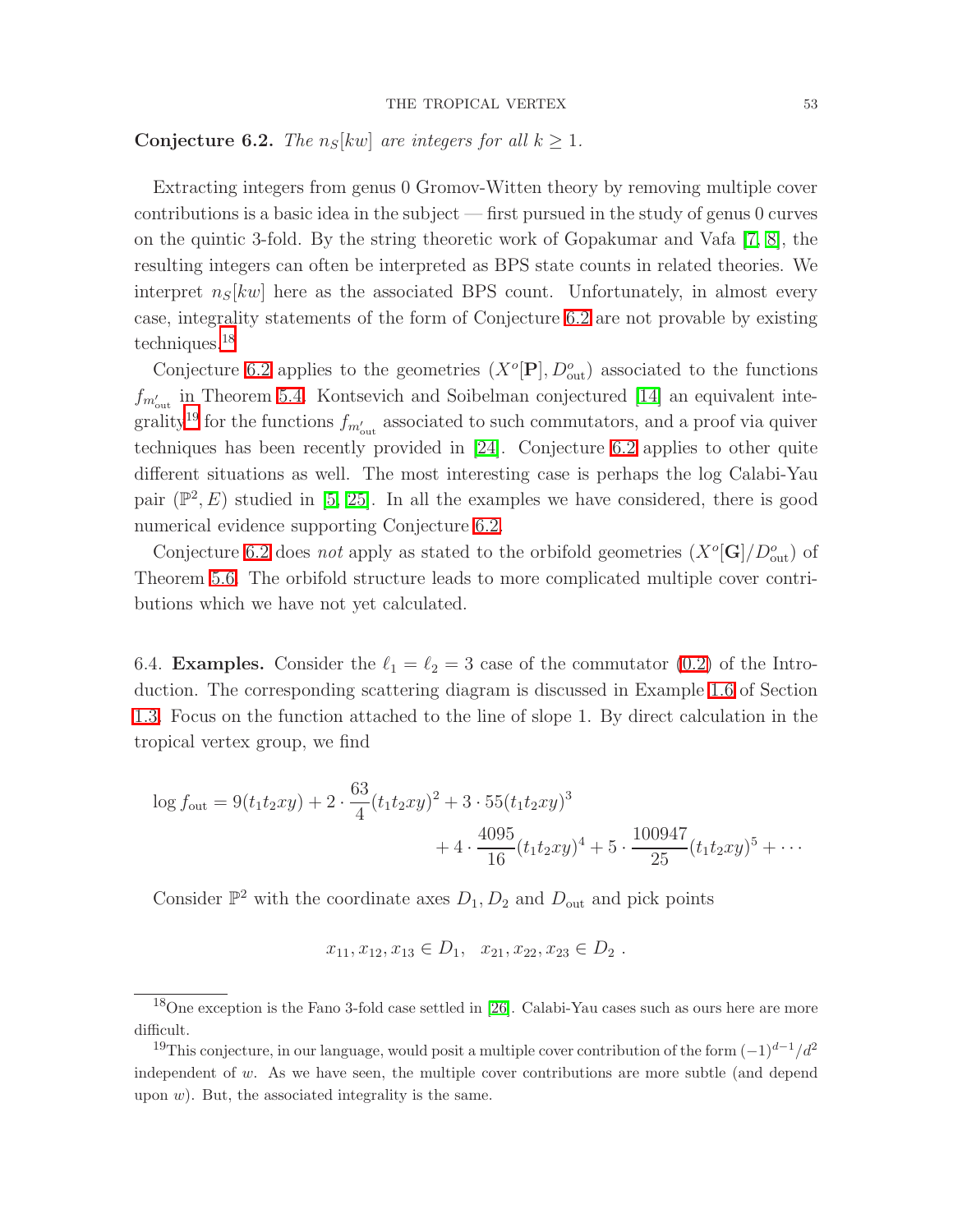**Conjecture 6.2.** *The $n_S[kw]$ are integers for all $k \geq 1$.*

Extracting integers from genus 0 Gromov-Witten theory by removing multiple cover contributions is a basic idea in the subject — first pursued in the study of genus 0 curves on the quintic 3-fold. By the string theoretic work of Gopakumar and Vafa [7, 8], the resulting integers can often be interpreted as BPS state counts in related theories. We interpret $n_S[kw]$ here as the associated BPS count. Unfortunately, in almost every case, integrality statements of the form of Conjecture 6.2 are not provable by existing techniques.[18]

Conjecture 6.2 applies to the geometries $(X^o[\mathbf{P}], D^o_{\text{out}})$ associated to the functions $f_{m'_{\text{out}}}$ in Theorem 5.4. Kontsevich and Soibelman conjectured [14] an equivalent integrality[19] for the functions $f_{m'_{\text{out}}}$ associated to such commutators, and a proof via quiver techniques has been recently provided in [24]. Conjecture 6.2 applies to other quite different situations as well. The most interesting case is perhaps the log Calabi-Yau pair $(\mathbb{P}^2, E)$ studied in [5, 25]. In all the examples we have considered, there is good numerical evidence supporting Conjecture 6.2.

Conjecture 6.2 does *not* apply as stated to the orbifold geometries $(X^o[\mathbf{G}]/D^o_{\text{out}})$ of Theorem 5.6. The orbifold structure leads to more complicated multiple cover contributions which we have not yet calculated.

6.4. **Examples.** Consider the $\ell_1 = \ell_2 = 3$ case of the commutator (0.2) of the Introduction. The corresponding scattering diagram is discussed in Example 1.6 of Section 1.3. Focus on the function attached to the line of slope 1. By direct calculation in the tropical vertex group, we find

$$\log f_{\text{out}} = 9(t_1t_2xy) + 2 \cdot \frac{63}{4}(t_1t_2xy)^2 + 3 \cdot 55(t_1t_2xy)^3 + 4 \cdot \frac{4095}{16}(t_1t_2xy)^4 + 5 \cdot \frac{100947}{25}(t_1t_2xy)^5 + \cdots$$

Consider $\mathbb{P}^2$ with the coordinate axes $D_1, D_2$ and $D_{\text{out}}$ and pick points

$$x_{11}, x_{12}, x_{13} \in D_1, \quad x_{21}, x_{22}, x_{23} \in D_2 \ .$$

---

[18] One exception is the Fano 3-fold case settled in [26]. Calabi-Yau cases such as ours here are more difficult.

[19] This conjecture, in our language, would posit a multiple cover contribution of the form $(-1)^{d-1}/d^2$ independent of $w$. As we have seen, the multiple cover contributions are more subtle (and depend upon $w$). But, the associated integrality is the same.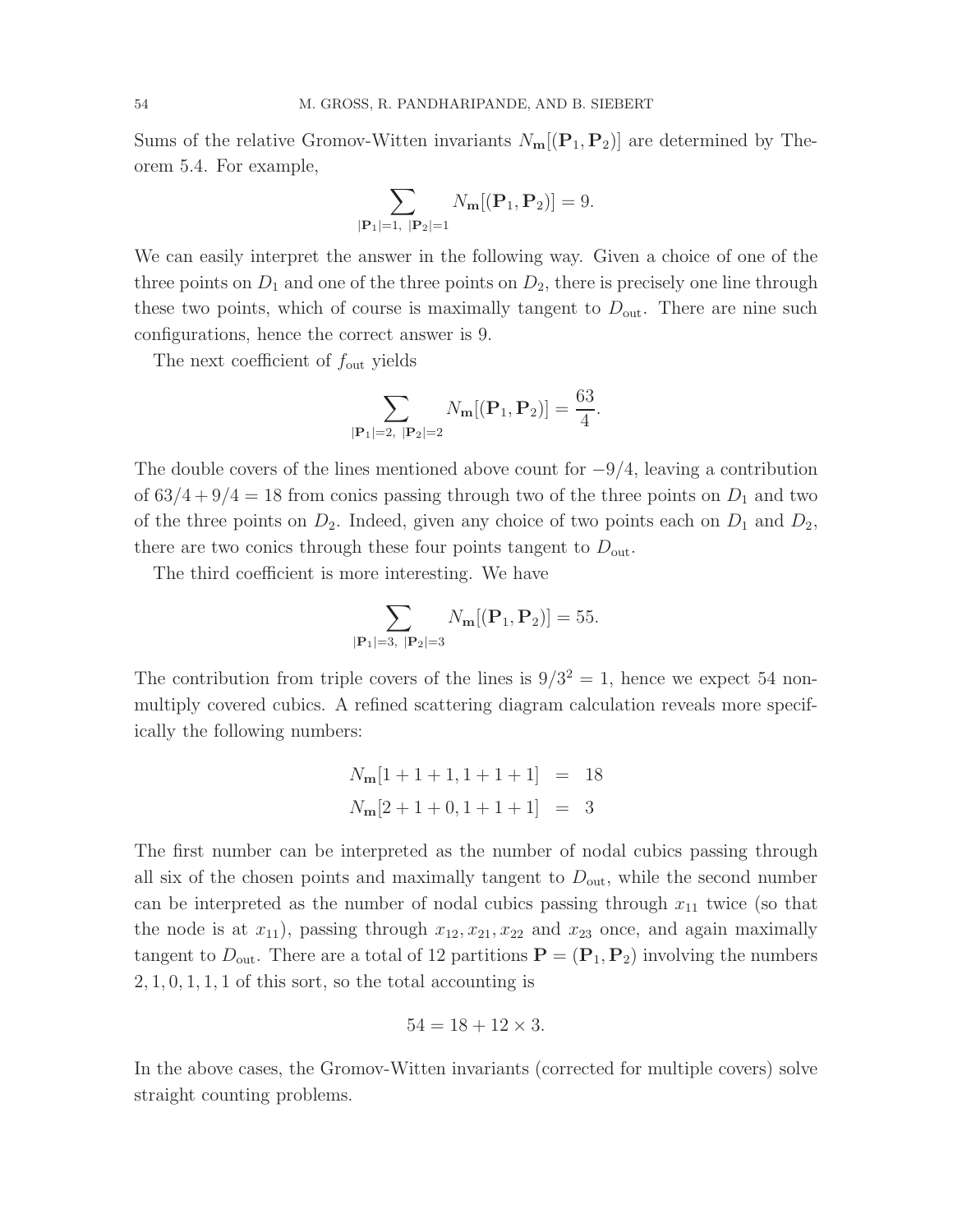Sums of the relative Gromov-Witten invariants $N_{\mathbf{m}}[(\mathbf{P}_1, \mathbf{P}_2)]$ are determined by Theorem 5.4. For example,

$$\sum_{|\mathbf{P}_1|=1,\ |\mathbf{P}_2|=1} N_{\mathbf{m}}[(\mathbf{P}_1, \mathbf{P}_2)] = 9.$$

We can easily interpret the answer in the following way. Given a choice of one of the three points on $D_1$ and one of the three points on $D_2$, there is precisely one line through these two points, which of course is maximally tangent to $D_{\text{out}}$. There are nine such configurations, hence the correct answer is 9.

The next coefficient of $f_{\text{out}}$ yields

$$\sum_{|\mathbf{P}_1|=2,\ |\mathbf{P}_2|=2} N_{\mathbf{m}}[(\mathbf{P}_1, \mathbf{P}_2)] = \frac{63}{4}.$$

The double covers of the lines mentioned above count for $-9/4$, leaving a contribution of $63/4 + 9/4 = 18$ from conics passing through two of the three points on $D_1$ and two of the three points on $D_2$. Indeed, given any choice of two points each on $D_1$ and $D_2$, there are two conics through these four points tangent to $D_{\text{out}}$.

The third coefficient is more interesting. We have

$$\sum_{|\mathbf{P}_1|=3,\ |\mathbf{P}_2|=3} N_{\mathbf{m}}[(\mathbf{P}_1, \mathbf{P}_2)] = 55.$$

The contribution from triple covers of the lines is $9/3^2 = 1$, hence we expect 54 non-multiply covered cubics. A refined scattering diagram calculation reveals more specifically the following numbers:

$$\begin{aligned} N_{\mathbf{m}}[1+1+1, 1+1+1] &= 18 \\ N_{\mathbf{m}}[2+1+0, 1+1+1] &= 3 \end{aligned}$$

The first number can be interpreted as the number of nodal cubics passing through all six of the chosen points and maximally tangent to $D_{\text{out}}$, while the second number can be interpreted as the number of nodal cubics passing through $x_{11}$ twice (so that the node is at $x_{11}$), passing through $x_{12}, x_{21}, x_{22}$ and $x_{23}$ once, and again maximally tangent to $D_{\text{out}}$. There are a total of 12 partitions $\mathbf{P} = (\mathbf{P}_1, \mathbf{P}_2)$ involving the numbers $2, 1, 0, 1, 1, 1$ of this sort, so the total accounting is

$$54 = 18 + 12 \times 3.$$

In the above cases, the Gromov-Witten invariants (corrected for multiple covers) solve straight counting problems.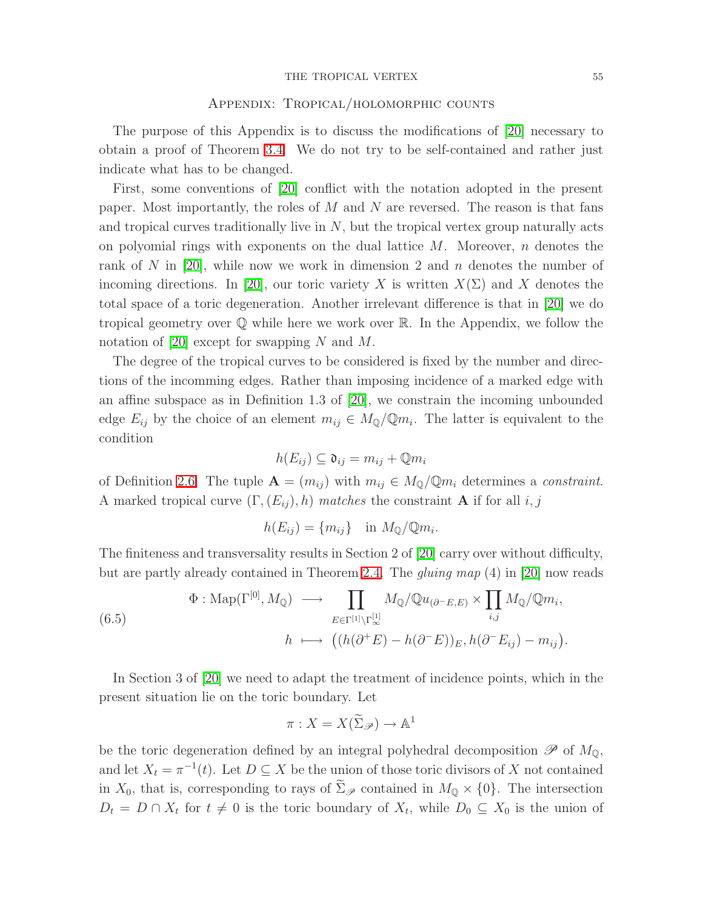## Appendix: Tropical/holomorphic counts

The purpose of this Appendix is to discuss the modifications of [20] necessary to obtain a proof of Theorem 3.4. We do not try to be self-contained and rather just indicate what has to be changed.

First, some conventions of [20] conflict with the notation adopted in the present paper. Most importantly, the roles of $M$ and $N$ are reversed. The reason is that fans and tropical curves traditionally live in $N$, but the tropical vertex group naturally acts on polyomial rings with exponents on the dual lattice $M$. Moreover, $n$ denotes the rank of $N$ in [20], while now we work in dimension 2 and $n$ denotes the number of incoming directions. In [20], our toric variety $X$ is written $X(\Sigma)$ and $X$ denotes the total space of a toric degeneration. Another irrelevant difference is that in [20] we do tropical geometry over $\mathbb{Q}$ while here we work over $\mathbb{R}$. In the Appendix, we follow the notation of [20] except for swapping $N$ and $M$.

The degree of the tropical curves to be considered is fixed by the number and directions of the incomming edges. Rather than imposing incidence of a marked edge with an affine subspace as in Definition 1.3 of [20], we constrain the incoming unbounded edge $E_{ij}$ by the choice of an element $m_{ij} \in M_{\mathbb{Q}}/\mathbb{Q}m_i$. The latter is equivalent to the condition

$$h(E_{ij}) \subseteq \mathfrak{d}_{ij} = m_{ij} + \mathbb{Q}m_i$$

of Definition 2.6. The tuple $\mathbf{A} = (m_{ij})$ with $m_{ij} \in M_{\mathbb{Q}}/\mathbb{Q}m_i$ determines a *constraint*. A marked tropical curve $(\Gamma, (E_{ij}), h)$ *matches* the constraint $\mathbf{A}$ if for all $i, j$

$$h(E_{ij}) = \{m_{ij}\} \quad \text{in } M_{\mathbb{Q}}/\mathbb{Q}m_i.$$

The finiteness and transversality results in Section 2 of [20] carry over without difficulty, but are partly already contained in Theorem 2.4. The *gluing map* (4) in [20] now reads

$$\begin{aligned}
\Phi : \mathrm{Map}(\Gamma^{[0]}, M_{\mathbb{Q}}) \;&\longrightarrow\; \prod_{E \in \Gamma^{[1]} \setminus \Gamma^{[1]}_\infty} M_{\mathbb{Q}}/\mathbb{Q}u_{(\partial^- E, E)} \times \prod_{i,j} M_{\mathbb{Q}}/\mathbb{Q}m_i, \\
h \;&\longmapsto\; \big((h(\partial^+ E) - h(\partial^- E))_E, h(\partial^- E_{ij}) - m_{ij}\big).
\end{aligned} \tag{6.5}$$

In Section 3 of [20] we need to adapt the treatment of incidence points, which in the present situation lie on the toric boundary. Let

$$\pi : X = X(\widetilde{\Sigma}_{\mathscr{P}}) \to \mathbb{A}^1$$

be the toric degeneration defined by an integral polyhedral decomposition $\mathscr{P}$ of $M_{\mathbb{Q}}$, and let $X_t = \pi^{-1}(t)$. Let $D \subseteq X$ be the union of those toric divisors of $X$ not contained in $X_0$, that is, corresponding to rays of $\widetilde{\Sigma}_{\mathscr{P}}$ contained in $M_{\mathbb{Q}} \times \{0\}$. The intersection $D_t = D \cap X_t$ for $t \neq 0$ is the toric boundary of $X_t$, while $D_0 \subseteq X_0$ is the union of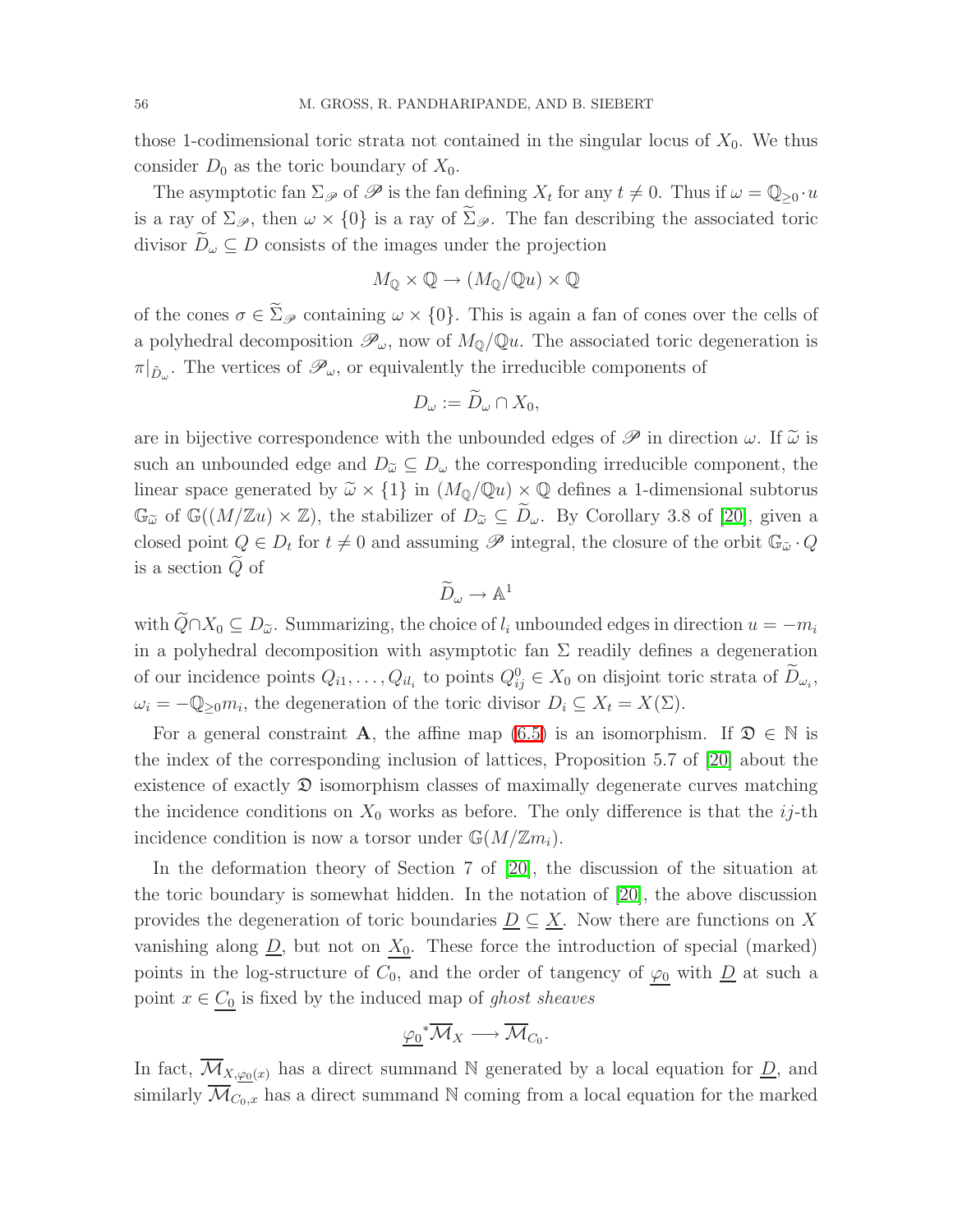those 1-codimensional toric strata not contained in the singular locus of $X_0$. We thus consider $D_0$ as the toric boundary of $X_0$.

The asymptotic fan $\Sigma_{\mathscr{P}}$ of $\mathscr{P}$ is the fan defining $X_t$ for any $t \neq 0$. Thus if $\omega = \mathbb{Q}_{\geq 0} \cdot u$ is a ray of $\Sigma_{\mathscr{P}}$, then $\omega \times \{0\}$ is a ray of $\widetilde{\Sigma}_{\mathscr{P}}$. The fan describing the associated toric divisor $\widetilde{D}_\omega \subseteq D$ consists of the images under the projection

$$M_{\mathbb{Q}} \times \mathbb{Q} \to (M_{\mathbb{Q}}/\mathbb{Q}u) \times \mathbb{Q}$$

of the cones $\sigma \in \widetilde{\Sigma}_{\mathscr{P}}$ containing $\omega \times \{0\}$. This is again a fan of cones over the cells of a polyhedral decomposition $\mathscr{P}_\omega$, now of $M_{\mathbb{Q}}/\mathbb{Q}u$. The associated toric degeneration is $\pi|_{\tilde{D}_\omega}$. The vertices of $\mathscr{P}_\omega$, or equivalently the irreducible components of

$$D_\omega := \widetilde{D}_\omega \cap X_0,$$

are in bijective correspondence with the unbounded edges of $\mathscr{P}$ in direction $\omega$. If $\widetilde{\omega}$ is such an unbounded edge and $D_{\widetilde{\omega}} \subseteq D_\omega$ the corresponding irreducible component, the linear space generated by $\widetilde{\omega} \times \{1\}$ in $(M_{\mathbb{Q}}/\mathbb{Q}u) \times \mathbb{Q}$ defines a 1-dimensional subtorus $\mathbb{G}_{\widetilde{\omega}}$ of $\mathbb{G}((M/\mathbb{Z}u) \times \mathbb{Z})$, the stabilizer of $D_{\widetilde{\omega}} \subseteq \widetilde{D}_\omega$. By Corollary 3.8 of [20], given a closed point $Q \in D_t$ for $t \neq 0$ and assuming $\mathscr{P}$ integral, the closure of the orbit $\mathbb{G}_{\tilde{\omega}} \cdot Q$ is a section $\widetilde{Q}$ of

$$\widetilde{D}_\omega \to \mathbb{A}^1$$

with $\widetilde{Q} \cap X_0 \subseteq D_{\widetilde{\omega}}$. Summarizing, the choice of $l_i$ unbounded edges in direction $u = -m_i$ in a polyhedral decomposition with asymptotic fan $\Sigma$ readily defines a degeneration of our incidence points $Q_{i1}, \ldots, Q_{il_i}$ to points $Q^0_{ij} \in X_0$ on disjoint toric strata of $\widetilde{D}_{\omega_i}$, $\omega_i = -\mathbb{Q}_{\geq 0} m_i$, the degeneration of the toric divisor $D_i \subseteq X_t = X(\Sigma)$.

For a general constraint $\mathbf{A}$, the affine map (6.5) is an isomorphism. If $\mathfrak{D} \in \mathbb{N}$ is the index of the corresponding inclusion of lattices, Proposition 5.7 of [20] about the existence of exactly $\mathfrak{D}$ isomorphism classes of maximally degenerate curves matching the incidence conditions on $X_0$ works as before. The only difference is that the $ij$-th incidence condition is now a torsor under $\mathbb{G}(M/\mathbb{Z}m_i)$.

In the deformation theory of Section 7 of [20], the discussion of the situation at the toric boundary is somewhat hidden. In the notation of [20], the above discussion provides the degeneration of toric boundaries $\underline{D} \subseteq \underline{X}$. Now there are functions on $X$ vanishing along $\underline{D}$, but not on $\underline{X_0}$. These force the introduction of special (marked) points in the log-structure of $C_0$, and the order of tangency of $\underline{\varphi_0}$ with $\underline{D}$ at such a point $x \in \underline{C_0}$ is fixed by the induced map of *ghost sheaves*

$$\underline{\varphi_0}^* \overline{\mathcal{M}}_X \longrightarrow \overline{\mathcal{M}}_{C_0}.$$

In fact, $\overline{\mathcal{M}}_{X,\underline{\varphi_0}(x)}$ has a direct summand $\mathbb{N}$ generated by a local equation for $\underline{D}$, and similarly $\overline{\mathcal{M}}_{C_0,x}$ has a direct summand $\mathbb{N}$ coming from a local equation for the marked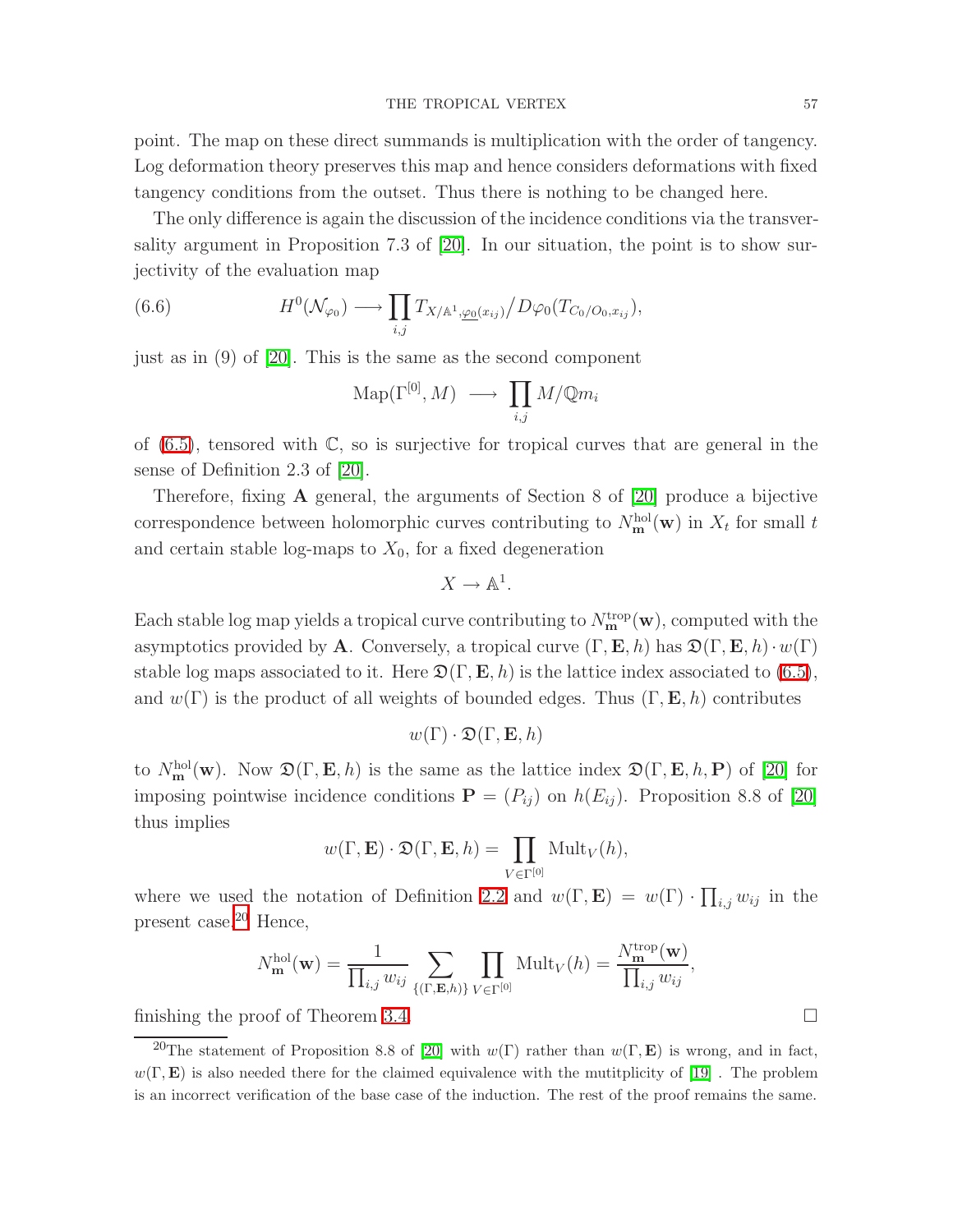point. The map on these direct summands is multiplication with the order of tangency. Log deformation theory preserves this map and hence considers deformations with fixed tangency conditions from the outset. Thus there is nothing to be changed here.

The only difference is again the discussion of the incidence conditions via the transversality argument in Proposition 7.3 of [20]. In our situation, the point is to show surjectivity of the evaluation map

$$H^0(\mathcal{N}_{\varphi_0}) \longrightarrow \prod_{i,j} T_{X/\mathbb{A}^1,\underline{\varphi_0}(x_{ij})}\big/ D\varphi_0(T_{C_0/O_0,x_{ij}}), \tag{6.6}$$

just as in (9) of [20]. This is the same as the second component

$$\mathrm{Map}(\Gamma^{[0]}, M) \longrightarrow \prod_{i,j} M/\mathbb{Q}m_i$$

of (6.5), tensored with $\mathbb{C}$, so is surjective for tropical curves that are general in the sense of Definition 2.3 of [20].

Therefore, fixing $\mathbf{A}$ general, the arguments of Section 8 of [20] produce a bijective correspondence between holomorphic curves contributing to $N^{\mathrm{hol}}_{\mathbf{m}}(\mathbf{w})$ in $X_t$ for small $t$ and certain stable log-maps to $X_0$, for a fixed degeneration

$$X \to \mathbb{A}^1.$$

Each stable log map yields a tropical curve contributing to $N^{\mathrm{trop}}_{\mathbf{m}}(\mathbf{w})$, computed with the asymptotics provided by $\mathbf{A}$. Conversely, a tropical curve $(\Gamma, \mathbf{E}, h)$ has $\mathfrak{D}(\Gamma, \mathbf{E}, h) \cdot w(\Gamma)$ stable log maps associated to it. Here $\mathfrak{D}(\Gamma, \mathbf{E}, h)$ is the lattice index associated to (6.5), and $w(\Gamma)$ is the product of all weights of bounded edges. Thus $(\Gamma, \mathbf{E}, h)$ contributes

$$w(\Gamma) \cdot \mathfrak{D}(\Gamma, \mathbf{E}, h)$$

to $N^{\mathrm{hol}}_{\mathbf{m}}(\mathbf{w})$. Now $\mathfrak{D}(\Gamma, \mathbf{E}, h)$ is the same as the lattice index $\mathfrak{D}(\Gamma, \mathbf{E}, h, \mathbf{P})$ of [20] for imposing pointwise incidence conditions $\mathbf{P} = (P_{ij})$ on $h(E_{ij})$. Proposition 8.8 of [20] thus implies

$$w(\Gamma, \mathbf{E}) \cdot \mathfrak{D}(\Gamma, \mathbf{E}, h) = \prod_{V \in \Gamma^{[0]}} \mathrm{Mult}_V(h),$$

where we used the notation of Definition 2.2 and $w(\Gamma, \mathbf{E}) = w(\Gamma) \cdot \prod_{i,j} w_{ij}$ in the present case.[20] Hence,

$$N^{\mathrm{hol}}_{\mathbf{m}}(\mathbf{w}) = \frac{1}{\prod_{i,j} w_{ij}} \sum_{\{(\Gamma,\mathbf{E},h)\}} \prod_{V \in \Gamma^{[0]}} \mathrm{Mult}_V(h) = \frac{N^{\mathrm{trop}}_{\mathbf{m}}(\mathbf{w})}{\prod_{i,j} w_{ij}},$$

finishing the proof of Theorem 3.4. □

[20] The statement of Proposition 8.8 of [20] with $w(\Gamma)$ rather than $w(\Gamma, \mathbf{E})$ is wrong, and in fact, $w(\Gamma, \mathbf{E})$ is also needed there for the claimed equivalence with the mutitplicity of [19] . The problem is an incorrect verification of the base case of the induction. The rest of the proof remains the same.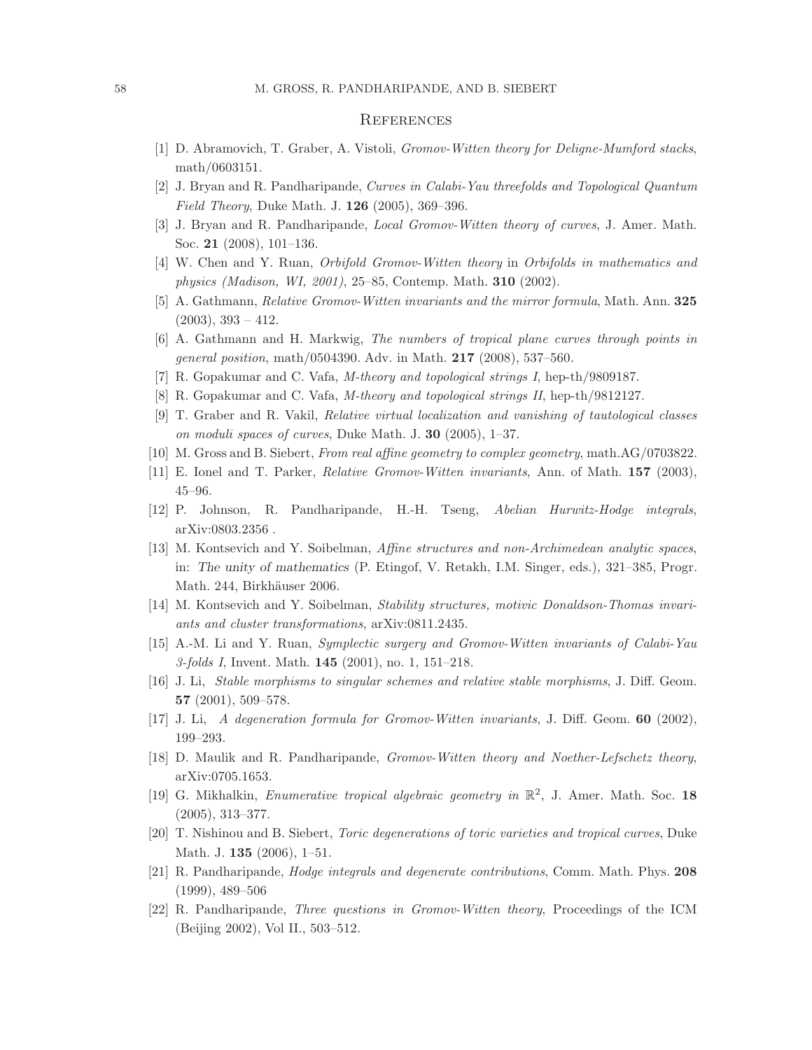## References

[1] D. Abramovich, T. Graber, A. Vistoli, *Gromov-Witten theory for Deligne-Mumford stacks*, math/0603151.

[2] J. Bryan and R. Pandharipande, *Curves in Calabi-Yau threefolds and Topological Quantum Field Theory*, Duke Math. J. **126** (2005), 369–396.

[3] J. Bryan and R. Pandharipande, *Local Gromov-Witten theory of curves*, J. Amer. Math. Soc. **21** (2008), 101–136.

[4] W. Chen and Y. Ruan, *Orbifold Gromov-Witten theory* in *Orbifolds in mathematics and physics (Madison, WI, 2001)*, 25–85, Contemp. Math. **310** (2002).

[5] A. Gathmann, *Relative Gromov-Witten invariants and the mirror formula*, Math. Ann. **325** (2003), 393 – 412.

[6] A. Gathmann and H. Markwig, *The numbers of tropical plane curves through points in general position*, math/0504390. Adv. in Math. **217** (2008), 537–560.

[7] R. Gopakumar and C. Vafa, *M-theory and topological strings I*, hep-th/9809187.

[8] R. Gopakumar and C. Vafa, *M-theory and topological strings II*, hep-th/9812127.

[9] T. Graber and R. Vakil, *Relative virtual localization and vanishing of tautological classes on moduli spaces of curves*, Duke Math. J. **30** (2005), 1–37.

[10] M. Gross and B. Siebert, *From real affine geometry to complex geometry*, math.AG/0703822.

[11] E. Ionel and T. Parker, *Relative Gromov-Witten invariants*, Ann. of Math. **157** (2003), 45–96.

[12] P. Johnson, R. Pandharipande, H.-H. Tseng, *Abelian Hurwitz-Hodge integrals*, arXiv:0803.2356 .

[13] M. Kontsevich and Y. Soibelman, *Affine structures and non-Archimedean analytic spaces*, in: The unity of mathematics (P. Etingof, V. Retakh, I.M. Singer, eds.), 321–385, Progr. Math. 244, Birkhäuser 2006.

[14] M. Kontsevich and Y. Soibelman, *Stability structures, motivic Donaldson-Thomas invariants and cluster transformations*, arXiv:0811.2435.

[15] A.-M. Li and Y. Ruan, *Symplectic surgery and Gromov-Witten invariants of Calabi-Yau 3-folds I*, Invent. Math. **145** (2001), no. 1, 151–218.

[16] J. Li, *Stable morphisms to singular schemes and relative stable morphisms*, J. Diff. Geom. **57** (2001), 509–578.

[17] J. Li, *A degeneration formula for Gromov-Witten invariants*, J. Diff. Geom. **60** (2002), 199–293.

[18] D. Maulik and R. Pandharipande, *Gromov-Witten theory and Noether-Lefschetz theory*, arXiv:0705.1653.

[19] G. Mikhalkin, *Enumerative tropical algebraic geometry in* $\mathbb{R}^2$, J. Amer. Math. Soc. **18** (2005), 313–377.

[20] T. Nishinou and B. Siebert, *Toric degenerations of toric varieties and tropical curves*, Duke Math. J. **135** (2006), 1–51.

[21] R. Pandharipande, *Hodge integrals and degenerate contributions*, Comm. Math. Phys. **208** (1999), 489–506

[22] R. Pandharipande, *Three questions in Gromov-Witten theory*, Proceedings of the ICM (Beijing 2002), Vol II., 503–512.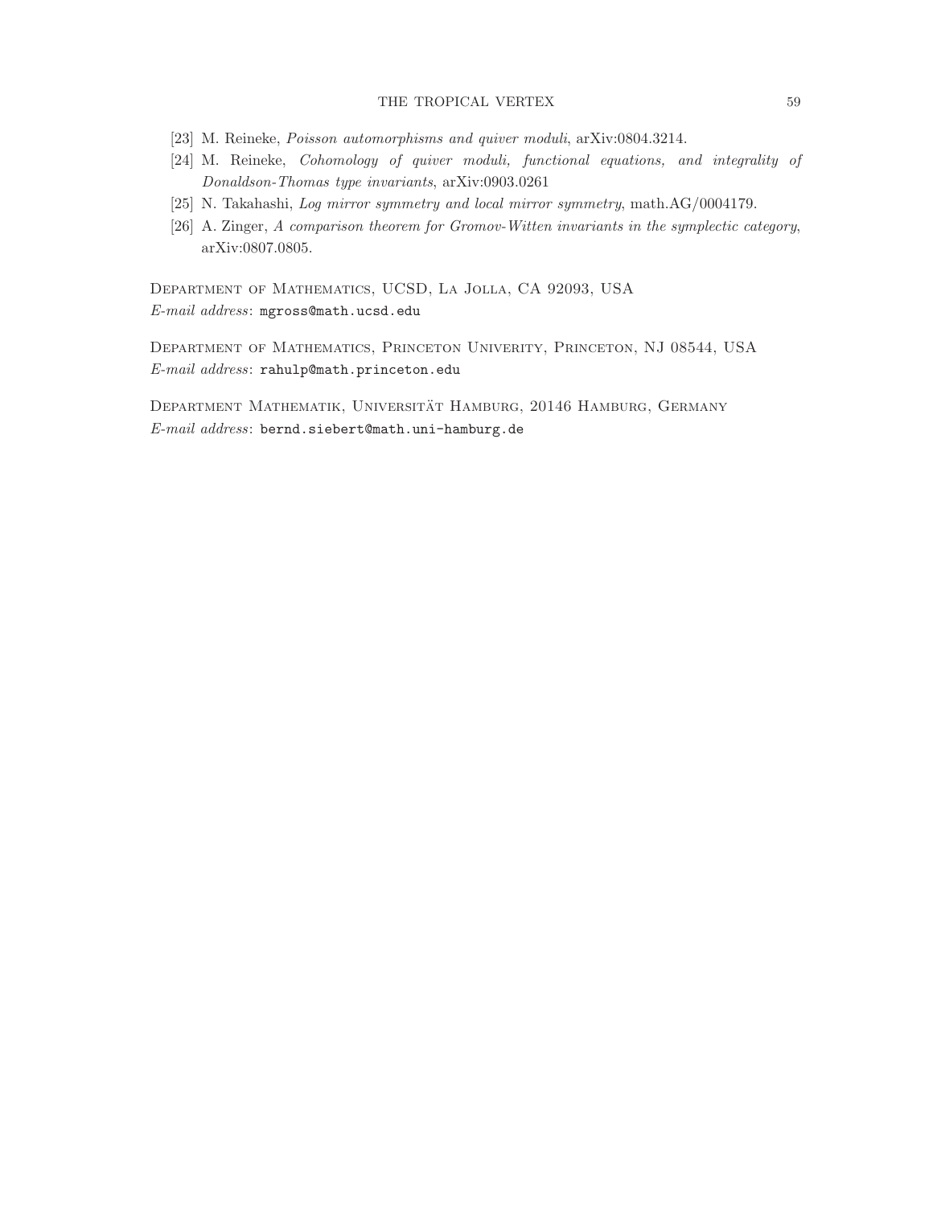[23] M. Reineke, *Poisson automorphisms and quiver moduli*, arXiv:0804.3214.

[24] M. Reineke, *Cohomology of quiver moduli, functional equations, and integrality of Donaldson-Thomas type invariants*, arXiv:0903.0261

[25] N. Takahashi, *Log mirror symmetry and local mirror symmetry*, math.AG/0004179.

[26] A. Zinger, *A comparison theorem for Gromov-Witten invariants in the symplectic category*, arXiv:0807.0805.

Department of Mathematics, UCSD, La Jolla, CA 92093, USA
*E-mail address*: `mgross@math.ucsd.edu`

Department of Mathematics, Princeton Univerity, Princeton, NJ 08544, USA
*E-mail address*: `rahulp@math.princeton.edu`

Department Mathematik, Universität Hamburg, 20146 Hamburg, Germany
*E-mail address*: `bernd.siebert@math.uni-hamburg.de`